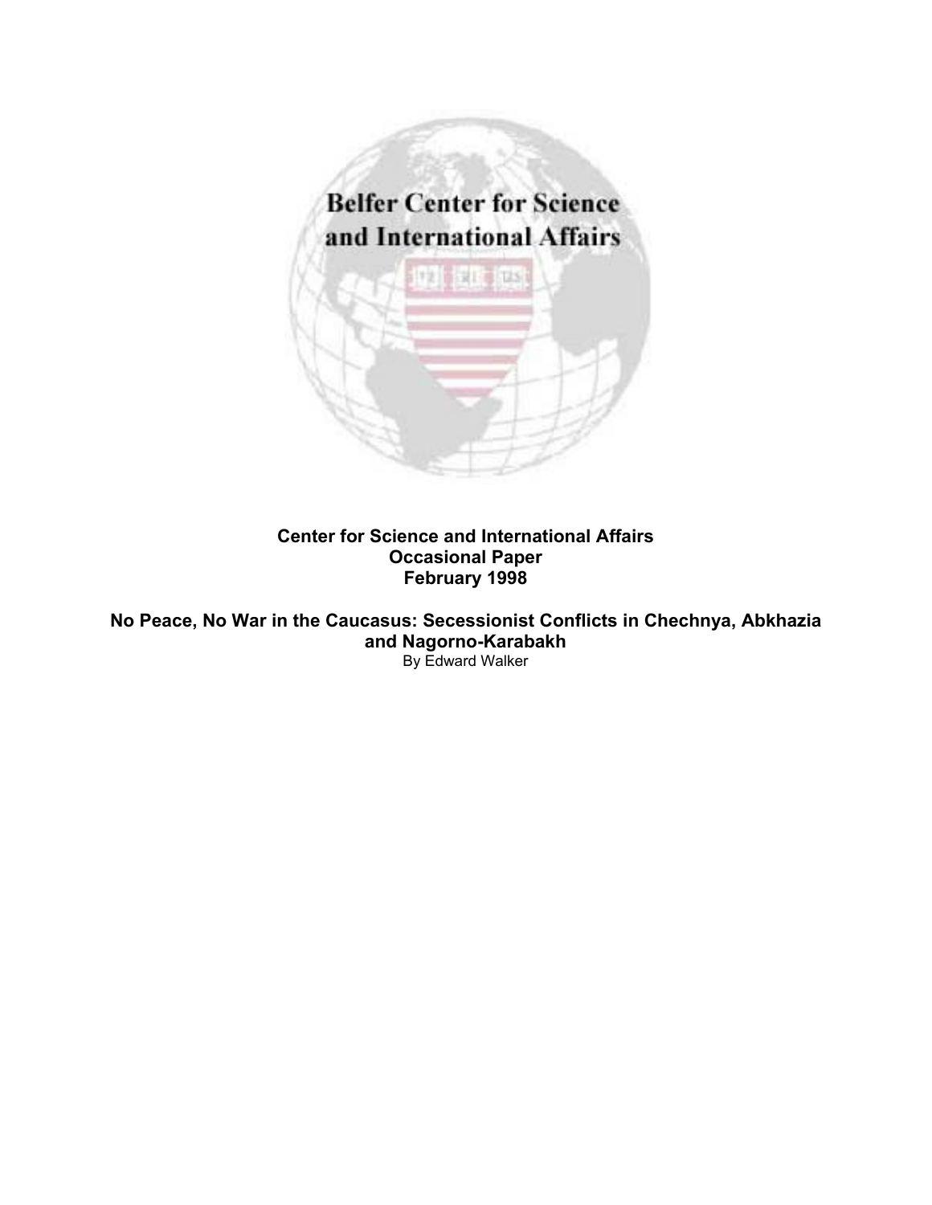Belfer Center for Science and International Affairs

**Center for Science and International Affairs**
**Occasional Paper**
**February 1998**

# No Peace, No War in the Caucasus: Secessionist Conflicts in Chechnya, Abkhazia and Nagorno-Karabakh

By Edward Walker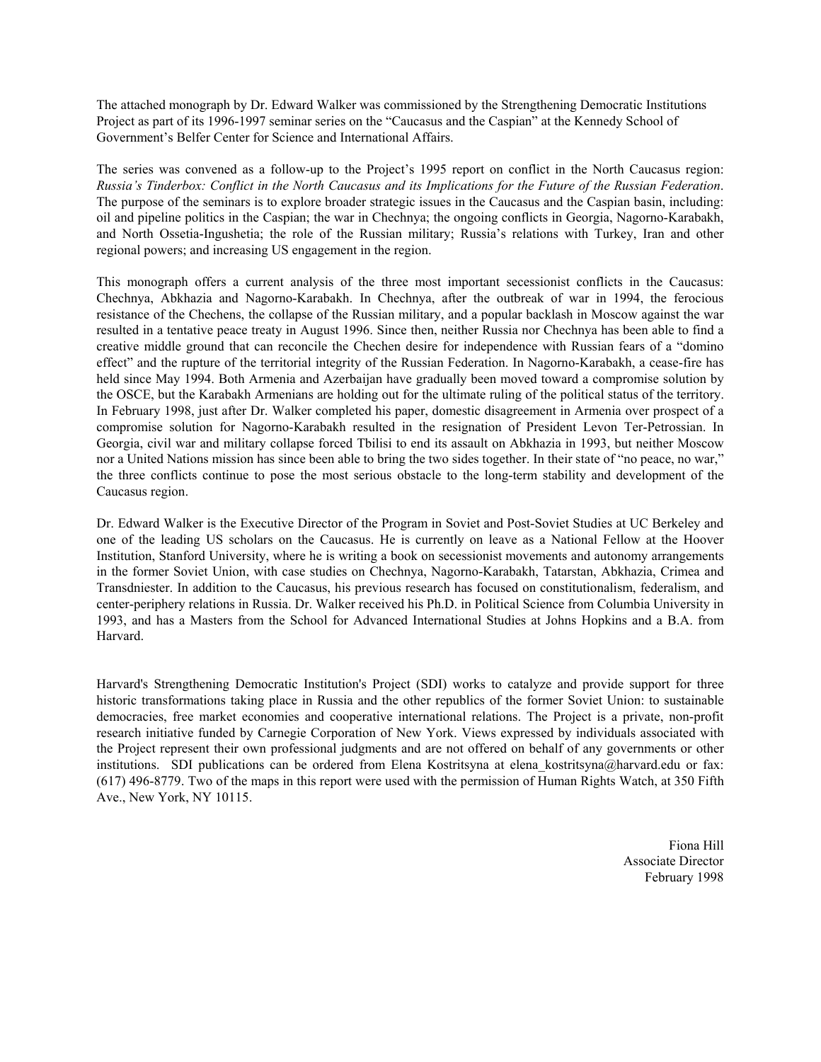The attached monograph by Dr. Edward Walker was commissioned by the Strengthening Democratic Institutions Project as part of its 1996-1997 seminar series on the "Caucasus and the Caspian" at the Kennedy School of Government's Belfer Center for Science and International Affairs.

The series was convened as a follow-up to the Project's 1995 report on conflict in the North Caucasus region: *Russia's Tinderbox: Conflict in the North Caucasus and its Implications for the Future of the Russian Federation*. The purpose of the seminars is to explore broader strategic issues in the Caucasus and the Caspian basin, including: oil and pipeline politics in the Caspian; the war in Chechnya; the ongoing conflicts in Georgia, Nagorno-Karabakh, and North Ossetia-Ingushetia; the role of the Russian military; Russia's relations with Turkey, Iran and other regional powers; and increasing US engagement in the region.

This monograph offers a current analysis of the three most important secessionist conflicts in the Caucasus: Chechnya, Abkhazia and Nagorno-Karabakh. In Chechnya, after the outbreak of war in 1994, the ferocious resistance of the Chechens, the collapse of the Russian military, and a popular backlash in Moscow against the war resulted in a tentative peace treaty in August 1996. Since then, neither Russia nor Chechnya has been able to find a creative middle ground that can reconcile the Chechen desire for independence with Russian fears of a "domino effect" and the rupture of the territorial integrity of the Russian Federation. In Nagorno-Karabakh, a cease-fire has held since May 1994. Both Armenia and Azerbaijan have gradually been moved toward a compromise solution by the OSCE, but the Karabakh Armenians are holding out for the ultimate ruling of the political status of the territory. In February 1998, just after Dr. Walker completed his paper, domestic disagreement in Armenia over prospect of a compromise solution for Nagorno-Karabakh resulted in the resignation of President Levon Ter-Petrossian. In Georgia, civil war and military collapse forced Tbilisi to end its assault on Abkhazia in 1993, but neither Moscow nor a United Nations mission has since been able to bring the two sides together. In their state of "no peace, no war," the three conflicts continue to pose the most serious obstacle to the long-term stability and development of the Caucasus region.

Dr. Edward Walker is the Executive Director of the Program in Soviet and Post-Soviet Studies at UC Berkeley and one of the leading US scholars on the Caucasus. He is currently on leave as a National Fellow at the Hoover Institution, Stanford University, where he is writing a book on secessionist movements and autonomy arrangements in the former Soviet Union, with case studies on Chechnya, Nagorno-Karabakh, Tatarstan, Abkhazia, Crimea and Transdniester. In addition to the Caucasus, his previous research has focused on constitutionalism, federalism, and center-periphery relations in Russia. Dr. Walker received his Ph.D. in Political Science from Columbia University in 1993, and has a Masters from the School for Advanced International Studies at Johns Hopkins and a B.A. from Harvard.

Harvard's Strengthening Democratic Institution's Project (SDI) works to catalyze and provide support for three historic transformations taking place in Russia and the other republics of the former Soviet Union: to sustainable democracies, free market economies and cooperative international relations. The Project is a private, non-profit research initiative funded by Carnegie Corporation of New York. Views expressed by individuals associated with the Project represent their own professional judgments and are not offered on behalf of any governments or other institutions. SDI publications can be ordered from Elena Kostritsyna at elena_kostritsyna@harvard.edu or fax: (617) 496-8779. Two of the maps in this report were used with the permission of Human Rights Watch, at 350 Fifth Ave., New York, NY 10115.

Fiona Hill
Associate Director
February 1998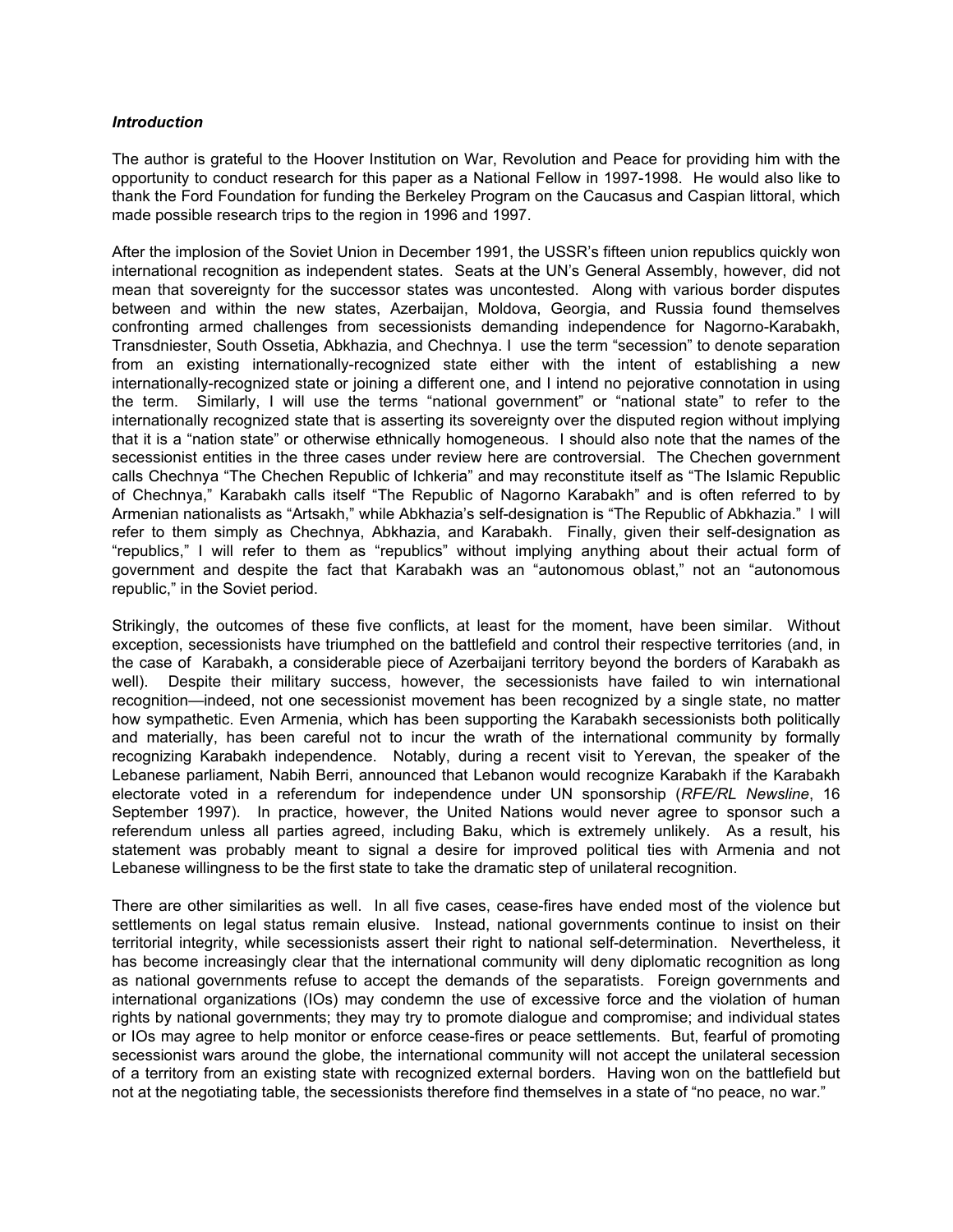### *Introduction*

The author is grateful to the Hoover Institution on War, Revolution and Peace for providing him with the opportunity to conduct research for this paper as a National Fellow in 1997-1998. He would also like to thank the Ford Foundation for funding the Berkeley Program on the Caucasus and Caspian littoral, which made possible research trips to the region in 1996 and 1997.

After the implosion of the Soviet Union in December 1991, the USSR's fifteen union republics quickly won international recognition as independent states. Seats at the UN's General Assembly, however, did not mean that sovereignty for the successor states was uncontested. Along with various border disputes between and within the new states, Azerbaijan, Moldova, Georgia, and Russia found themselves confronting armed challenges from secessionists demanding independence for Nagorno-Karabakh, Transdniester, South Ossetia, Abkhazia, and Chechnya. I use the term "secession" to denote separation from an existing internationally-recognized state either with the intent of establishing a new internationally-recognized state or joining a different one, and I intend no pejorative connotation in using the term. Similarly, I will use the terms "national government" or "national state" to refer to the internationally recognized state that is asserting its sovereignty over the disputed region without implying that it is a "nation state" or otherwise ethnically homogeneous. I should also note that the names of the secessionist entities in the three cases under review here are controversial. The Chechen government calls Chechnya "The Chechen Republic of Ichkeria" and may reconstitute itself as "The Islamic Republic of Chechnya," Karabakh calls itself "The Republic of Nagorno Karabakh" and is often referred to by Armenian nationalists as "Artsakh," while Abkhazia's self-designation is "The Republic of Abkhazia." I will refer to them simply as Chechnya, Abkhazia, and Karabakh. Finally, given their self-designation as "republics," I will refer to them as "republics" without implying anything about their actual form of government and despite the fact that Karabakh was an "autonomous oblast," not an "autonomous republic," in the Soviet period.

Strikingly, the outcomes of these five conflicts, at least for the moment, have been similar. Without exception, secessionists have triumphed on the battlefield and control their respective territories (and, in the case of Karabakh, a considerable piece of Azerbaijani territory beyond the borders of Karabakh as well). Despite their military success, however, the secessionists have failed to win international recognition—indeed, not one secessionist movement has been recognized by a single state, no matter how sympathetic. Even Armenia, which has been supporting the Karabakh secessionists both politically and materially, has been careful not to incur the wrath of the international community by formally recognizing Karabakh independence. Notably, during a recent visit to Yerevan, the speaker of the Lebanese parliament, Nabih Berri, announced that Lebanon would recognize Karabakh if the Karabakh electorate voted in a referendum for independence under UN sponsorship (*RFE/RL Newsline*, 16 September 1997). In practice, however, the United Nations would never agree to sponsor such a referendum unless all parties agreed, including Baku, which is extremely unlikely. As a result, his statement was probably meant to signal a desire for improved political ties with Armenia and not Lebanese willingness to be the first state to take the dramatic step of unilateral recognition.

There are other similarities as well. In all five cases, cease-fires have ended most of the violence but settlements on legal status remain elusive. Instead, national governments continue to insist on their territorial integrity, while secessionists assert their right to national self-determination. Nevertheless, it has become increasingly clear that the international community will deny diplomatic recognition as long as national governments refuse to accept the demands of the separatists. Foreign governments and international organizations (IOs) may condemn the use of excessive force and the violation of human rights by national governments; they may try to promote dialogue and compromise; and individual states or IOs may agree to help monitor or enforce cease-fires or peace settlements. But, fearful of promoting secessionist wars around the globe, the international community will not accept the unilateral secession of a territory from an existing state with recognized external borders. Having won on the battlefield but not at the negotiating table, the secessionists therefore find themselves in a state of "no peace, no war."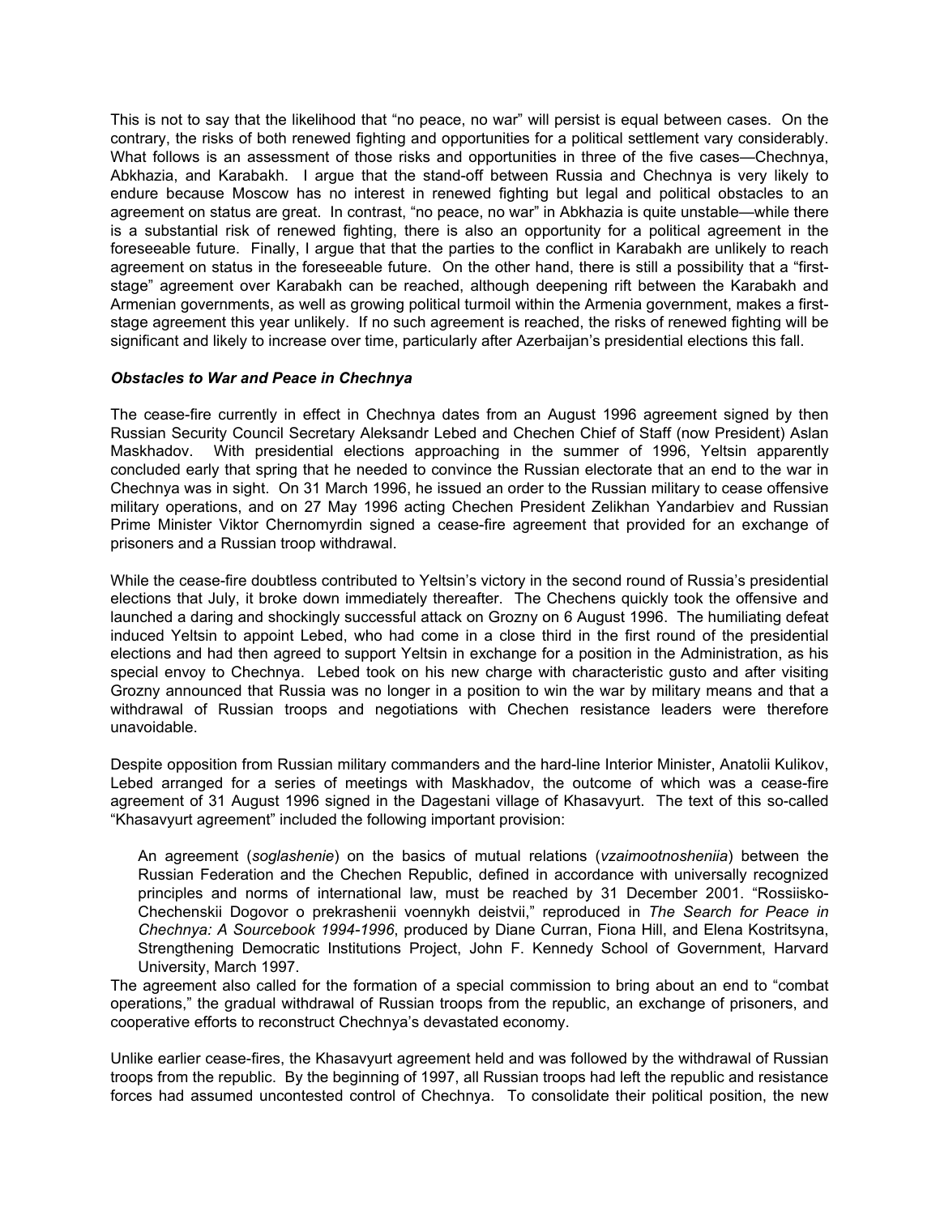This is not to say that the likelihood that "no peace, no war" will persist is equal between cases. On the contrary, the risks of both renewed fighting and opportunities for a political settlement vary considerably. What follows is an assessment of those risks and opportunities in three of the five cases—Chechnya, Abkhazia, and Karabakh. I argue that the stand-off between Russia and Chechnya is very likely to endure because Moscow has no interest in renewed fighting but legal and political obstacles to an agreement on status are great. In contrast, "no peace, no war" in Abkhazia is quite unstable—while there is a substantial risk of renewed fighting, there is also an opportunity for a political agreement in the foreseeable future. Finally, I argue that that the parties to the conflict in Karabakh are unlikely to reach agreement on status in the foreseeable future. On the other hand, there is still a possibility that a "first-stage" agreement over Karabakh can be reached, although deepening rift between the Karabakh and Armenian governments, as well as growing political turmoil within the Armenia government, makes a first-stage agreement this year unlikely. If no such agreement is reached, the risks of renewed fighting will be significant and likely to increase over time, particularly after Azerbaijan's presidential elections this fall.

### *Obstacles to War and Peace in Chechnya*

The cease-fire currently in effect in Chechnya dates from an August 1996 agreement signed by then Russian Security Council Secretary Aleksandr Lebed and Chechen Chief of Staff (now President) Aslan Maskhadov. With presidential elections approaching in the summer of 1996, Yeltsin apparently concluded early that spring that he needed to convince the Russian electorate that an end to the war in Chechnya was in sight. On 31 March 1996, he issued an order to the Russian military to cease offensive military operations, and on 27 May 1996 acting Chechen President Zelikhan Yandarbiev and Russian Prime Minister Viktor Chernomyrdin signed a cease-fire agreement that provided for an exchange of prisoners and a Russian troop withdrawal.

While the cease-fire doubtless contributed to Yeltsin's victory in the second round of Russia's presidential elections that July, it broke down immediately thereafter. The Chechens quickly took the offensive and launched a daring and shockingly successful attack on Grozny on 6 August 1996. The humiliating defeat induced Yeltsin to appoint Lebed, who had come in a close third in the first round of the presidential elections and had then agreed to support Yeltsin in exchange for a position in the Administration, as his special envoy to Chechnya. Lebed took on his new charge with characteristic gusto and after visiting Grozny announced that Russia was no longer in a position to win the war by military means and that a withdrawal of Russian troops and negotiations with Chechen resistance leaders were therefore unavoidable.

Despite opposition from Russian military commanders and the hard-line Interior Minister, Anatolii Kulikov, Lebed arranged for a series of meetings with Maskhadov, the outcome of which was a cease-fire agreement of 31 August 1996 signed in the Dagestani village of Khasavyurt. The text of this so-called "Khasavyurt agreement" included the following important provision:

> An agreement (*soglashenie*) on the basics of mutual relations (*vzaimootnosheniia*) between the Russian Federation and the Chechen Republic, defined in accordance with universally recognized principles and norms of international law, must be reached by 31 December 2001. "Rossiisko-Chechenskii Dogovor o prekrashenii voennykh deistvii," reproduced in *The Search for Peace in Chechnya: A Sourcebook 1994-1996*, produced by Diane Curran, Fiona Hill, and Elena Kostritsyna, Strengthening Democratic Institutions Project, John F. Kennedy School of Government, Harvard University, March 1997.

The agreement also called for the formation of a special commission to bring about an end to "combat operations," the gradual withdrawal of Russian troops from the republic, an exchange of prisoners, and cooperative efforts to reconstruct Chechnya's devastated economy.

Unlike earlier cease-fires, the Khasavyurt agreement held and was followed by the withdrawal of Russian troops from the republic. By the beginning of 1997, all Russian troops had left the republic and resistance forces had assumed uncontested control of Chechnya. To consolidate their political position, the new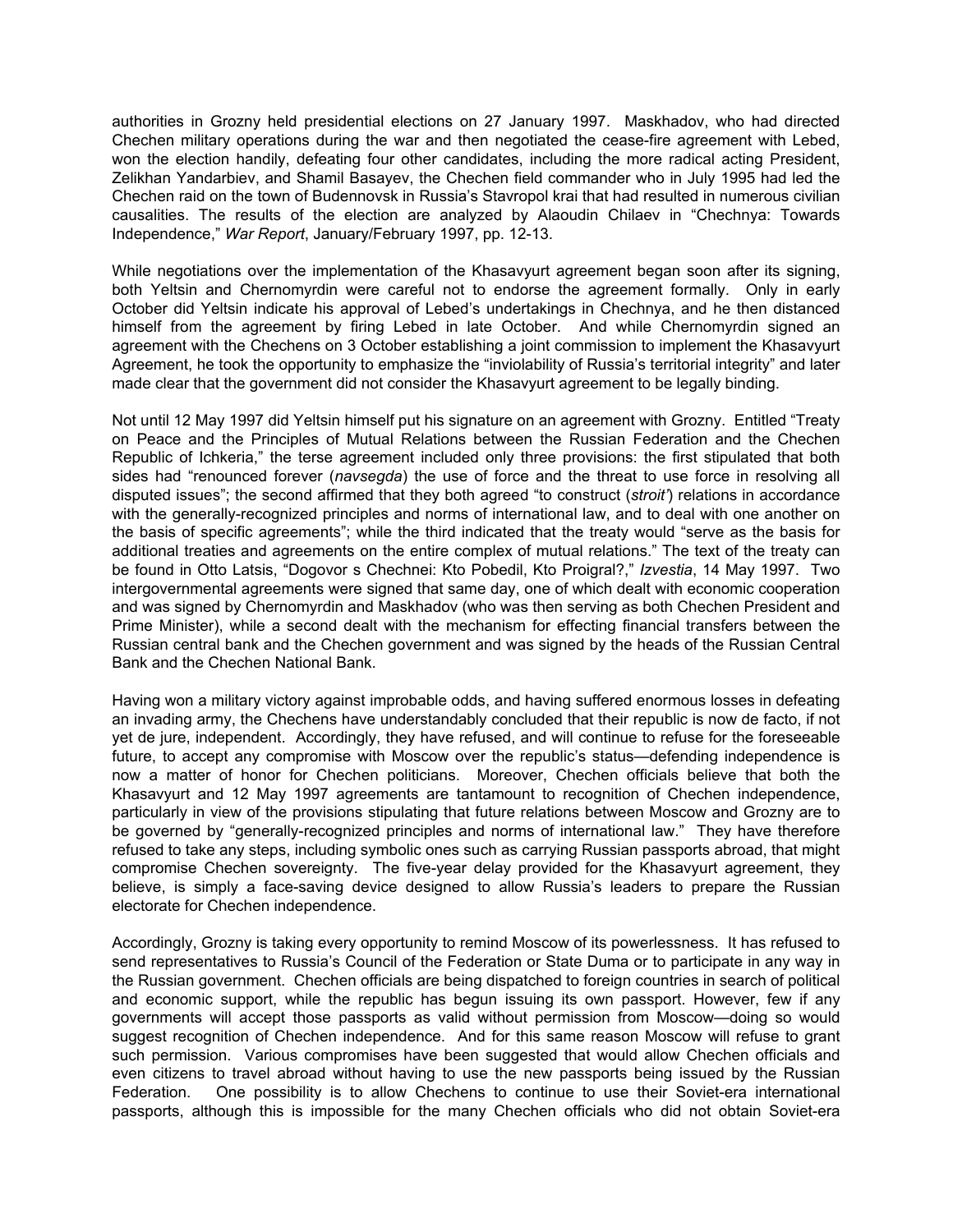authorities in Grozny held presidential elections on 27 January 1997. Maskhadov, who had directed Chechen military operations during the war and then negotiated the cease-fire agreement with Lebed, won the election handily, defeating four other candidates, including the more radical acting President, Zelikhan Yandarbiev, and Shamil Basayev, the Chechen field commander who in July 1995 had led the Chechen raid on the town of Budennovsk in Russia's Stavropol krai that had resulted in numerous civilian causalities. The results of the election are analyzed by Alaoudin Chilaev in "Chechnya: Towards Independence," *War Report*, January/February 1997, pp. 12-13.

While negotiations over the implementation of the Khasavyurt agreement began soon after its signing, both Yeltsin and Chernomyrdin were careful not to endorse the agreement formally. Only in early October did Yeltsin indicate his approval of Lebed's undertakings in Chechnya, and he then distanced himself from the agreement by firing Lebed in late October. And while Chernomyrdin signed an agreement with the Chechens on 3 October establishing a joint commission to implement the Khasavyurt Agreement, he took the opportunity to emphasize the "inviolability of Russia's territorial integrity" and later made clear that the government did not consider the Khasavyurt agreement to be legally binding.

Not until 12 May 1997 did Yeltsin himself put his signature on an agreement with Grozny. Entitled "Treaty on Peace and the Principles of Mutual Relations between the Russian Federation and the Chechen Republic of Ichkeria," the terse agreement included only three provisions: the first stipulated that both sides had "renounced forever (*navsegda*) the use of force and the threat to use force in resolving all disputed issues"; the second affirmed that they both agreed "to construct (*stroit'*) relations in accordance with the generally-recognized principles and norms of international law, and to deal with one another on the basis of specific agreements"; while the third indicated that the treaty would "serve as the basis for additional treaties and agreements on the entire complex of mutual relations." The text of the treaty can be found in Otto Latsis, "Dogovor s Chechnei: Kto Pobedil, Kto Proigral?," *Izvestia*, 14 May 1997. Two intergovernmental agreements were signed that same day, one of which dealt with economic cooperation and was signed by Chernomyrdin and Maskhadov (who was then serving as both Chechen President and Prime Minister), while a second dealt with the mechanism for effecting financial transfers between the Russian central bank and the Chechen government and was signed by the heads of the Russian Central Bank and the Chechen National Bank.

Having won a military victory against improbable odds, and having suffered enormous losses in defeating an invading army, the Chechens have understandably concluded that their republic is now de facto, if not yet de jure, independent. Accordingly, they have refused, and will continue to refuse for the foreseeable future, to accept any compromise with Moscow over the republic's status—defending independence is now a matter of honor for Chechen politicians. Moreover, Chechen officials believe that both the Khasavyurt and 12 May 1997 agreements are tantamount to recognition of Chechen independence, particularly in view of the provisions stipulating that future relations between Moscow and Grozny are to be governed by "generally-recognized principles and norms of international law." They have therefore refused to take any steps, including symbolic ones such as carrying Russian passports abroad, that might compromise Chechen sovereignty. The five-year delay provided for the Khasavyurt agreement, they believe, is simply a face-saving device designed to allow Russia's leaders to prepare the Russian electorate for Chechen independence.

Accordingly, Grozny is taking every opportunity to remind Moscow of its powerlessness. It has refused to send representatives to Russia's Council of the Federation or State Duma or to participate in any way in the Russian government. Chechen officials are being dispatched to foreign countries in search of political and economic support, while the republic has begun issuing its own passport. However, few if any governments will accept those passports as valid without permission from Moscow—doing so would suggest recognition of Chechen independence. And for this same reason Moscow will refuse to grant such permission. Various compromises have been suggested that would allow Chechen officials and even citizens to travel abroad without having to use the new passports being issued by the Russian Federation. One possibility is to allow Chechens to continue to use their Soviet-era international passports, although this is impossible for the many Chechen officials who did not obtain Soviet-era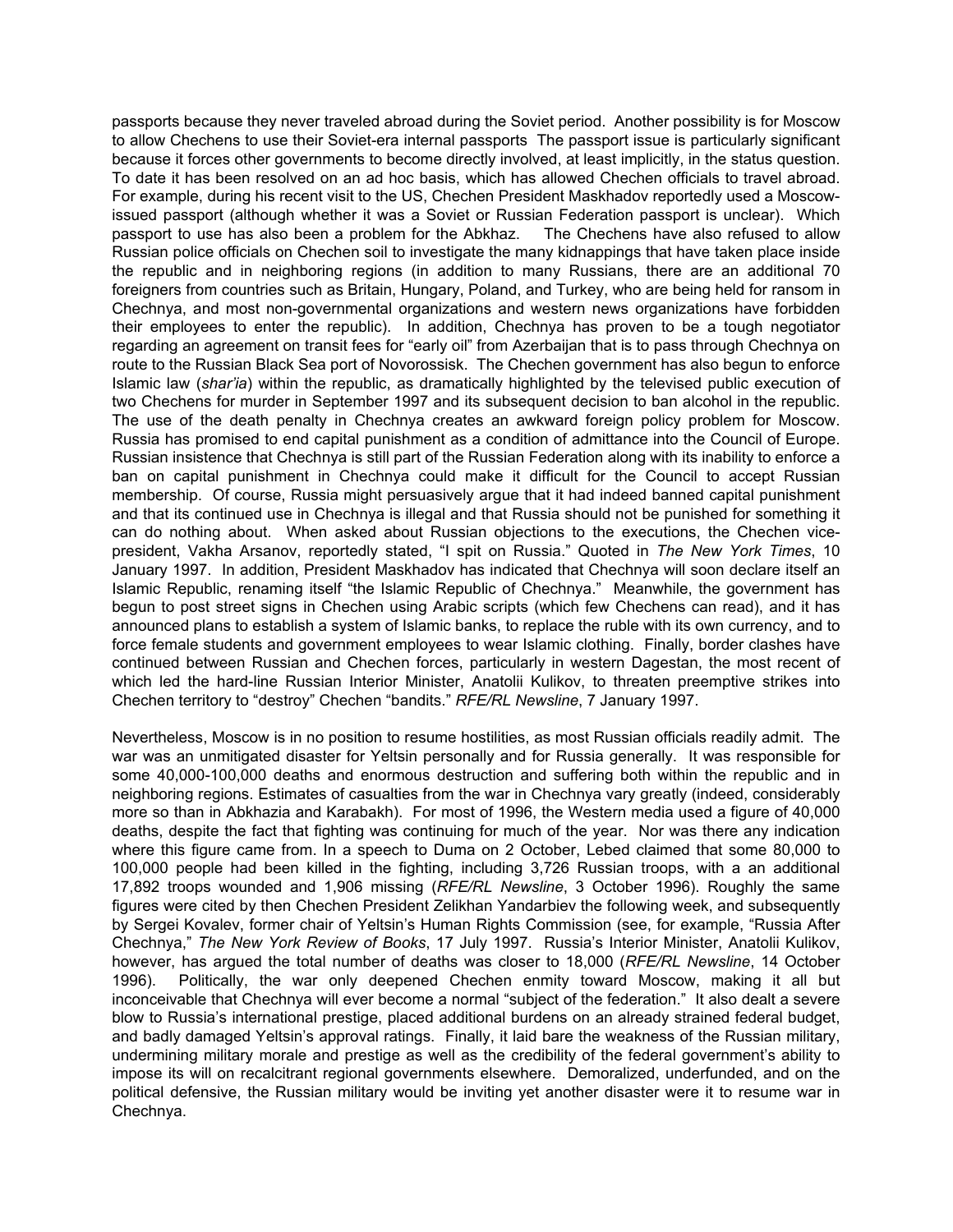passports because they never traveled abroad during the Soviet period. Another possibility is for Moscow to allow Chechens to use their Soviet-era internal passports The passport issue is particularly significant because it forces other governments to become directly involved, at least implicitly, in the status question. To date it has been resolved on an ad hoc basis, which has allowed Chechen officials to travel abroad. For example, during his recent visit to the US, Chechen President Maskhadov reportedly used a Moscow-issued passport (although whether it was a Soviet or Russian Federation passport is unclear). Which passport to use has also been a problem for the Abkhaz. The Chechens have also refused to allow Russian police officials on Chechen soil to investigate the many kidnappings that have taken place inside the republic and in neighboring regions (in addition to many Russians, there are an additional 70 foreigners from countries such as Britain, Hungary, Poland, and Turkey, who are being held for ransom in Chechnya, and most non-governmental organizations and western news organizations have forbidden their employees to enter the republic). In addition, Chechnya has proven to be a tough negotiator regarding an agreement on transit fees for "early oil" from Azerbaijan that is to pass through Chechnya on route to the Russian Black Sea port of Novorossisk. The Chechen government has also begun to enforce Islamic law (*shar'ia*) within the republic, as dramatically highlighted by the televised public execution of two Chechens for murder in September 1997 and its subsequent decision to ban alcohol in the republic. The use of the death penalty in Chechnya creates an awkward foreign policy problem for Moscow. Russia has promised to end capital punishment as a condition of admittance into the Council of Europe. Russian insistence that Chechnya is still part of the Russian Federation along with its inability to enforce a ban on capital punishment in Chechnya could make it difficult for the Council to accept Russian membership. Of course, Russia might persuasively argue that it had indeed banned capital punishment and that its continued use in Chechnya is illegal and that Russia should not be punished for something it can do nothing about. When asked about Russian objections to the executions, the Chechen vice-president, Vakha Arsanov, reportedly stated, "I spit on Russia." Quoted in *The New York Times*, 10 January 1997. In addition, President Maskhadov has indicated that Chechnya will soon declare itself an Islamic Republic, renaming itself "the Islamic Republic of Chechnya." Meanwhile, the government has begun to post street signs in Chechen using Arabic scripts (which few Chechens can read), and it has announced plans to establish a system of Islamic banks, to replace the ruble with its own currency, and to force female students and government employees to wear Islamic clothing. Finally, border clashes have continued between Russian and Chechen forces, particularly in western Dagestan, the most recent of which led the hard-line Russian Interior Minister, Anatolii Kulikov, to threaten preemptive strikes into Chechen territory to "destroy" Chechen "bandits." *RFE/RL Newsline*, 7 January 1997.

Nevertheless, Moscow is in no position to resume hostilities, as most Russian officials readily admit. The war was an unmitigated disaster for Yeltsin personally and for Russia generally. It was responsible for some 40,000-100,000 deaths and enormous destruction and suffering both within the republic and in neighboring regions. Estimates of casualties from the war in Chechnya vary greatly (indeed, considerably more so than in Abkhazia and Karabakh). For most of 1996, the Western media used a figure of 40,000 deaths, despite the fact that fighting was continuing for much of the year. Nor was there any indication where this figure came from. In a speech to Duma on 2 October, Lebed claimed that some 80,000 to 100,000 people had been killed in the fighting, including 3,726 Russian troops, with a an additional 17,892 troops wounded and 1,906 missing (*RFE/RL Newsline*, 3 October 1996). Roughly the same figures were cited by then Chechen President Zelikhan Yandarbiev the following week, and subsequently by Sergei Kovalev, former chair of Yeltsin's Human Rights Commission (see, for example, "Russia After Chechnya," *The New York Review of Books*, 17 July 1997. Russia's Interior Minister, Anatolii Kulikov, however, has argued the total number of deaths was closer to 18,000 (*RFE/RL Newsline*, 14 October 1996). Politically, the war only deepened Chechen enmity toward Moscow, making it all but inconceivable that Chechnya will ever become a normal "subject of the federation." It also dealt a severe blow to Russia's international prestige, placed additional burdens on an already strained federal budget, and badly damaged Yeltsin's approval ratings. Finally, it laid bare the weakness of the Russian military, undermining military morale and prestige as well as the credibility of the federal government's ability to impose its will on recalcitrant regional governments elsewhere. Demoralized, underfunded, and on the political defensive, the Russian military would be inviting yet another disaster were it to resume war in Chechnya.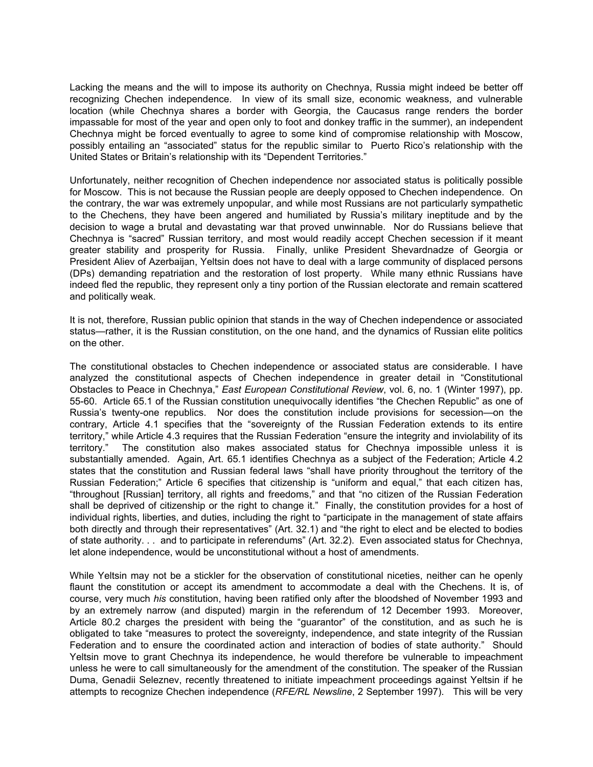Lacking the means and the will to impose its authority on Chechnya, Russia might indeed be better off recognizing Chechen independence. In view of its small size, economic weakness, and vulnerable location (while Chechnya shares a border with Georgia, the Caucasus range renders the border impassable for most of the year and open only to foot and donkey traffic in the summer), an independent Chechnya might be forced eventually to agree to some kind of compromise relationship with Moscow, possibly entailing an "associated" status for the republic similar to Puerto Rico's relationship with the United States or Britain's relationship with its "Dependent Territories."

Unfortunately, neither recognition of Chechen independence nor associated status is politically possible for Moscow. This is not because the Russian people are deeply opposed to Chechen independence. On the contrary, the war was extremely unpopular, and while most Russians are not particularly sympathetic to the Chechens, they have been angered and humiliated by Russia's military ineptitude and by the decision to wage a brutal and devastating war that proved unwinnable. Nor do Russians believe that Chechnya is "sacred" Russian territory, and most would readily accept Chechen secession if it meant greater stability and prosperity for Russia. Finally, unlike President Shevardnadze of Georgia or President Aliev of Azerbaijan, Yeltsin does not have to deal with a large community of displaced persons (DPs) demanding repatriation and the restoration of lost property. While many ethnic Russians have indeed fled the republic, they represent only a tiny portion of the Russian electorate and remain scattered and politically weak.

It is not, therefore, Russian public opinion that stands in the way of Chechen independence or associated status—rather, it is the Russian constitution, on the one hand, and the dynamics of Russian elite politics on the other.

The constitutional obstacles to Chechen independence or associated status are considerable. I have analyzed the constitutional aspects of Chechen independence in greater detail in "Constitutional Obstacles to Peace in Chechnya," *East European Constitutional Review*, vol. 6, no. 1 (Winter 1997), pp. 55-60. Article 65.1 of the Russian constitution unequivocally identifies "the Chechen Republic" as one of Russia's twenty-one republics. Nor does the constitution include provisions for secession—on the contrary, Article 4.1 specifies that the "sovereignty of the Russian Federation extends to its entire territory," while Article 4.3 requires that the Russian Federation "ensure the integrity and inviolability of its territory." The constitution also makes associated status for Chechnya impossible unless it is substantially amended. Again, Art. 65.1 identifies Chechnya as a subject of the Federation; Article 4.2 states that the constitution and Russian federal laws "shall have priority throughout the territory of the Russian Federation;" Article 6 specifies that citizenship is "uniform and equal," that each citizen has, "throughout [Russian] territory, all rights and freedoms," and that "no citizen of the Russian Federation shall be deprived of citizenship or the right to change it." Finally, the constitution provides for a host of individual rights, liberties, and duties, including the right to "participate in the management of state affairs both directly and through their representatives" (Art. 32.1) and "the right to elect and be elected to bodies of state authority. . . and to participate in referendums" (Art. 32.2). Even associated status for Chechnya, let alone independence, would be unconstitutional without a host of amendments.

While Yeltsin may not be a stickler for the observation of constitutional niceties, neither can he openly flaunt the constitution or accept its amendment to accommodate a deal with the Chechens. It is, of course, very much *his* constitution, having been ratified only after the bloodshed of November 1993 and by an extremely narrow (and disputed) margin in the referendum of 12 December 1993. Moreover, Article 80.2 charges the president with being the "guarantor" of the constitution, and as such he is obligated to take "measures to protect the sovereignty, independence, and state integrity of the Russian Federation and to ensure the coordinated action and interaction of bodies of state authority." Should Yeltsin move to grant Chechnya its independence, he would therefore be vulnerable to impeachment unless he were to call simultaneously for the amendment of the constitution. The speaker of the Russian Duma, Genadii Seleznev, recently threatened to initiate impeachment proceedings against Yeltsin if he attempts to recognize Chechen independence (*RFE/RL Newsline*, 2 September 1997). This will be very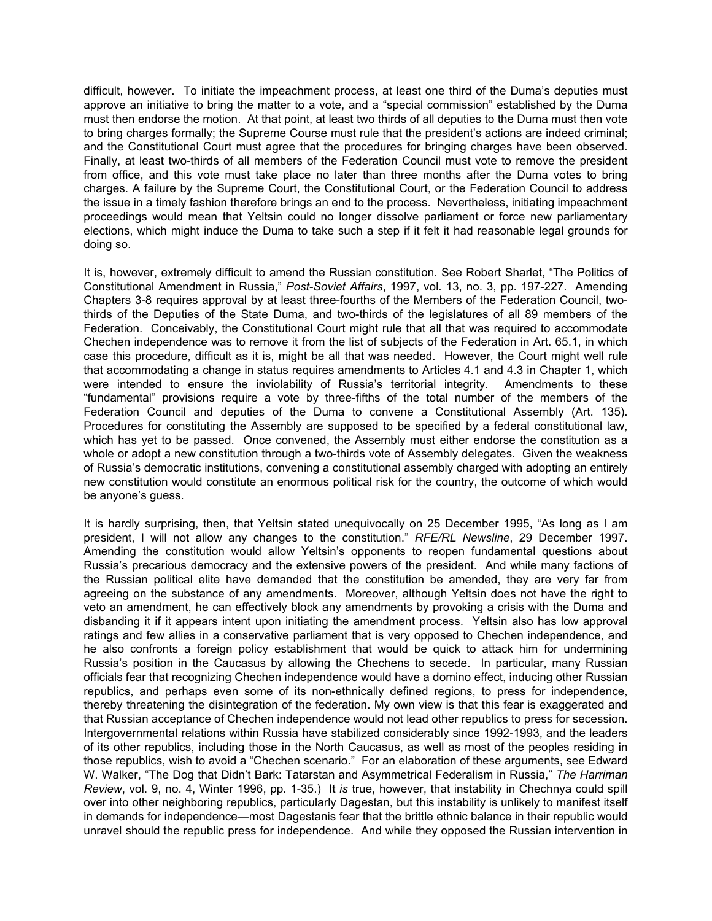difficult, however. To initiate the impeachment process, at least one third of the Duma's deputies must approve an initiative to bring the matter to a vote, and a "special commission" established by the Duma must then endorse the motion. At that point, at least two thirds of all deputies to the Duma must then vote to bring charges formally; the Supreme Course must rule that the president's actions are indeed criminal; and the Constitutional Court must agree that the procedures for bringing charges have been observed. Finally, at least two-thirds of all members of the Federation Council must vote to remove the president from office, and this vote must take place no later than three months after the Duma votes to bring charges. A failure by the Supreme Court, the Constitutional Court, or the Federation Council to address the issue in a timely fashion therefore brings an end to the process. Nevertheless, initiating impeachment proceedings would mean that Yeltsin could no longer dissolve parliament or force new parliamentary elections, which might induce the Duma to take such a step if it felt it had reasonable legal grounds for doing so.

It is, however, extremely difficult to amend the Russian constitution. See Robert Sharlet, "The Politics of Constitutional Amendment in Russia," *Post-Soviet Affairs*, 1997, vol. 13, no. 3, pp. 197-227. Amending Chapters 3-8 requires approval by at least three-fourths of the Members of the Federation Council, two-thirds of the Deputies of the State Duma, and two-thirds of the legislatures of all 89 members of the Federation. Conceivably, the Constitutional Court might rule that all that was required to accommodate Chechen independence was to remove it from the list of subjects of the Federation in Art. 65.1, in which case this procedure, difficult as it is, might be all that was needed. However, the Court might well rule that accommodating a change in status requires amendments to Articles 4.1 and 4.3 in Chapter 1, which were intended to ensure the inviolability of Russia's territorial integrity. Amendments to these "fundamental" provisions require a vote by three-fifths of the total number of the members of the Federation Council and deputies of the Duma to convene a Constitutional Assembly (Art. 135). Procedures for constituting the Assembly are supposed to be specified by a federal constitutional law, which has yet to be passed. Once convened, the Assembly must either endorse the constitution as a whole or adopt a new constitution through a two-thirds vote of Assembly delegates. Given the weakness of Russia's democratic institutions, convening a constitutional assembly charged with adopting an entirely new constitution would constitute an enormous political risk for the country, the outcome of which would be anyone's guess.

It is hardly surprising, then, that Yeltsin stated unequivocally on 25 December 1995, "As long as I am president, I will not allow any changes to the constitution." *RFE/RL Newsline*, 29 December 1997. Amending the constitution would allow Yeltsin's opponents to reopen fundamental questions about Russia's precarious democracy and the extensive powers of the president. And while many factions of the Russian political elite have demanded that the constitution be amended, they are very far from agreeing on the substance of any amendments. Moreover, although Yeltsin does not have the right to veto an amendment, he can effectively block any amendments by provoking a crisis with the Duma and disbanding it if it appears intent upon initiating the amendment process. Yeltsin also has low approval ratings and few allies in a conservative parliament that is very opposed to Chechen independence, and he also confronts a foreign policy establishment that would be quick to attack him for undermining Russia's position in the Caucasus by allowing the Chechens to secede. In particular, many Russian officials fear that recognizing Chechen independence would have a domino effect, inducing other Russian republics, and perhaps even some of its non-ethnically defined regions, to press for independence, thereby threatening the disintegration of the federation. My own view is that this fear is exaggerated and that Russian acceptance of Chechen independence would not lead other republics to press for secession. Intergovernmental relations within Russia have stabilized considerably since 1992-1993, and the leaders of its other republics, including those in the North Caucasus, as well as most of the peoples residing in those republics, wish to avoid a "Chechen scenario." For an elaboration of these arguments, see Edward W. Walker, "The Dog that Didn't Bark: Tatarstan and Asymmetrical Federalism in Russia," *The Harriman Review*, vol. 9, no. 4, Winter 1996, pp. 1-35.) It *is* true, however, that instability in Chechnya could spill over into other neighboring republics, particularly Dagestan, but this instability is unlikely to manifest itself in demands for independence—most Dagestanis fear that the brittle ethnic balance in their republic would unravel should the republic press for independence. And while they opposed the Russian intervention in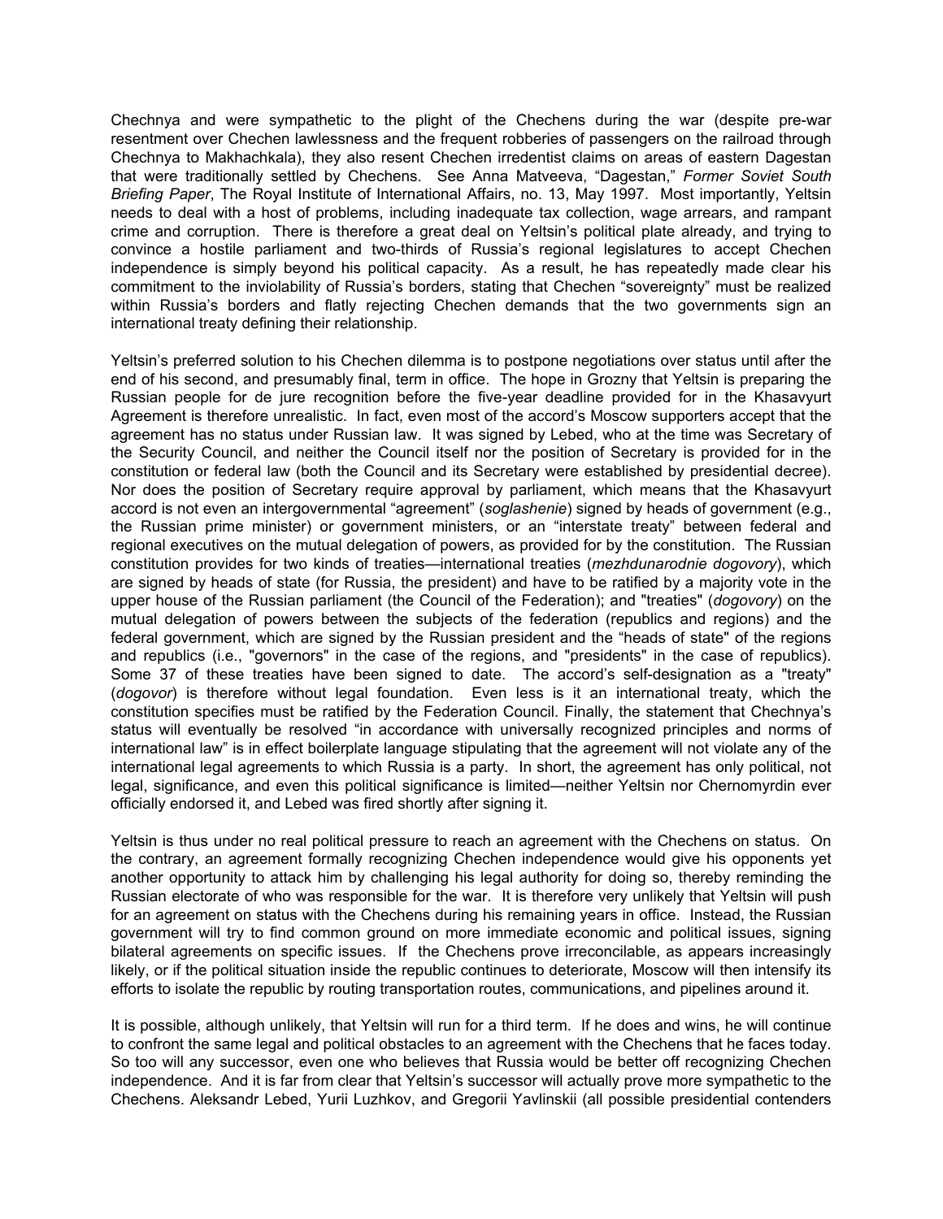Chechnya and were sympathetic to the plight of the Chechens during the war (despite pre-war resentment over Chechen lawlessness and the frequent robberies of passengers on the railroad through Chechnya to Makhachkala), they also resent Chechen irredentist claims on areas of eastern Dagestan that were traditionally settled by Chechens. See Anna Matveeva, "Dagestan," *Former Soviet South Briefing Paper*, The Royal Institute of International Affairs, no. 13, May 1997. Most importantly, Yeltsin needs to deal with a host of problems, including inadequate tax collection, wage arrears, and rampant crime and corruption. There is therefore a great deal on Yeltsin's political plate already, and trying to convince a hostile parliament and two-thirds of Russia's regional legislatures to accept Chechen independence is simply beyond his political capacity. As a result, he has repeatedly made clear his commitment to the inviolability of Russia's borders, stating that Chechen "sovereignty" must be realized within Russia's borders and flatly rejecting Chechen demands that the two governments sign an international treaty defining their relationship.

Yeltsin's preferred solution to his Chechen dilemma is to postpone negotiations over status until after the end of his second, and presumably final, term in office. The hope in Grozny that Yeltsin is preparing the Russian people for de jure recognition before the five-year deadline provided for in the Khasavyurt Agreement is therefore unrealistic. In fact, even most of the accord's Moscow supporters accept that the agreement has no status under Russian law. It was signed by Lebed, who at the time was Secretary of the Security Council, and neither the Council itself nor the position of Secretary is provided for in the constitution or federal law (both the Council and its Secretary were established by presidential decree). Nor does the position of Secretary require approval by parliament, which means that the Khasavyurt accord is not even an intergovernmental "agreement" (*soglashenie*) signed by heads of government (e.g., the Russian prime minister) or government ministers, or an "interstate treaty" between federal and regional executives on the mutual delegation of powers, as provided for by the constitution. The Russian constitution provides for two kinds of treaties—international treaties (*mezhdunarodnie dogovory*), which are signed by heads of state (for Russia, the president) and have to be ratified by a majority vote in the upper house of the Russian parliament (the Council of the Federation); and "treaties" (*dogovory*) on the mutual delegation of powers between the subjects of the federation (republics and regions) and the federal government, which are signed by the Russian president and the "heads of state" of the regions and republics (i.e., "governors" in the case of the regions, and "presidents" in the case of republics). Some 37 of these treaties have been signed to date. The accord's self-designation as a "treaty" (*dogovor*) is therefore without legal foundation. Even less is it an international treaty, which the constitution specifies must be ratified by the Federation Council. Finally, the statement that Chechnya's status will eventually be resolved "in accordance with universally recognized principles and norms of international law" is in effect boilerplate language stipulating that the agreement will not violate any of the international legal agreements to which Russia is a party. In short, the agreement has only political, not legal, significance, and even this political significance is limited—neither Yeltsin nor Chernomyrdin ever officially endorsed it, and Lebed was fired shortly after signing it.

Yeltsin is thus under no real political pressure to reach an agreement with the Chechens on status. On the contrary, an agreement formally recognizing Chechen independence would give his opponents yet another opportunity to attack him by challenging his legal authority for doing so, thereby reminding the Russian electorate of who was responsible for the war. It is therefore very unlikely that Yeltsin will push for an agreement on status with the Chechens during his remaining years in office. Instead, the Russian government will try to find common ground on more immediate economic and political issues, signing bilateral agreements on specific issues. If the Chechens prove irreconcilable, as appears increasingly likely, or if the political situation inside the republic continues to deteriorate, Moscow will then intensify its efforts to isolate the republic by routing transportation routes, communications, and pipelines around it.

It is possible, although unlikely, that Yeltsin will run for a third term. If he does and wins, he will continue to confront the same legal and political obstacles to an agreement with the Chechens that he faces today. So too will any successor, even one who believes that Russia would be better off recognizing Chechen independence. And it is far from clear that Yeltsin's successor will actually prove more sympathetic to the Chechens. Aleksandr Lebed, Yurii Luzhkov, and Gregorii Yavlinskii (all possible presidential contenders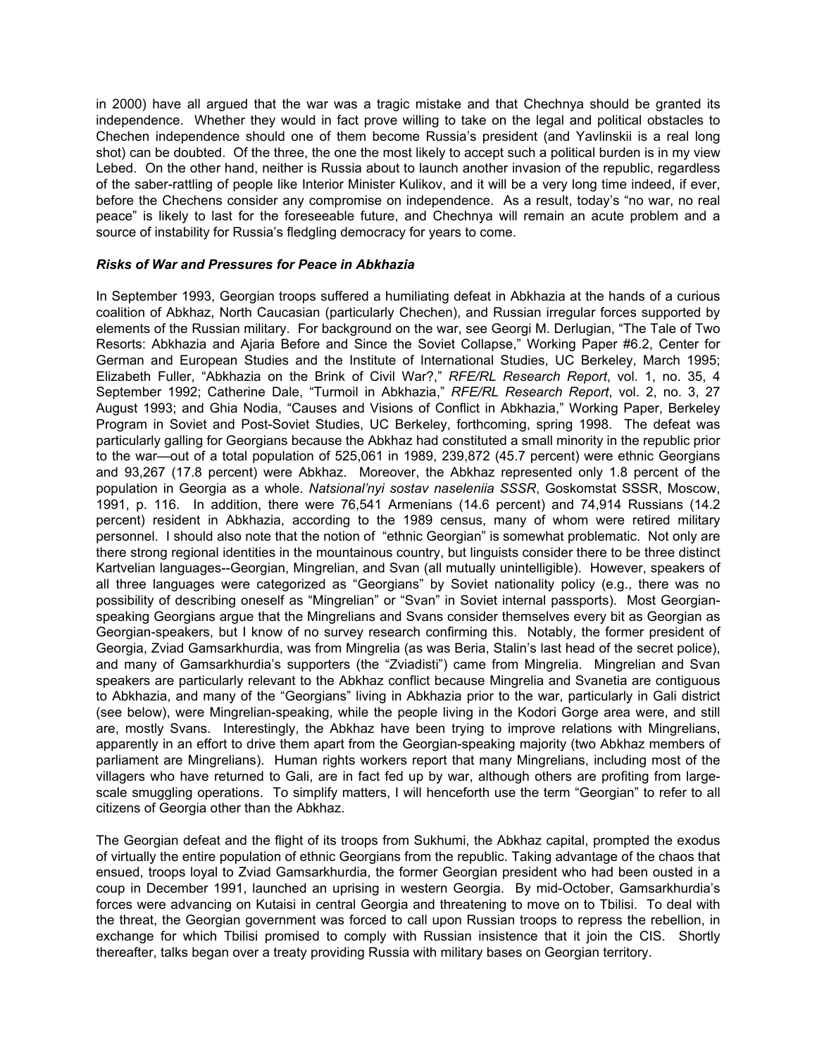in 2000) have all argued that the war was a tragic mistake and that Chechnya should be granted its independence. Whether they would in fact prove willing to take on the legal and political obstacles to Chechen independence should one of them become Russia's president (and Yavlinskii is a real long shot) can be doubted. Of the three, the one the most likely to accept such a political burden is in my view Lebed. On the other hand, neither is Russia about to launch another invasion of the republic, regardless of the saber-rattling of people like Interior Minister Kulikov, and it will be a very long time indeed, if ever, before the Chechens consider any compromise on independence. As a result, today's "no war, no real peace" is likely to last for the foreseeable future, and Chechnya will remain an acute problem and a source of instability for Russia's fledgling democracy for years to come.

### *Risks of War and Pressures for Peace in Abkhazia*

In September 1993, Georgian troops suffered a humiliating defeat in Abkhazia at the hands of a curious coalition of Abkhaz, North Caucasian (particularly Chechen), and Russian irregular forces supported by elements of the Russian military. For background on the war, see Georgi M. Derlugian, "The Tale of Two Resorts: Abkhazia and Ajaria Before and Since the Soviet Collapse," Working Paper #6.2, Center for German and European Studies and the Institute of International Studies, UC Berkeley, March 1995; Elizabeth Fuller, "Abkhazia on the Brink of Civil War?," *RFE/RL Research Report*, vol. 1, no. 35, 4 September 1992; Catherine Dale, "Turmoil in Abkhazia," *RFE/RL Research Report*, vol. 2, no. 3, 27 August 1993; and Ghia Nodia, "Causes and Visions of Conflict in Abkhazia," Working Paper, Berkeley Program in Soviet and Post-Soviet Studies, UC Berkeley, forthcoming, spring 1998. The defeat was particularly galling for Georgians because the Abkhaz had constituted a small minority in the republic prior to the war—out of a total population of 525,061 in 1989, 239,872 (45.7 percent) were ethnic Georgians and 93,267 (17.8 percent) were Abkhaz. Moreover, the Abkhaz represented only 1.8 percent of the population in Georgia as a whole. *Natsional'nyi sostav naseleniia SSSR*, Goskomstat SSSR, Moscow, 1991, p. 116. In addition, there were 76,541 Armenians (14.6 percent) and 74,914 Russians (14.2 percent) resident in Abkhazia, according to the 1989 census, many of whom were retired military personnel. I should also note that the notion of "ethnic Georgian" is somewhat problematic. Not only are there strong regional identities in the mountainous country, but linguists consider there to be three distinct Kartvelian languages--Georgian, Mingrelian, and Svan (all mutually unintelligible). However, speakers of all three languages were categorized as "Georgians" by Soviet nationality policy (e.g., there was no possibility of describing oneself as "Mingrelian" or "Svan" in Soviet internal passports). Most Georgian-speaking Georgians argue that the Mingrelians and Svans consider themselves every bit as Georgian as Georgian-speakers, but I know of no survey research confirming this. Notably, the former president of Georgia, Zviad Gamsarkhurdia, was from Mingrelia (as was Beria, Stalin's last head of the secret police), and many of Gamsarkhurdia's supporters (the "Zviadisti") came from Mingrelia. Mingrelian and Svan speakers are particularly relevant to the Abkhaz conflict because Mingrelia and Svanetia are contiguous to Abkhazia, and many of the "Georgians" living in Abkhazia prior to the war, particularly in Gali district (see below), were Mingrelian-speaking, while the people living in the Kodori Gorge area were, and still are, mostly Svans. Interestingly, the Abkhaz have been trying to improve relations with Mingrelians, apparently in an effort to drive them apart from the Georgian-speaking majority (two Abkhaz members of parliament are Mingrelians). Human rights workers report that many Mingrelians, including most of the villagers who have returned to Gali, are in fact fed up by war, although others are profiting from large-scale smuggling operations. To simplify matters, I will henceforth use the term "Georgian" to refer to all citizens of Georgia other than the Abkhaz.

The Georgian defeat and the flight of its troops from Sukhumi, the Abkhaz capital, prompted the exodus of virtually the entire population of ethnic Georgians from the republic. Taking advantage of the chaos that ensued, troops loyal to Zviad Gamsarkhurdia, the former Georgian president who had been ousted in a coup in December 1991, launched an uprising in western Georgia. By mid-October, Gamsarkhurdia's forces were advancing on Kutaisi in central Georgia and threatening to move on to Tbilisi. To deal with the threat, the Georgian government was forced to call upon Russian troops to repress the rebellion, in exchange for which Tbilisi promised to comply with Russian insistence that it join the CIS. Shortly thereafter, talks began over a treaty providing Russia with military bases on Georgian territory.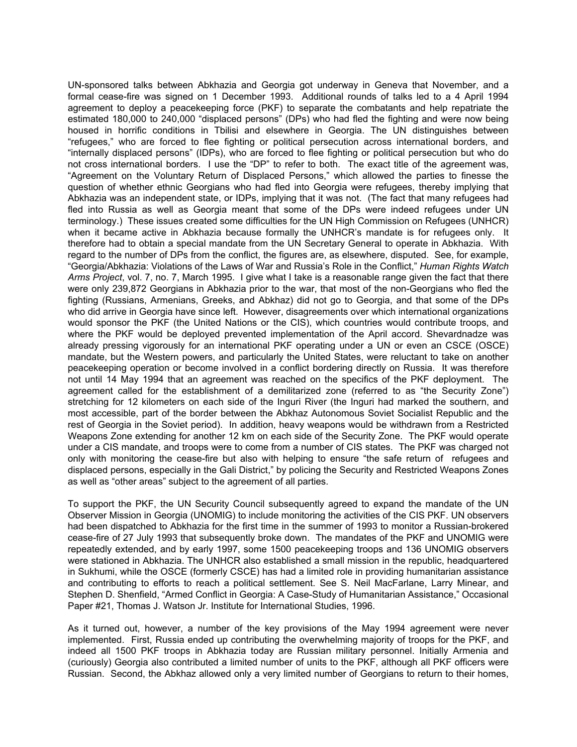UN-sponsored talks between Abkhazia and Georgia got underway in Geneva that November, and a formal cease-fire was signed on 1 December 1993. Additional rounds of talks led to a 4 April 1994 agreement to deploy a peacekeeping force (PKF) to separate the combatants and help repatriate the estimated 180,000 to 240,000 "displaced persons" (DPs) who had fled the fighting and were now being housed in horrific conditions in Tbilisi and elsewhere in Georgia. The UN distinguishes between "refugees," who are forced to flee fighting or political persecution across international borders, and "internally displaced persons" (IDPs), who are forced to flee fighting or political persecution but who do not cross international borders. I use the "DP" to refer to both. The exact title of the agreement was, "Agreement on the Voluntary Return of Displaced Persons," which allowed the parties to finesse the question of whether ethnic Georgians who had fled into Georgia were refugees, thereby implying that Abkhazia was an independent state, or IDPs, implying that it was not. (The fact that many refugees had fled into Russia as well as Georgia meant that some of the DPs were indeed refugees under UN terminology.) These issues created some difficulties for the UN High Commission on Refugees (UNHCR) when it became active in Abkhazia because formally the UNHCR's mandate is for refugees only. It therefore had to obtain a special mandate from the UN Secretary General to operate in Abkhazia. With regard to the number of DPs from the conflict, the figures are, as elsewhere, disputed. See, for example, "Georgia/Abkhazia: Violations of the Laws of War and Russia's Role in the Conflict," *Human Rights Watch Arms Project*, vol. 7, no. 7, March 1995. I give what I take is a reasonable range given the fact that there were only 239,872 Georgians in Abkhazia prior to the war, that most of the non-Georgians who fled the fighting (Russians, Armenians, Greeks, and Abkhaz) did not go to Georgia, and that some of the DPs who did arrive in Georgia have since left. However, disagreements over which international organizations would sponsor the PKF (the United Nations or the CIS), which countries would contribute troops, and where the PKF would be deployed prevented implementation of the April accord. Shevardnadze was already pressing vigorously for an international PKF operating under a UN or even an CSCE (OSCE) mandate, but the Western powers, and particularly the United States, were reluctant to take on another peacekeeping operation or become involved in a conflict bordering directly on Russia. It was therefore not until 14 May 1994 that an agreement was reached on the specifics of the PKF deployment. The agreement called for the establishment of a demilitarized zone (referred to as "the Security Zone") stretching for 12 kilometers on each side of the Inguri River (the Inguri had marked the southern, and most accessible, part of the border between the Abkhaz Autonomous Soviet Socialist Republic and the rest of Georgia in the Soviet period). In addition, heavy weapons would be withdrawn from a Restricted Weapons Zone extending for another 12 km on each side of the Security Zone. The PKF would operate under a CIS mandate, and troops were to come from a number of CIS states. The PKF was charged not only with monitoring the cease-fire but also with helping to ensure "the safe return of refugees and displaced persons, especially in the Gali District," by policing the Security and Restricted Weapons Zones as well as "other areas" subject to the agreement of all parties.

To support the PKF, the UN Security Council subsequently agreed to expand the mandate of the UN Observer Mission in Georgia (UNOMIG) to include monitoring the activities of the CIS PKF. UN observers had been dispatched to Abkhazia for the first time in the summer of 1993 to monitor a Russian-brokered cease-fire of 27 July 1993 that subsequently broke down. The mandates of the PKF and UNOMIG were repeatedly extended, and by early 1997, some 1500 peacekeeping troops and 136 UNOMIG observers were stationed in Abkhazia. The UNHCR also established a small mission in the republic, headquartered in Sukhumi, while the OSCE (formerly CSCE) has had a limited role in providing humanitarian assistance and contributing to efforts to reach a political settlement. See S. Neil MacFarlane, Larry Minear, and Stephen D. Shenfield, "Armed Conflict in Georgia: A Case-Study of Humanitarian Assistance," Occasional Paper #21, Thomas J. Watson Jr. Institute for International Studies, 1996.

As it turned out, however, a number of the key provisions of the May 1994 agreement were never implemented. First, Russia ended up contributing the overwhelming majority of troops for the PKF, and indeed all 1500 PKF troops in Abkhazia today are Russian military personnel. Initially Armenia and (curiously) Georgia also contributed a limited number of units to the PKF, although all PKF officers were Russian. Second, the Abkhaz allowed only a very limited number of Georgians to return to their homes,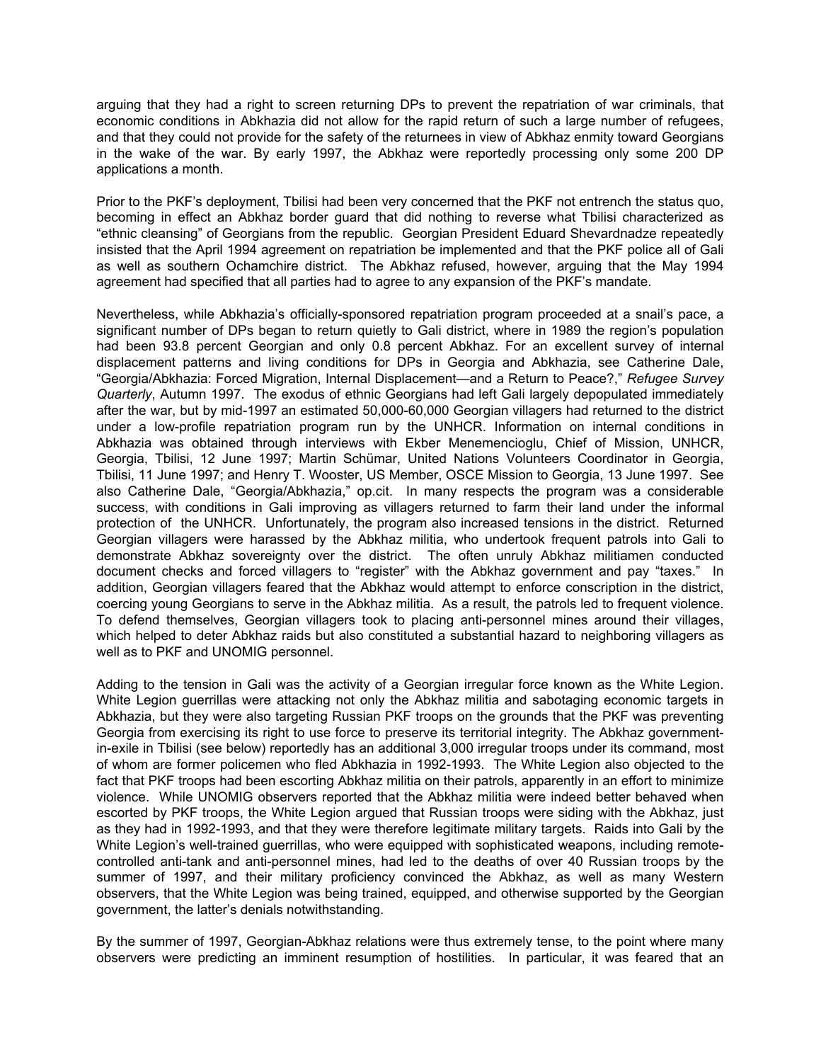arguing that they had a right to screen returning DPs to prevent the repatriation of war criminals, that economic conditions in Abkhazia did not allow for the rapid return of such a large number of refugees, and that they could not provide for the safety of the returnees in view of Abkhaz enmity toward Georgians in the wake of the war. By early 1997, the Abkhaz were reportedly processing only some 200 DP applications a month.

Prior to the PKF's deployment, Tbilisi had been very concerned that the PKF not entrench the status quo, becoming in effect an Abkhaz border guard that did nothing to reverse what Tbilisi characterized as "ethnic cleansing" of Georgians from the republic. Georgian President Eduard Shevardnadze repeatedly insisted that the April 1994 agreement on repatriation be implemented and that the PKF police all of Gali as well as southern Ochamchire district. The Abkhaz refused, however, arguing that the May 1994 agreement had specified that all parties had to agree to any expansion of the PKF's mandate.

Nevertheless, while Abkhazia's officially-sponsored repatriation program proceeded at a snail's pace, a significant number of DPs began to return quietly to Gali district, where in 1989 the region's population had been 93.8 percent Georgian and only 0.8 percent Abkhaz. For an excellent survey of internal displacement patterns and living conditions for DPs in Georgia and Abkhazia, see Catherine Dale, "Georgia/Abkhazia: Forced Migration, Internal Displacement—and a Return to Peace?," *Refugee Survey Quarterly*, Autumn 1997. The exodus of ethnic Georgians had left Gali largely depopulated immediately after the war, but by mid-1997 an estimated 50,000-60,000 Georgian villagers had returned to the district under a low-profile repatriation program run by the UNHCR. Information on internal conditions in Abkhazia was obtained through interviews with Ekber Menemencioglu, Chief of Mission, UNHCR, Georgia, Tbilisi, 12 June 1997; Martin Schümar, United Nations Volunteers Coordinator in Georgia, Tbilisi, 11 June 1997; and Henry T. Wooster, US Member, OSCE Mission to Georgia, 13 June 1997. See also Catherine Dale, "Georgia/Abkhazia," op.cit. In many respects the program was a considerable success, with conditions in Gali improving as villagers returned to farm their land under the informal protection of the UNHCR. Unfortunately, the program also increased tensions in the district. Returned Georgian villagers were harassed by the Abkhaz militia, who undertook frequent patrols into Gali to demonstrate Abkhaz sovereignty over the district. The often unruly Abkhaz militiamen conducted document checks and forced villagers to "register" with the Abkhaz government and pay "taxes." In addition, Georgian villagers feared that the Abkhaz would attempt to enforce conscription in the district, coercing young Georgians to serve in the Abkhaz militia. As a result, the patrols led to frequent violence. To defend themselves, Georgian villagers took to placing anti-personnel mines around their villages, which helped to deter Abkhaz raids but also constituted a substantial hazard to neighboring villagers as well as to PKF and UNOMIG personnel.

Adding to the tension in Gali was the activity of a Georgian irregular force known as the White Legion. White Legion guerrillas were attacking not only the Abkhaz militia and sabotaging economic targets in Abkhazia, but they were also targeting Russian PKF troops on the grounds that the PKF was preventing Georgia from exercising its right to use force to preserve its territorial integrity. The Abkhaz government-in-exile in Tbilisi (see below) reportedly has an additional 3,000 irregular troops under its command, most of whom are former policemen who fled Abkhazia in 1992-1993. The White Legion also objected to the fact that PKF troops had been escorting Abkhaz militia on their patrols, apparently in an effort to minimize violence. While UNOMIG observers reported that the Abkhaz militia were indeed better behaved when escorted by PKF troops, the White Legion argued that Russian troops were siding with the Abkhaz, just as they had in 1992-1993, and that they were therefore legitimate military targets. Raids into Gali by the White Legion's well-trained guerrillas, who were equipped with sophisticated weapons, including remote-controlled anti-tank and anti-personnel mines, had led to the deaths of over 40 Russian troops by the summer of 1997, and their military proficiency convinced the Abkhaz, as well as many Western observers, that the White Legion was being trained, equipped, and otherwise supported by the Georgian government, the latter's denials notwithstanding.

By the summer of 1997, Georgian-Abkhaz relations were thus extremely tense, to the point where many observers were predicting an imminent resumption of hostilities. In particular, it was feared that an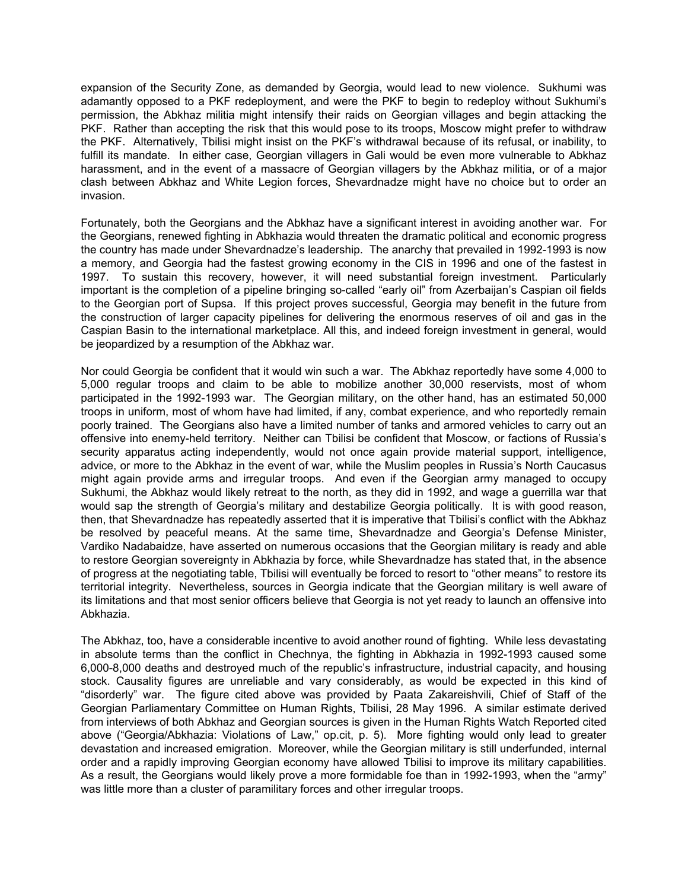expansion of the Security Zone, as demanded by Georgia, would lead to new violence. Sukhumi was adamantly opposed to a PKF redeployment, and were the PKF to begin to redeploy without Sukhumi's permission, the Abkhaz militia might intensify their raids on Georgian villages and begin attacking the PKF. Rather than accepting the risk that this would pose to its troops, Moscow might prefer to withdraw the PKF. Alternatively, Tbilisi might insist on the PKF's withdrawal because of its refusal, or inability, to fulfill its mandate. In either case, Georgian villagers in Gali would be even more vulnerable to Abkhaz harassment, and in the event of a massacre of Georgian villagers by the Abkhaz militia, or of a major clash between Abkhaz and White Legion forces, Shevardnadze might have no choice but to order an invasion.

Fortunately, both the Georgians and the Abkhaz have a significant interest in avoiding another war. For the Georgians, renewed fighting in Abkhazia would threaten the dramatic political and economic progress the country has made under Shevardnadze's leadership. The anarchy that prevailed in 1992-1993 is now a memory, and Georgia had the fastest growing economy in the CIS in 1996 and one of the fastest in 1997. To sustain this recovery, however, it will need substantial foreign investment. Particularly important is the completion of a pipeline bringing so-called "early oil" from Azerbaijan's Caspian oil fields to the Georgian port of Supsa. If this project proves successful, Georgia may benefit in the future from the construction of larger capacity pipelines for delivering the enormous reserves of oil and gas in the Caspian Basin to the international marketplace. All this, and indeed foreign investment in general, would be jeopardized by a resumption of the Abkhaz war.

Nor could Georgia be confident that it would win such a war. The Abkhaz reportedly have some 4,000 to 5,000 regular troops and claim to be able to mobilize another 30,000 reservists, most of whom participated in the 1992-1993 war. The Georgian military, on the other hand, has an estimated 50,000 troops in uniform, most of whom have had limited, if any, combat experience, and who reportedly remain poorly trained. The Georgians also have a limited number of tanks and armored vehicles to carry out an offensive into enemy-held territory. Neither can Tbilisi be confident that Moscow, or factions of Russia's security apparatus acting independently, would not once again provide material support, intelligence, advice, or more to the Abkhaz in the event of war, while the Muslim peoples in Russia's North Caucasus might again provide arms and irregular troops. And even if the Georgian army managed to occupy Sukhumi, the Abkhaz would likely retreat to the north, as they did in 1992, and wage a guerrilla war that would sap the strength of Georgia's military and destabilize Georgia politically. It is with good reason, then, that Shevardnadze has repeatedly asserted that it is imperative that Tbilisi's conflict with the Abkhaz be resolved by peaceful means. At the same time, Shevardnadze and Georgia's Defense Minister, Vardiko Nadabaidze, have asserted on numerous occasions that the Georgian military is ready and able to restore Georgian sovereignty in Abkhazia by force, while Shevardnadze has stated that, in the absence of progress at the negotiating table, Tbilisi will eventually be forced to resort to "other means" to restore its territorial integrity. Nevertheless, sources in Georgia indicate that the Georgian military is well aware of its limitations and that most senior officers believe that Georgia is not yet ready to launch an offensive into Abkhazia.

The Abkhaz, too, have a considerable incentive to avoid another round of fighting. While less devastating in absolute terms than the conflict in Chechnya, the fighting in Abkhazia in 1992-1993 caused some 6,000-8,000 deaths and destroyed much of the republic's infrastructure, industrial capacity, and housing stock. Causality figures are unreliable and vary considerably, as would be expected in this kind of "disorderly" war. The figure cited above was provided by Paata Zakareishvili, Chief of Staff of the Georgian Parliamentary Committee on Human Rights, Tbilisi, 28 May 1996. A similar estimate derived from interviews of both Abkhaz and Georgian sources is given in the Human Rights Watch Reported cited above ("Georgia/Abkhazia: Violations of Law," op.cit, p. 5). More fighting would only lead to greater devastation and increased emigration. Moreover, while the Georgian military is still underfunded, internal order and a rapidly improving Georgian economy have allowed Tbilisi to improve its military capabilities. As a result, the Georgians would likely prove a more formidable foe than in 1992-1993, when the "army" was little more than a cluster of paramilitary forces and other irregular troops.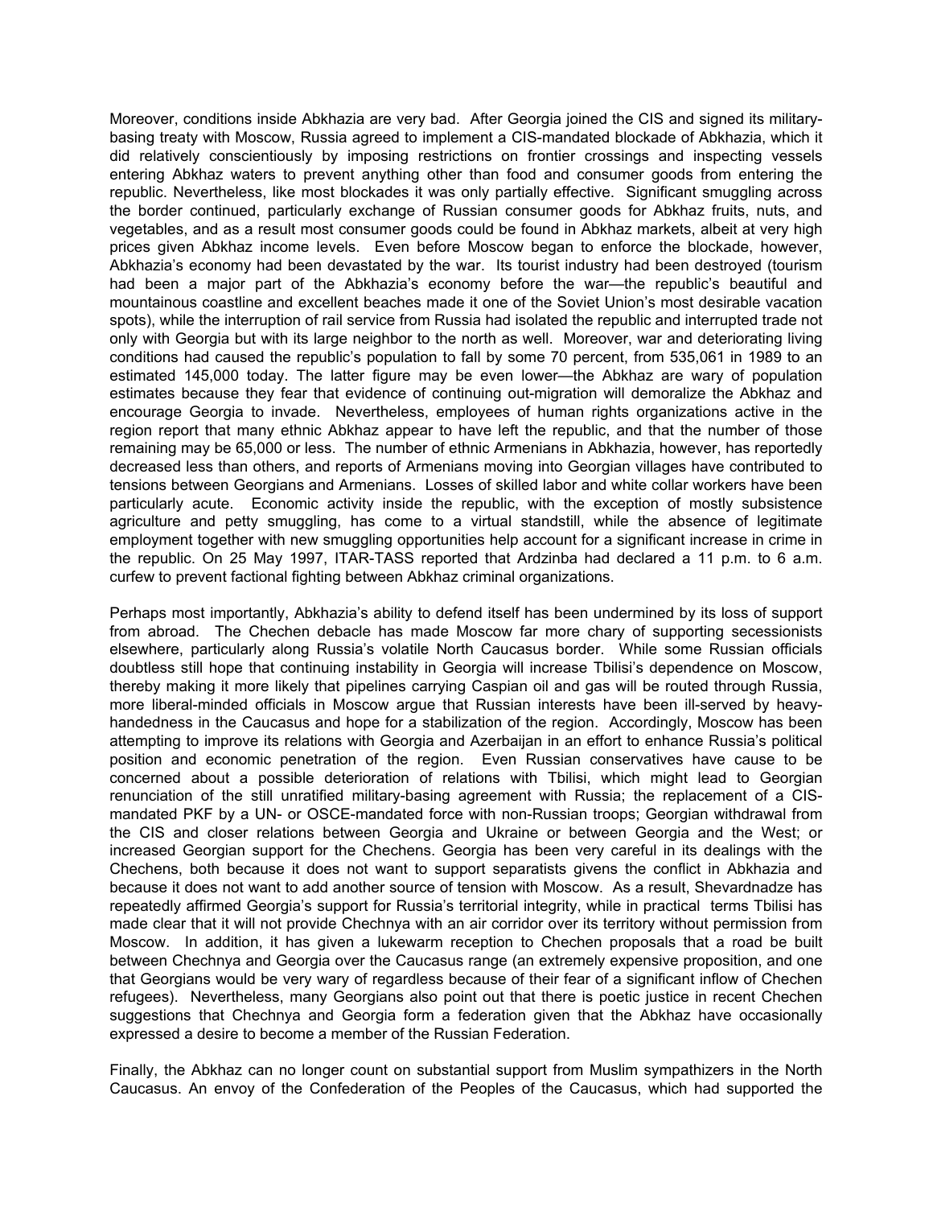Moreover, conditions inside Abkhazia are very bad. After Georgia joined the CIS and signed its military-basing treaty with Moscow, Russia agreed to implement a CIS-mandated blockade of Abkhazia, which it did relatively conscientiously by imposing restrictions on frontier crossings and inspecting vessels entering Abkhaz waters to prevent anything other than food and consumer goods from entering the republic. Nevertheless, like most blockades it was only partially effective. Significant smuggling across the border continued, particularly exchange of Russian consumer goods for Abkhaz fruits, nuts, and vegetables, and as a result most consumer goods could be found in Abkhaz markets, albeit at very high prices given Abkhaz income levels. Even before Moscow began to enforce the blockade, however, Abkhazia's economy had been devastated by the war. Its tourist industry had been destroyed (tourism had been a major part of the Abkhazia's economy before the war—the republic's beautiful and mountainous coastline and excellent beaches made it one of the Soviet Union's most desirable vacation spots), while the interruption of rail service from Russia had isolated the republic and interrupted trade not only with Georgia but with its large neighbor to the north as well. Moreover, war and deteriorating living conditions had caused the republic's population to fall by some 70 percent, from 535,061 in 1989 to an estimated 145,000 today. The latter figure may be even lower—the Abkhaz are wary of population estimates because they fear that evidence of continuing out-migration will demoralize the Abkhaz and encourage Georgia to invade. Nevertheless, employees of human rights organizations active in the region report that many ethnic Abkhaz appear to have left the republic, and that the number of those remaining may be 65,000 or less. The number of ethnic Armenians in Abkhazia, however, has reportedly decreased less than others, and reports of Armenians moving into Georgian villages have contributed to tensions between Georgians and Armenians. Losses of skilled labor and white collar workers have been particularly acute. Economic activity inside the republic, with the exception of mostly subsistence agriculture and petty smuggling, has come to a virtual standstill, while the absence of legitimate employment together with new smuggling opportunities help account for a significant increase in crime in the republic. On 25 May 1997, ITAR-TASS reported that Ardzinba had declared a 11 p.m. to 6 a.m. curfew to prevent factional fighting between Abkhaz criminal organizations.

Perhaps most importantly, Abkhazia's ability to defend itself has been undermined by its loss of support from abroad. The Chechen debacle has made Moscow far more chary of supporting secessionists elsewhere, particularly along Russia's volatile North Caucasus border. While some Russian officials doubtless still hope that continuing instability in Georgia will increase Tbilisi's dependence on Moscow, thereby making it more likely that pipelines carrying Caspian oil and gas will be routed through Russia, more liberal-minded officials in Moscow argue that Russian interests have been ill-served by heavy-handedness in the Caucasus and hope for a stabilization of the region. Accordingly, Moscow has been attempting to improve its relations with Georgia and Azerbaijan in an effort to enhance Russia's political position and economic penetration of the region. Even Russian conservatives have cause to be concerned about a possible deterioration of relations with Tbilisi, which might lead to Georgian renunciation of the still unratified military-basing agreement with Russia; the replacement of a CIS-mandated PKF by a UN- or OSCE-mandated force with non-Russian troops; Georgian withdrawal from the CIS and closer relations between Georgia and Ukraine or between Georgia and the West; or increased Georgian support for the Chechens. Georgia has been very careful in its dealings with the Chechens, both because it does not want to support separatists givens the conflict in Abkhazia and because it does not want to add another source of tension with Moscow. As a result, Shevardnadze has repeatedly affirmed Georgia's support for Russia's territorial integrity, while in practical terms Tbilisi has made clear that it will not provide Chechnya with an air corridor over its territory without permission from Moscow. In addition, it has given a lukewarm reception to Chechen proposals that a road be built between Chechnya and Georgia over the Caucasus range (an extremely expensive proposition, and one that Georgians would be very wary of regardless because of their fear of a significant inflow of Chechen refugees). Nevertheless, many Georgians also point out that there is poetic justice in recent Chechen suggestions that Chechnya and Georgia form a federation given that the Abkhaz have occasionally expressed a desire to become a member of the Russian Federation.

Finally, the Abkhaz can no longer count on substantial support from Muslim sympathizers in the North Caucasus. An envoy of the Confederation of the Peoples of the Caucasus, which had supported the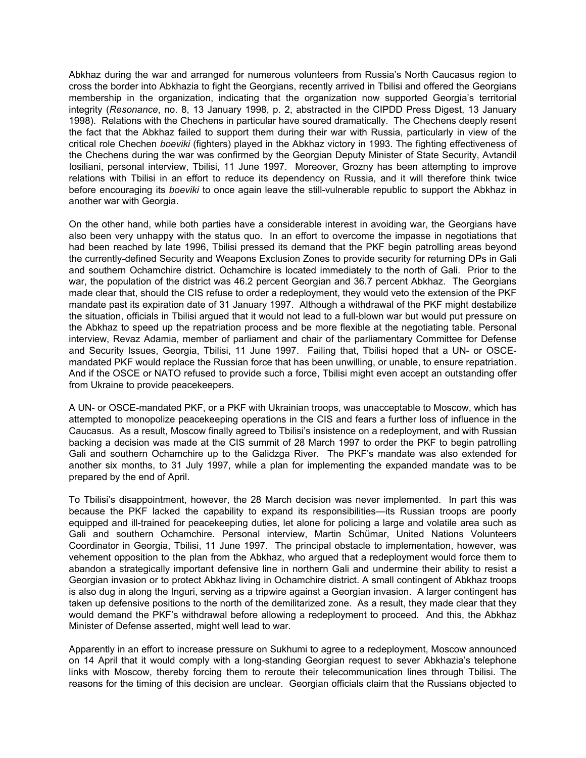Abkhaz during the war and arranged for numerous volunteers from Russia's North Caucasus region to cross the border into Abkhazia to fight the Georgians, recently arrived in Tbilisi and offered the Georgians membership in the organization, indicating that the organization now supported Georgia's territorial integrity (*Resonance*, no. 8, 13 January 1998, p. 2, abstracted in the CIPDD Press Digest, 13 January 1998). Relations with the Chechens in particular have soured dramatically. The Chechens deeply resent the fact that the Abkhaz failed to support them during their war with Russia, particularly in view of the critical role Chechen *boeviki* (fighters) played in the Abkhaz victory in 1993. The fighting effectiveness of the Chechens during the war was confirmed by the Georgian Deputy Minister of State Security, Avtandil Iosiliani, personal interview, Tbilisi, 11 June 1997. Moreover, Grozny has been attempting to improve relations with Tbilisi in an effort to reduce its dependency on Russia, and it will therefore think twice before encouraging its *boeviki* to once again leave the still-vulnerable republic to support the Abkhaz in another war with Georgia.

On the other hand, while both parties have a considerable interest in avoiding war, the Georgians have also been very unhappy with the status quo. In an effort to overcome the impasse in negotiations that had been reached by late 1996, Tbilisi pressed its demand that the PKF begin patrolling areas beyond the currently-defined Security and Weapons Exclusion Zones to provide security for returning DPs in Gali and southern Ochamchire district. Ochamchire is located immediately to the north of Gali. Prior to the war, the population of the district was 46.2 percent Georgian and 36.7 percent Abkhaz. The Georgians made clear that, should the CIS refuse to order a redeployment, they would veto the extension of the PKF mandate past its expiration date of 31 January 1997. Although a withdrawal of the PKF might destabilize the situation, officials in Tbilisi argued that it would not lead to a full-blown war but would put pressure on the Abkhaz to speed up the repatriation process and be more flexible at the negotiating table. Personal interview, Revaz Adamia, member of parliament and chair of the parliamentary Committee for Defense and Security Issues, Georgia, Tbilisi, 11 June 1997. Failing that, Tbilisi hoped that a UN- or OSCE-mandated PKF would replace the Russian force that has been unwilling, or unable, to ensure repatriation. And if the OSCE or NATO refused to provide such a force, Tbilisi might even accept an outstanding offer from Ukraine to provide peacekeepers.

A UN- or OSCE-mandated PKF, or a PKF with Ukrainian troops, was unacceptable to Moscow, which has attempted to monopolize peacekeeping operations in the CIS and fears a further loss of influence in the Caucasus. As a result, Moscow finally agreed to Tbilisi's insistence on a redeployment, and with Russian backing a decision was made at the CIS summit of 28 March 1997 to order the PKF to begin patrolling Gali and southern Ochamchire up to the Galidzga River. The PKF's mandate was also extended for another six months, to 31 July 1997, while a plan for implementing the expanded mandate was to be prepared by the end of April.

To Tbilisi's disappointment, however, the 28 March decision was never implemented. In part this was because the PKF lacked the capability to expand its responsibilities—its Russian troops are poorly equipped and ill-trained for peacekeeping duties, let alone for policing a large and volatile area such as Gali and southern Ochamchire. Personal interview, Martin Schümar, United Nations Volunteers Coordinator in Georgia, Tbilisi, 11 June 1997. The principal obstacle to implementation, however, was vehement opposition to the plan from the Abkhaz, who argued that a redeployment would force them to abandon a strategically important defensive line in northern Gali and undermine their ability to resist a Georgian invasion or to protect Abkhaz living in Ochamchire district. A small contingent of Abkhaz troops is also dug in along the Inguri, serving as a tripwire against a Georgian invasion. A larger contingent has taken up defensive positions to the north of the demilitarized zone. As a result, they made clear that they would demand the PKF's withdrawal before allowing a redeployment to proceed. And this, the Abkhaz Minister of Defense asserted, might well lead to war.

Apparently in an effort to increase pressure on Sukhumi to agree to a redeployment, Moscow announced on 14 April that it would comply with a long-standing Georgian request to sever Abkhazia's telephone links with Moscow, thereby forcing them to reroute their telecommunication lines through Tbilisi. The reasons for the timing of this decision are unclear. Georgian officials claim that the Russians objected to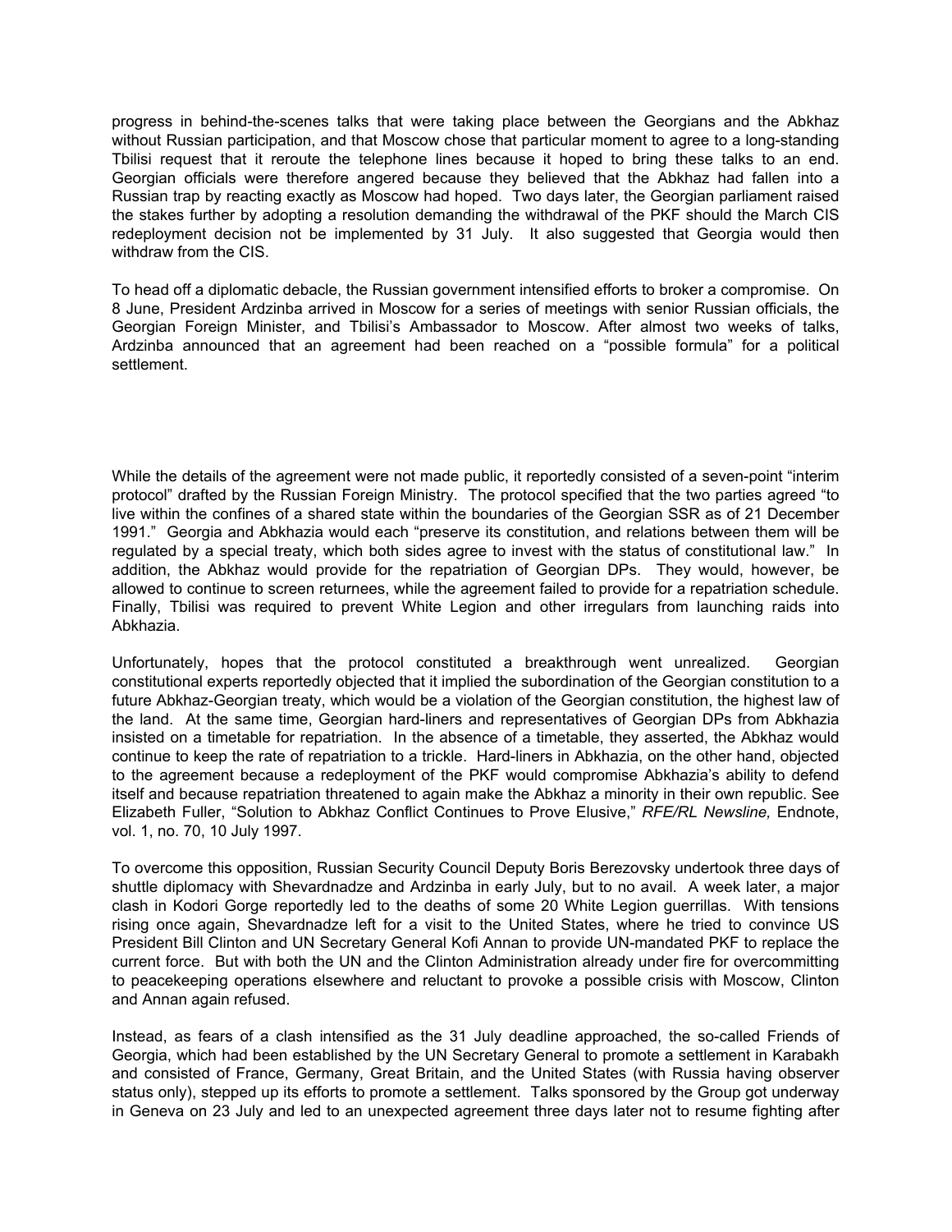progress in behind-the-scenes talks that were taking place between the Georgians and the Abkhaz without Russian participation, and that Moscow chose that particular moment to agree to a long-standing Tbilisi request that it reroute the telephone lines because it hoped to bring these talks to an end. Georgian officials were therefore angered because they believed that the Abkhaz had fallen into a Russian trap by reacting exactly as Moscow had hoped. Two days later, the Georgian parliament raised the stakes further by adopting a resolution demanding the withdrawal of the PKF should the March CIS redeployment decision not be implemented by 31 July. It also suggested that Georgia would then withdraw from the CIS.

To head off a diplomatic debacle, the Russian government intensified efforts to broker a compromise. On 8 June, President Ardzinba arrived in Moscow for a series of meetings with senior Russian officials, the Georgian Foreign Minister, and Tbilisi's Ambassador to Moscow. After almost two weeks of talks, Ardzinba announced that an agreement had been reached on a "possible formula" for a political settlement.

While the details of the agreement were not made public, it reportedly consisted of a seven-point "interim protocol" drafted by the Russian Foreign Ministry. The protocol specified that the two parties agreed "to live within the confines of a shared state within the boundaries of the Georgian SSR as of 21 December 1991." Georgia and Abkhazia would each "preserve its constitution, and relations between them will be regulated by a special treaty, which both sides agree to invest with the status of constitutional law." In addition, the Abkhaz would provide for the repatriation of Georgian DPs. They would, however, be allowed to continue to screen returnees, while the agreement failed to provide for a repatriation schedule. Finally, Tbilisi was required to prevent White Legion and other irregulars from launching raids into Abkhazia.

Unfortunately, hopes that the protocol constituted a breakthrough went unrealized. Georgian constitutional experts reportedly objected that it implied the subordination of the Georgian constitution to a future Abkhaz-Georgian treaty, which would be a violation of the Georgian constitution, the highest law of the land. At the same time, Georgian hard-liners and representatives of Georgian DPs from Abkhazia insisted on a timetable for repatriation. In the absence of a timetable, they asserted, the Abkhaz would continue to keep the rate of repatriation to a trickle. Hard-liners in Abkhazia, on the other hand, objected to the agreement because a redeployment of the PKF would compromise Abkhazia's ability to defend itself and because repatriation threatened to again make the Abkhaz a minority in their own republic. See Elizabeth Fuller, "Solution to Abkhaz Conflict Continues to Prove Elusive," *RFE/RL Newsline,* Endnote, vol. 1, no. 70, 10 July 1997.

To overcome this opposition, Russian Security Council Deputy Boris Berezovsky undertook three days of shuttle diplomacy with Shevardnadze and Ardzinba in early July, but to no avail. A week later, a major clash in Kodori Gorge reportedly led to the deaths of some 20 White Legion guerrillas. With tensions rising once again, Shevardnadze left for a visit to the United States, where he tried to convince US President Bill Clinton and UN Secretary General Kofi Annan to provide UN-mandated PKF to replace the current force. But with both the UN and the Clinton Administration already under fire for overcommitting to peacekeeping operations elsewhere and reluctant to provoke a possible crisis with Moscow, Clinton and Annan again refused.

Instead, as fears of a clash intensified as the 31 July deadline approached, the so-called Friends of Georgia, which had been established by the UN Secretary General to promote a settlement in Karabakh and consisted of France, Germany, Great Britain, and the United States (with Russia having observer status only), stepped up its efforts to promote a settlement. Talks sponsored by the Group got underway in Geneva on 23 July and led to an unexpected agreement three days later not to resume fighting after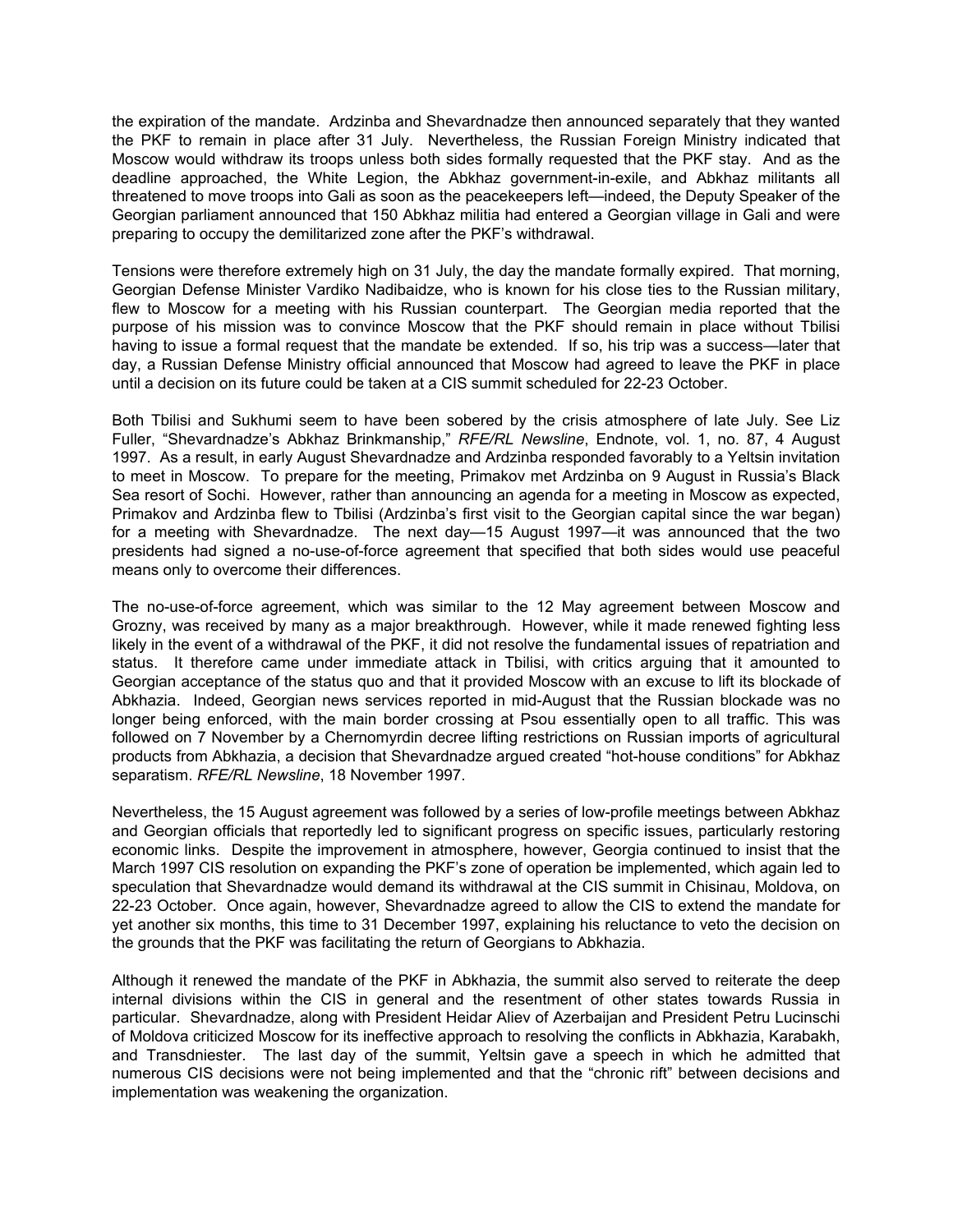the expiration of the mandate. Ardzinba and Shevardnadze then announced separately that they wanted the PKF to remain in place after 31 July. Nevertheless, the Russian Foreign Ministry indicated that Moscow would withdraw its troops unless both sides formally requested that the PKF stay. And as the deadline approached, the White Legion, the Abkhaz government-in-exile, and Abkhaz militants all threatened to move troops into Gali as soon as the peacekeepers left—indeed, the Deputy Speaker of the Georgian parliament announced that 150 Abkhaz militia had entered a Georgian village in Gali and were preparing to occupy the demilitarized zone after the PKF's withdrawal.

Tensions were therefore extremely high on 31 July, the day the mandate formally expired. That morning, Georgian Defense Minister Vardiko Nadibaidze, who is known for his close ties to the Russian military, flew to Moscow for a meeting with his Russian counterpart. The Georgian media reported that the purpose of his mission was to convince Moscow that the PKF should remain in place without Tbilisi having to issue a formal request that the mandate be extended. If so, his trip was a success—later that day, a Russian Defense Ministry official announced that Moscow had agreed to leave the PKF in place until a decision on its future could be taken at a CIS summit scheduled for 22-23 October.

Both Tbilisi and Sukhumi seem to have been sobered by the crisis atmosphere of late July. See Liz Fuller, "Shevardnadze's Abkhaz Brinkmanship," *RFE/RL Newsline*, Endnote, vol. 1, no. 87, 4 August 1997. As a result, in early August Shevardnadze and Ardzinba responded favorably to a Yeltsin invitation to meet in Moscow. To prepare for the meeting, Primakov met Ardzinba on 9 August in Russia's Black Sea resort of Sochi. However, rather than announcing an agenda for a meeting in Moscow as expected, Primakov and Ardzinba flew to Tbilisi (Ardzinba's first visit to the Georgian capital since the war began) for a meeting with Shevardnadze. The next day—15 August 1997—it was announced that the two presidents had signed a no-use-of-force agreement that specified that both sides would use peaceful means only to overcome their differences.

The no-use-of-force agreement, which was similar to the 12 May agreement between Moscow and Grozny, was received by many as a major breakthrough. However, while it made renewed fighting less likely in the event of a withdrawal of the PKF, it did not resolve the fundamental issues of repatriation and status. It therefore came under immediate attack in Tbilisi, with critics arguing that it amounted to Georgian acceptance of the status quo and that it provided Moscow with an excuse to lift its blockade of Abkhazia. Indeed, Georgian news services reported in mid-August that the Russian blockade was no longer being enforced, with the main border crossing at Psou essentially open to all traffic. This was followed on 7 November by a Chernomyrdin decree lifting restrictions on Russian imports of agricultural products from Abkhazia, a decision that Shevardnadze argued created "hot-house conditions" for Abkhaz separatism. *RFE/RL Newsline*, 18 November 1997.

Nevertheless, the 15 August agreement was followed by a series of low-profile meetings between Abkhaz and Georgian officials that reportedly led to significant progress on specific issues, particularly restoring economic links. Despite the improvement in atmosphere, however, Georgia continued to insist that the March 1997 CIS resolution on expanding the PKF's zone of operation be implemented, which again led to speculation that Shevardnadze would demand its withdrawal at the CIS summit in Chisinau, Moldova, on 22-23 October. Once again, however, Shevardnadze agreed to allow the CIS to extend the mandate for yet another six months, this time to 31 December 1997, explaining his reluctance to veto the decision on the grounds that the PKF was facilitating the return of Georgians to Abkhazia.

Although it renewed the mandate of the PKF in Abkhazia, the summit also served to reiterate the deep internal divisions within the CIS in general and the resentment of other states towards Russia in particular. Shevardnadze, along with President Heidar Aliev of Azerbaijan and President Petru Lucinschi of Moldova criticized Moscow for its ineffective approach to resolving the conflicts in Abkhazia, Karabakh, and Transdniester. The last day of the summit, Yeltsin gave a speech in which he admitted that numerous CIS decisions were not being implemented and that the "chronic rift" between decisions and implementation was weakening the organization.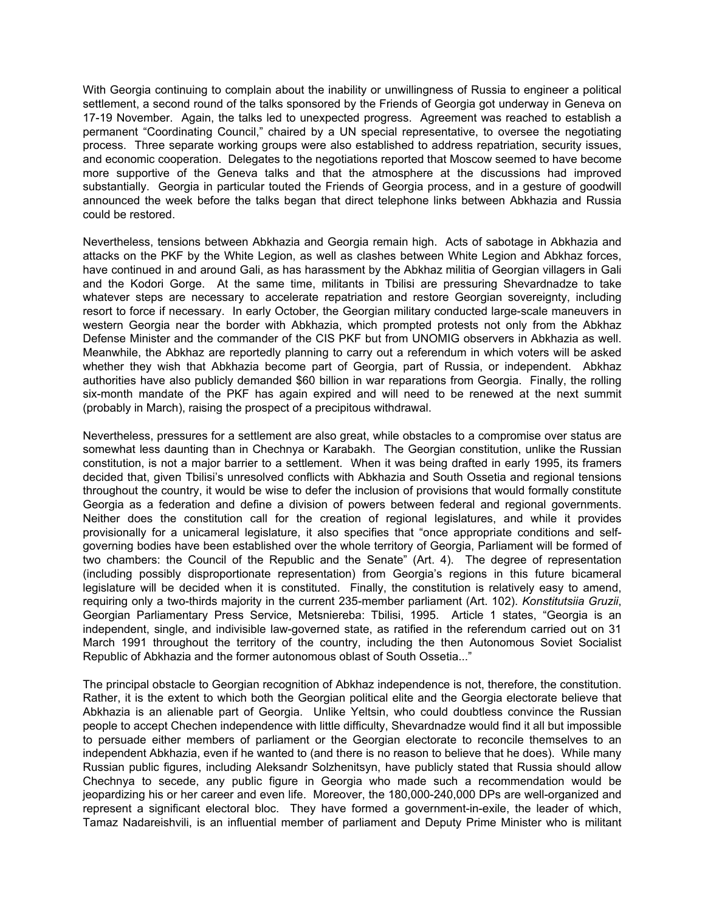With Georgia continuing to complain about the inability or unwillingness of Russia to engineer a political settlement, a second round of the talks sponsored by the Friends of Georgia got underway in Geneva on 17-19 November. Again, the talks led to unexpected progress. Agreement was reached to establish a permanent "Coordinating Council," chaired by a UN special representative, to oversee the negotiating process. Three separate working groups were also established to address repatriation, security issues, and economic cooperation. Delegates to the negotiations reported that Moscow seemed to have become more supportive of the Geneva talks and that the atmosphere at the discussions had improved substantially. Georgia in particular touted the Friends of Georgia process, and in a gesture of goodwill announced the week before the talks began that direct telephone links between Abkhazia and Russia could be restored.

Nevertheless, tensions between Abkhazia and Georgia remain high. Acts of sabotage in Abkhazia and attacks on the PKF by the White Legion, as well as clashes between White Legion and Abkhaz forces, have continued in and around Gali, as has harassment by the Abkhaz militia of Georgian villagers in Gali and the Kodori Gorge. At the same time, militants in Tbilisi are pressuring Shevardnadze to take whatever steps are necessary to accelerate repatriation and restore Georgian sovereignty, including resort to force if necessary. In early October, the Georgian military conducted large-scale maneuvers in western Georgia near the border with Abkhazia, which prompted protests not only from the Abkhaz Defense Minister and the commander of the CIS PKF but from UNOMIG observers in Abkhazia as well. Meanwhile, the Abkhaz are reportedly planning to carry out a referendum in which voters will be asked whether they wish that Abkhazia become part of Georgia, part of Russia, or independent. Abkhaz authorities have also publicly demanded $60 billion in war reparations from Georgia. Finally, the rolling six-month mandate of the PKF has again expired and will need to be renewed at the next summit (probably in March), raising the prospect of a precipitous withdrawal.

Nevertheless, pressures for a settlement are also great, while obstacles to a compromise over status are somewhat less daunting than in Chechnya or Karabakh. The Georgian constitution, unlike the Russian constitution, is not a major barrier to a settlement. When it was being drafted in early 1995, its framers decided that, given Tbilisi's unresolved conflicts with Abkhazia and South Ossetia and regional tensions throughout the country, it would be wise to defer the inclusion of provisions that would formally constitute Georgia as a federation and define a division of powers between federal and regional governments. Neither does the constitution call for the creation of regional legislatures, and while it provides provisionally for a unicameral legislature, it also specifies that "once appropriate conditions and self-governing bodies have been established over the whole territory of Georgia, Parliament will be formed of two chambers: the Council of the Republic and the Senate" (Art. 4). The degree of representation (including possibly disproportionate representation) from Georgia's regions in this future bicameral legislature will be decided when it is constituted. Finally, the constitution is relatively easy to amend, requiring only a two-thirds majority in the current 235-member parliament (Art. 102). *Konstitutsiia Gruzii*, Georgian Parliamentary Press Service, Metsniereba: Tbilisi, 1995. Article 1 states, "Georgia is an independent, single, and indivisible law-governed state, as ratified in the referendum carried out on 31 March 1991 throughout the territory of the country, including the then Autonomous Soviet Socialist Republic of Abkhazia and the former autonomous oblast of South Ossetia..."

The principal obstacle to Georgian recognition of Abkhaz independence is not, therefore, the constitution. Rather, it is the extent to which both the Georgian political elite and the Georgia electorate believe that Abkhazia is an alienable part of Georgia. Unlike Yeltsin, who could doubtless convince the Russian people to accept Chechen independence with little difficulty, Shevardnadze would find it all but impossible to persuade either members of parliament or the Georgian electorate to reconcile themselves to an independent Abkhazia, even if he wanted to (and there is no reason to believe that he does). While many Russian public figures, including Aleksandr Solzhenitsyn, have publicly stated that Russia should allow Chechnya to secede, any public figure in Georgia who made such a recommendation would be jeopardizing his or her career and even life. Moreover, the 180,000-240,000 DPs are well-organized and represent a significant electoral bloc. They have formed a government-in-exile, the leader of which, Tamaz Nadareishvili, is an influential member of parliament and Deputy Prime Minister who is militant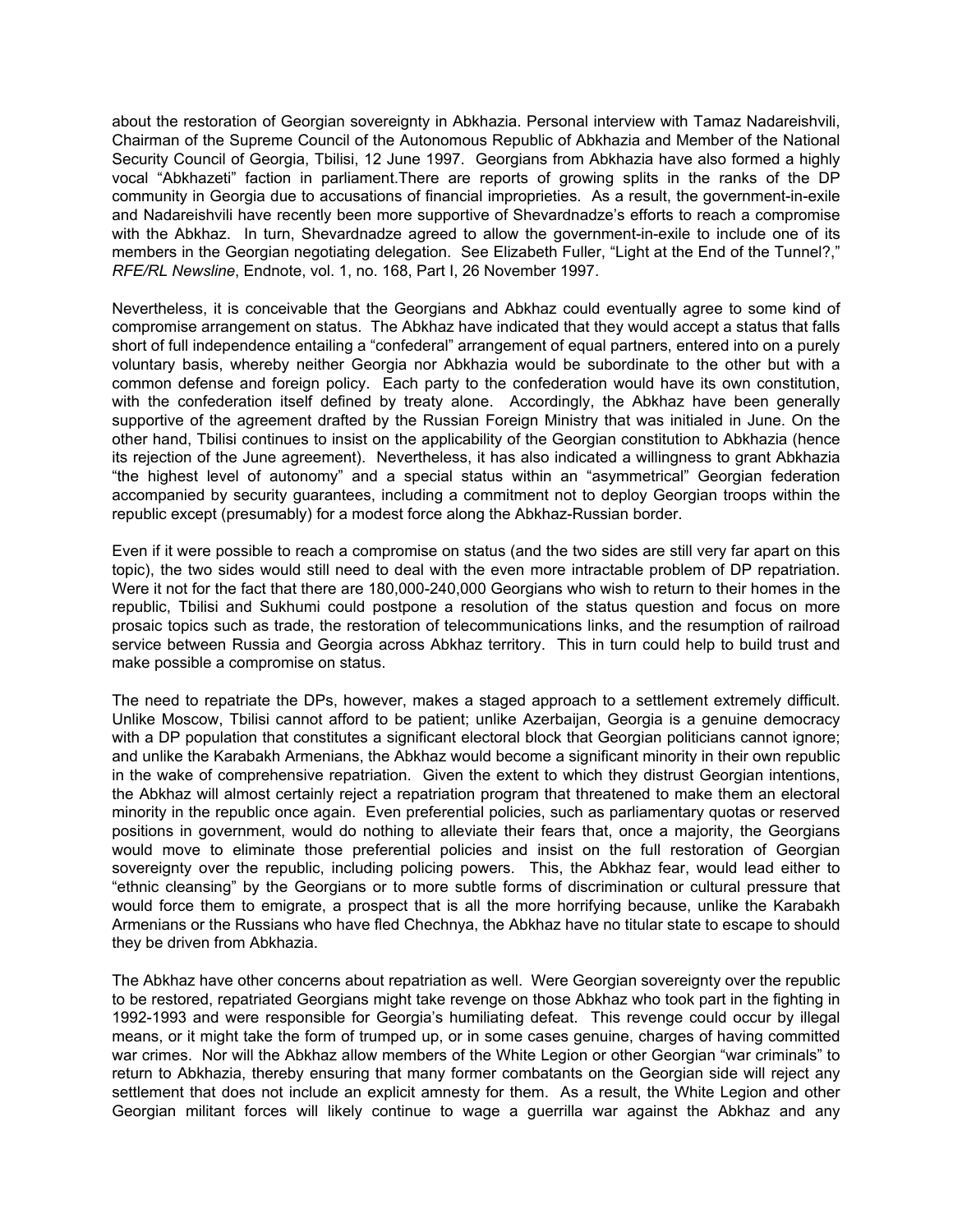about the restoration of Georgian sovereignty in Abkhazia. Personal interview with Tamaz Nadareishvili, Chairman of the Supreme Council of the Autonomous Republic of Abkhazia and Member of the National Security Council of Georgia, Tbilisi, 12 June 1997. Georgians from Abkhazia have also formed a highly vocal "Abkhazeti" faction in parliament.There are reports of growing splits in the ranks of the DP community in Georgia due to accusations of financial improprieties. As a result, the government-in-exile and Nadareishvili have recently been more supportive of Shevardnadze's efforts to reach a compromise with the Abkhaz. In turn, Shevardnadze agreed to allow the government-in-exile to include one of its members in the Georgian negotiating delegation. See Elizabeth Fuller, "Light at the End of the Tunnel?," *RFE/RL Newsline*, Endnote, vol. 1, no. 168, Part I, 26 November 1997.

Nevertheless, it is conceivable that the Georgians and Abkhaz could eventually agree to some kind of compromise arrangement on status. The Abkhaz have indicated that they would accept a status that falls short of full independence entailing a "confederal" arrangement of equal partners, entered into on a purely voluntary basis, whereby neither Georgia nor Abkhazia would be subordinate to the other but with a common defense and foreign policy. Each party to the confederation would have its own constitution, with the confederation itself defined by treaty alone. Accordingly, the Abkhaz have been generally supportive of the agreement drafted by the Russian Foreign Ministry that was initialed in June. On the other hand, Tbilisi continues to insist on the applicability of the Georgian constitution to Abkhazia (hence its rejection of the June agreement). Nevertheless, it has also indicated a willingness to grant Abkhazia "the highest level of autonomy" and a special status within an "asymmetrical" Georgian federation accompanied by security guarantees, including a commitment not to deploy Georgian troops within the republic except (presumably) for a modest force along the Abkhaz-Russian border.

Even if it were possible to reach a compromise on status (and the two sides are still very far apart on this topic), the two sides would still need to deal with the even more intractable problem of DP repatriation. Were it not for the fact that there are 180,000-240,000 Georgians who wish to return to their homes in the republic, Tbilisi and Sukhumi could postpone a resolution of the status question and focus on more prosaic topics such as trade, the restoration of telecommunications links, and the resumption of railroad service between Russia and Georgia across Abkhaz territory. This in turn could help to build trust and make possible a compromise on status.

The need to repatriate the DPs, however, makes a staged approach to a settlement extremely difficult. Unlike Moscow, Tbilisi cannot afford to be patient; unlike Azerbaijan, Georgia is a genuine democracy with a DP population that constitutes a significant electoral block that Georgian politicians cannot ignore; and unlike the Karabakh Armenians, the Abkhaz would become a significant minority in their own republic in the wake of comprehensive repatriation. Given the extent to which they distrust Georgian intentions, the Abkhaz will almost certainly reject a repatriation program that threatened to make them an electoral minority in the republic once again. Even preferential policies, such as parliamentary quotas or reserved positions in government, would do nothing to alleviate their fears that, once a majority, the Georgians would move to eliminate those preferential policies and insist on the full restoration of Georgian sovereignty over the republic, including policing powers. This, the Abkhaz fear, would lead either to "ethnic cleansing" by the Georgians or to more subtle forms of discrimination or cultural pressure that would force them to emigrate, a prospect that is all the more horrifying because, unlike the Karabakh Armenians or the Russians who have fled Chechnya, the Abkhaz have no titular state to escape to should they be driven from Abkhazia.

The Abkhaz have other concerns about repatriation as well. Were Georgian sovereignty over the republic to be restored, repatriated Georgians might take revenge on those Abkhaz who took part in the fighting in 1992-1993 and were responsible for Georgia's humiliating defeat. This revenge could occur by illegal means, or it might take the form of trumped up, or in some cases genuine, charges of having committed war crimes. Nor will the Abkhaz allow members of the White Legion or other Georgian "war criminals" to return to Abkhazia, thereby ensuring that many former combatants on the Georgian side will reject any settlement that does not include an explicit amnesty for them. As a result, the White Legion and other Georgian militant forces will likely continue to wage a guerrilla war against the Abkhaz and any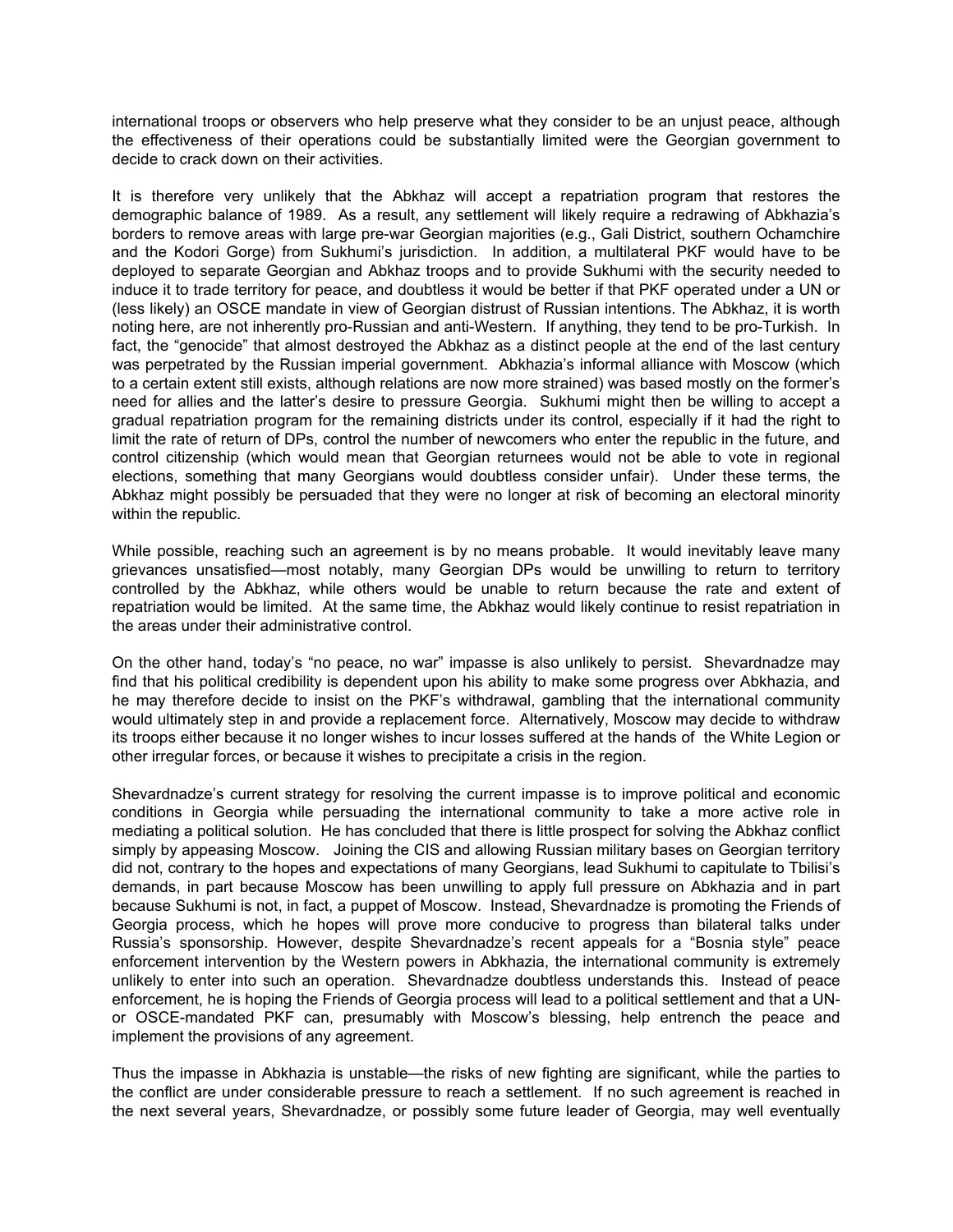international troops or observers who help preserve what they consider to be an unjust peace, although the effectiveness of their operations could be substantially limited were the Georgian government to decide to crack down on their activities.

It is therefore very unlikely that the Abkhaz will accept a repatriation program that restores the demographic balance of 1989. As a result, any settlement will likely require a redrawing of Abkhazia's borders to remove areas with large pre-war Georgian majorities (e.g., Gali District, southern Ochamchire and the Kodori Gorge) from Sukhumi's jurisdiction. In addition, a multilateral PKF would have to be deployed to separate Georgian and Abkhaz troops and to provide Sukhumi with the security needed to induce it to trade territory for peace, and doubtless it would be better if that PKF operated under a UN or (less likely) an OSCE mandate in view of Georgian distrust of Russian intentions. The Abkhaz, it is worth noting here, are not inherently pro-Russian and anti-Western. If anything, they tend to be pro-Turkish. In fact, the "genocide" that almost destroyed the Abkhaz as a distinct people at the end of the last century was perpetrated by the Russian imperial government. Abkhazia's informal alliance with Moscow (which to a certain extent still exists, although relations are now more strained) was based mostly on the former's need for allies and the latter's desire to pressure Georgia. Sukhumi might then be willing to accept a gradual repatriation program for the remaining districts under its control, especially if it had the right to limit the rate of return of DPs, control the number of newcomers who enter the republic in the future, and control citizenship (which would mean that Georgian returnees would not be able to vote in regional elections, something that many Georgians would doubtless consider unfair). Under these terms, the Abkhaz might possibly be persuaded that they were no longer at risk of becoming an electoral minority within the republic.

While possible, reaching such an agreement is by no means probable. It would inevitably leave many grievances unsatisfied—most notably, many Georgian DPs would be unwilling to return to territory controlled by the Abkhaz, while others would be unable to return because the rate and extent of repatriation would be limited. At the same time, the Abkhaz would likely continue to resist repatriation in the areas under their administrative control.

On the other hand, today's "no peace, no war" impasse is also unlikely to persist. Shevardnadze may find that his political credibility is dependent upon his ability to make some progress over Abkhazia, and he may therefore decide to insist on the PKF's withdrawal, gambling that the international community would ultimately step in and provide a replacement force. Alternatively, Moscow may decide to withdraw its troops either because it no longer wishes to incur losses suffered at the hands of the White Legion or other irregular forces, or because it wishes to precipitate a crisis in the region.

Shevardnadze's current strategy for resolving the current impasse is to improve political and economic conditions in Georgia while persuading the international community to take a more active role in mediating a political solution. He has concluded that there is little prospect for solving the Abkhaz conflict simply by appeasing Moscow. Joining the CIS and allowing Russian military bases on Georgian territory did not, contrary to the hopes and expectations of many Georgians, lead Sukhumi to capitulate to Tbilisi's demands, in part because Moscow has been unwilling to apply full pressure on Abkhazia and in part because Sukhumi is not, in fact, a puppet of Moscow. Instead, Shevardnadze is promoting the Friends of Georgia process, which he hopes will prove more conducive to progress than bilateral talks under Russia's sponsorship. However, despite Shevardnadze's recent appeals for a "Bosnia style" peace enforcement intervention by the Western powers in Abkhazia, the international community is extremely unlikely to enter into such an operation. Shevardnadze doubtless understands this. Instead of peace enforcement, he is hoping the Friends of Georgia process will lead to a political settlement and that a UN- or OSCE-mandated PKF can, presumably with Moscow's blessing, help entrench the peace and implement the provisions of any agreement.

Thus the impasse in Abkhazia is unstable—the risks of new fighting are significant, while the parties to the conflict are under considerable pressure to reach a settlement. If no such agreement is reached in the next several years, Shevardnadze, or possibly some future leader of Georgia, may well eventually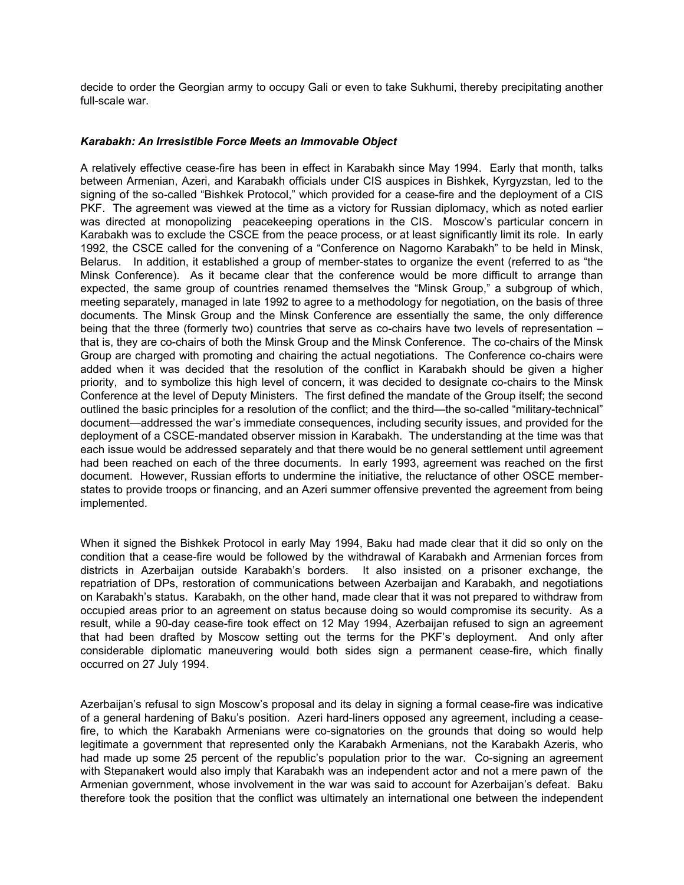decide to order the Georgian army to occupy Gali or even to take Sukhumi, thereby precipitating another full-scale war.

### *Karabakh: An Irresistible Force Meets an Immovable Object*

A relatively effective cease-fire has been in effect in Karabakh since May 1994. Early that month, talks between Armenian, Azeri, and Karabakh officials under CIS auspices in Bishkek, Kyrgyzstan, led to the signing of the so-called "Bishkek Protocol," which provided for a cease-fire and the deployment of a CIS PKF. The agreement was viewed at the time as a victory for Russian diplomacy, which as noted earlier was directed at monopolizing peacekeeping operations in the CIS. Moscow's particular concern in Karabakh was to exclude the CSCE from the peace process, or at least significantly limit its role. In early 1992, the CSCE called for the convening of a "Conference on Nagorno Karabakh" to be held in Minsk, Belarus. In addition, it established a group of member-states to organize the event (referred to as "the Minsk Conference). As it became clear that the conference would be more difficult to arrange than expected, the same group of countries renamed themselves the "Minsk Group," a subgroup of which, meeting separately, managed in late 1992 to agree to a methodology for negotiation, on the basis of three documents. The Minsk Group and the Minsk Conference are essentially the same, the only difference being that the three (formerly two) countries that serve as co-chairs have two levels of representation – that is, they are co-chairs of both the Minsk Group and the Minsk Conference. The co-chairs of the Minsk Group are charged with promoting and chairing the actual negotiations. The Conference co-chairs were added when it was decided that the resolution of the conflict in Karabakh should be given a higher priority, and to symbolize this high level of concern, it was decided to designate co-chairs to the Minsk Conference at the level of Deputy Ministers. The first defined the mandate of the Group itself; the second outlined the basic principles for a resolution of the conflict; and the third—the so-called "military-technical" document—addressed the war's immediate consequences, including security issues, and provided for the deployment of a CSCE-mandated observer mission in Karabakh. The understanding at the time was that each issue would be addressed separately and that there would be no general settlement until agreement had been reached on each of the three documents. In early 1993, agreement was reached on the first document. However, Russian efforts to undermine the initiative, the reluctance of other OSCE member-states to provide troops or financing, and an Azeri summer offensive prevented the agreement from being implemented.

When it signed the Bishkek Protocol in early May 1994, Baku had made clear that it did so only on the condition that a cease-fire would be followed by the withdrawal of Karabakh and Armenian forces from districts in Azerbaijan outside Karabakh's borders. It also insisted on a prisoner exchange, the repatriation of DPs, restoration of communications between Azerbaijan and Karabakh, and negotiations on Karabakh's status. Karabakh, on the other hand, made clear that it was not prepared to withdraw from occupied areas prior to an agreement on status because doing so would compromise its security. As a result, while a 90-day cease-fire took effect on 12 May 1994, Azerbaijan refused to sign an agreement that had been drafted by Moscow setting out the terms for the PKF's deployment. And only after considerable diplomatic maneuvering would both sides sign a permanent cease-fire, which finally occurred on 27 July 1994.

Azerbaijan's refusal to sign Moscow's proposal and its delay in signing a formal cease-fire was indicative of a general hardening of Baku's position. Azeri hard-liners opposed any agreement, including a cease-fire, to which the Karabakh Armenians were co-signatories on the grounds that doing so would help legitimate a government that represented only the Karabakh Armenians, not the Karabakh Azeris, who had made up some 25 percent of the republic's population prior to the war. Co-signing an agreement with Stepanakert would also imply that Karabakh was an independent actor and not a mere pawn of the Armenian government, whose involvement in the war was said to account for Azerbaijan's defeat. Baku therefore took the position that the conflict was ultimately an international one between the independent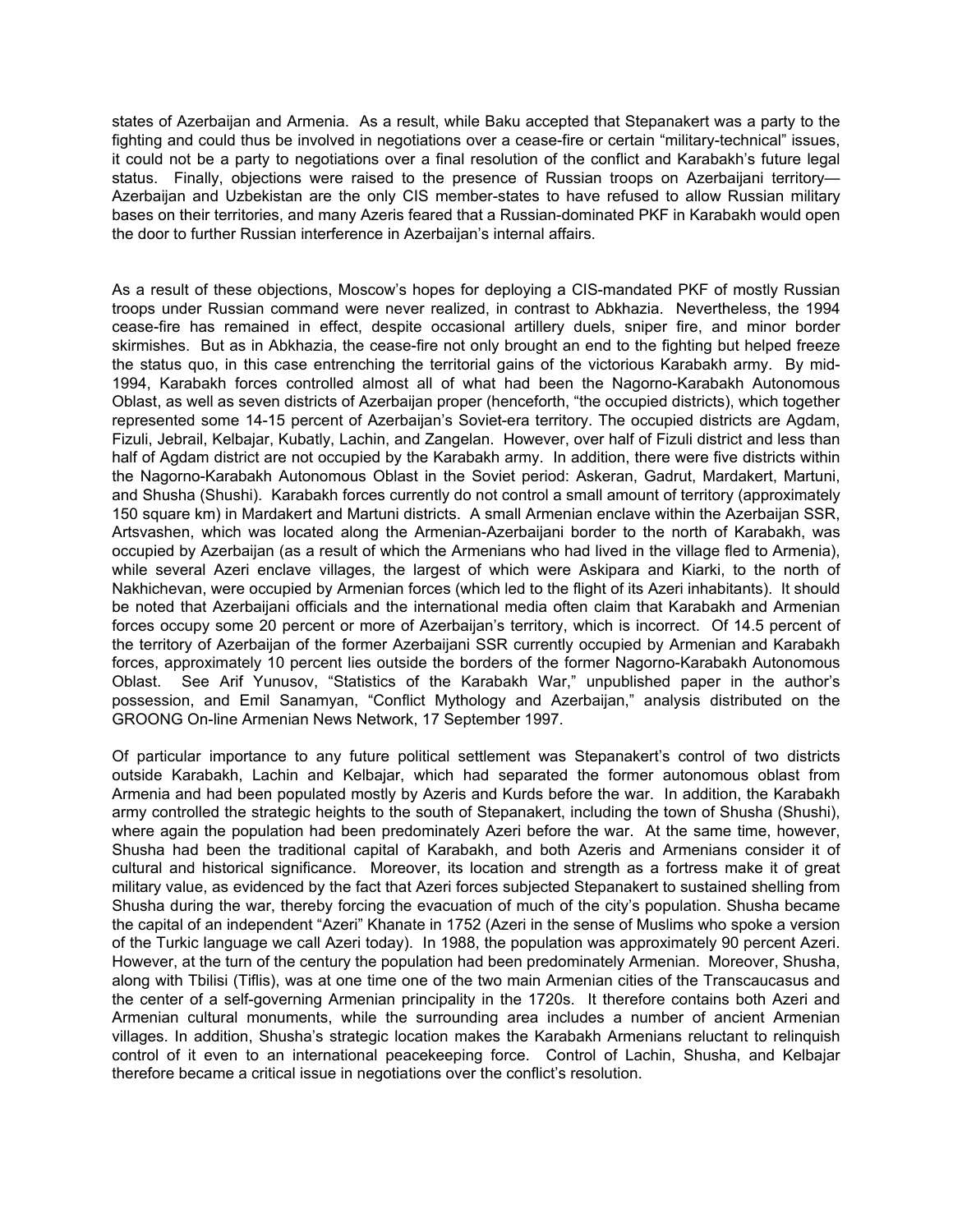states of Azerbaijan and Armenia. As a result, while Baku accepted that Stepanakert was a party to the fighting and could thus be involved in negotiations over a cease-fire or certain "military-technical" issues, it could not be a party to negotiations over a final resolution of the conflict and Karabakh's future legal status. Finally, objections were raised to the presence of Russian troops on Azerbaijani territory—Azerbaijan and Uzbekistan are the only CIS member-states to have refused to allow Russian military bases on their territories, and many Azeris feared that a Russian-dominated PKF in Karabakh would open the door to further Russian interference in Azerbaijan's internal affairs.

As a result of these objections, Moscow's hopes for deploying a CIS-mandated PKF of mostly Russian troops under Russian command were never realized, in contrast to Abkhazia. Nevertheless, the 1994 cease-fire has remained in effect, despite occasional artillery duels, sniper fire, and minor border skirmishes. But as in Abkhazia, the cease-fire not only brought an end to the fighting but helped freeze the status quo, in this case entrenching the territorial gains of the victorious Karabakh army. By mid-1994, Karabakh forces controlled almost all of what had been the Nagorno-Karabakh Autonomous Oblast, as well as seven districts of Azerbaijan proper (henceforth, "the occupied districts), which together represented some 14-15 percent of Azerbaijan's Soviet-era territory. The occupied districts are Agdam, Fizuli, Jebrail, Kelbajar, Kubatly, Lachin, and Zangelan. However, over half of Fizuli district and less than half of Agdam district are not occupied by the Karabakh army. In addition, there were five districts within the Nagorno-Karabakh Autonomous Oblast in the Soviet period: Askeran, Gadrut, Mardakert, Martuni, and Shusha (Shushi). Karabakh forces currently do not control a small amount of territory (approximately 150 square km) in Mardakert and Martuni districts. A small Armenian enclave within the Azerbaijan SSR, Artsvashen, which was located along the Armenian-Azerbaijani border to the north of Karabakh, was occupied by Azerbaijan (as a result of which the Armenians who had lived in the village fled to Armenia), while several Azeri enclave villages, the largest of which were Askipara and Kiarki, to the north of Nakhichevan, were occupied by Armenian forces (which led to the flight of its Azeri inhabitants). It should be noted that Azerbaijani officials and the international media often claim that Karabakh and Armenian forces occupy some 20 percent or more of Azerbaijan's territory, which is incorrect. Of 14.5 percent of the territory of Azerbaijan of the former Azerbaijani SSR currently occupied by Armenian and Karabakh forces, approximately 10 percent lies outside the borders of the former Nagorno-Karabakh Autonomous Oblast. See Arif Yunusov, "Statistics of the Karabakh War," unpublished paper in the author's possession, and Emil Sanamyan, "Conflict Mythology and Azerbaijan," analysis distributed on the GROONG On-line Armenian News Network, 17 September 1997.

Of particular importance to any future political settlement was Stepanakert's control of two districts outside Karabakh, Lachin and Kelbajar, which had separated the former autonomous oblast from Armenia and had been populated mostly by Azeris and Kurds before the war. In addition, the Karabakh army controlled the strategic heights to the south of Stepanakert, including the town of Shusha (Shushi), where again the population had been predominately Azeri before the war. At the same time, however, Shusha had been the traditional capital of Karabakh, and both Azeris and Armenians consider it of cultural and historical significance. Moreover, its location and strength as a fortress make it of great military value, as evidenced by the fact that Azeri forces subjected Stepanakert to sustained shelling from Shusha during the war, thereby forcing the evacuation of much of the city's population. Shusha became the capital of an independent "Azeri" Khanate in 1752 (Azeri in the sense of Muslims who spoke a version of the Turkic language we call Azeri today). In 1988, the population was approximately 90 percent Azeri. However, at the turn of the century the population had been predominately Armenian. Moreover, Shusha, along with Tbilisi (Tiflis), was at one time one of the two main Armenian cities of the Transcaucasus and the center of a self-governing Armenian principality in the 1720s. It therefore contains both Azeri and Armenian cultural monuments, while the surrounding area includes a number of ancient Armenian villages. In addition, Shusha's strategic location makes the Karabakh Armenians reluctant to relinquish control of it even to an international peacekeeping force. Control of Lachin, Shusha, and Kelbajar therefore became a critical issue in negotiations over the conflict's resolution.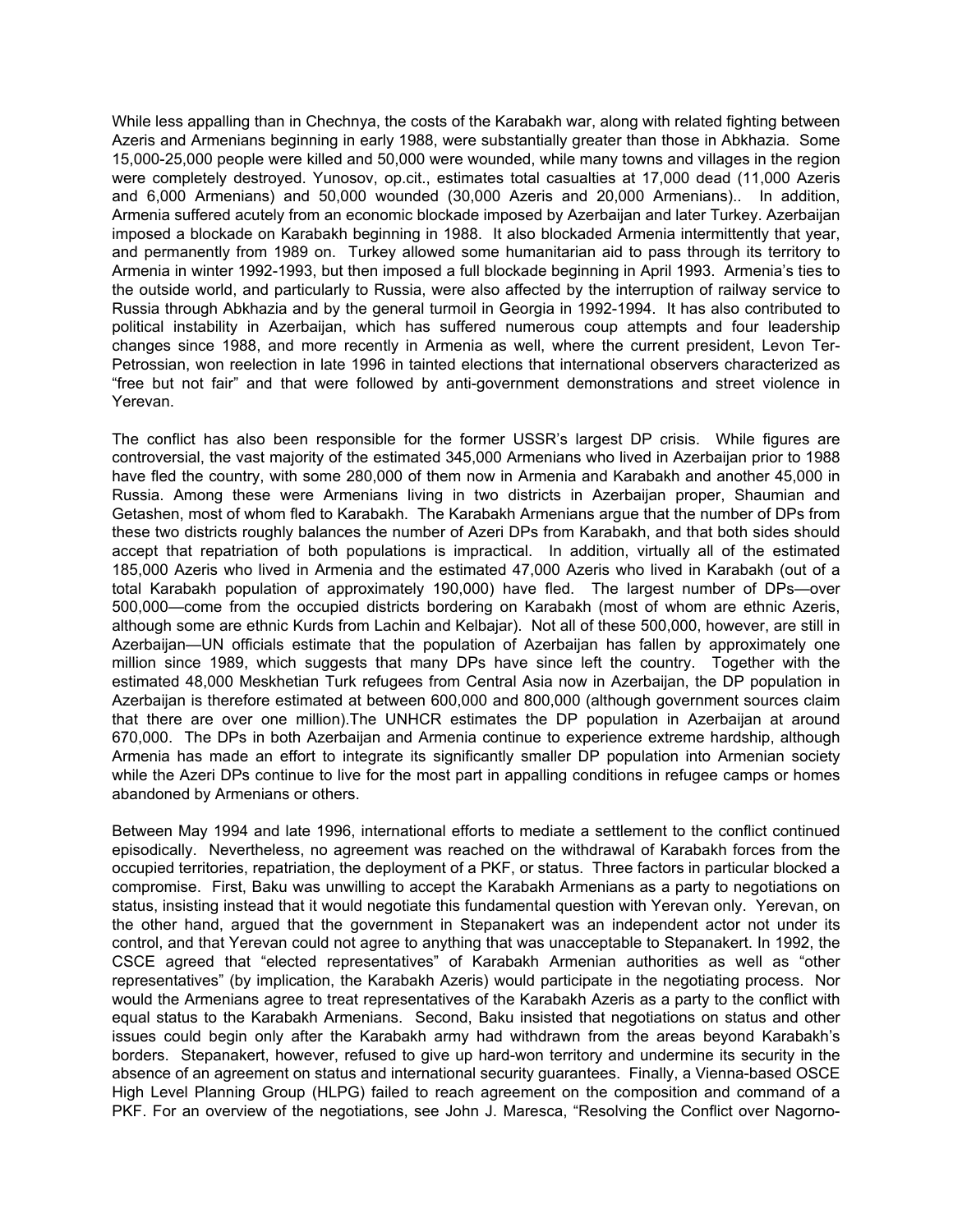While less appalling than in Chechnya, the costs of the Karabakh war, along with related fighting between Azeris and Armenians beginning in early 1988, were substantially greater than those in Abkhazia. Some 15,000-25,000 people were killed and 50,000 were wounded, while many towns and villages in the region were completely destroyed. Yunosov, op.cit., estimates total casualties at 17,000 dead (11,000 Azeris and 6,000 Armenians) and 50,000 wounded (30,000 Azeris and 20,000 Armenians).. In addition, Armenia suffered acutely from an economic blockade imposed by Azerbaijan and later Turkey. Azerbaijan imposed a blockade on Karabakh beginning in 1988. It also blockaded Armenia intermittently that year, and permanently from 1989 on. Turkey allowed some humanitarian aid to pass through its territory to Armenia in winter 1992-1993, but then imposed a full blockade beginning in April 1993. Armenia's ties to the outside world, and particularly to Russia, were also affected by the interruption of railway service to Russia through Abkhazia and by the general turmoil in Georgia in 1992-1994. It has also contributed to political instability in Azerbaijan, which has suffered numerous coup attempts and four leadership changes since 1988, and more recently in Armenia as well, where the current president, Levon Ter-Petrossian, won reelection in late 1996 in tainted elections that international observers characterized as "free but not fair" and that were followed by anti-government demonstrations and street violence in Yerevan.

The conflict has also been responsible for the former USSR's largest DP crisis. While figures are controversial, the vast majority of the estimated 345,000 Armenians who lived in Azerbaijan prior to 1988 have fled the country, with some 280,000 of them now in Armenia and Karabakh and another 45,000 in Russia. Among these were Armenians living in two districts in Azerbaijan proper, Shaumian and Getashen, most of whom fled to Karabakh. The Karabakh Armenians argue that the number of DPs from these two districts roughly balances the number of Azeri DPs from Karabakh, and that both sides should accept that repatriation of both populations is impractical. In addition, virtually all of the estimated 185,000 Azeris who lived in Armenia and the estimated 47,000 Azeris who lived in Karabakh (out of a total Karabakh population of approximately 190,000) have fled. The largest number of DPs—over 500,000—come from the occupied districts bordering on Karabakh (most of whom are ethnic Azeris, although some are ethnic Kurds from Lachin and Kelbajar). Not all of these 500,000, however, are still in Azerbaijan—UN officials estimate that the population of Azerbaijan has fallen by approximately one million since 1989, which suggests that many DPs have since left the country. Together with the estimated 48,000 Meskhetian Turk refugees from Central Asia now in Azerbaijan, the DP population in Azerbaijan is therefore estimated at between 600,000 and 800,000 (although government sources claim that there are over one million).The UNHCR estimates the DP population in Azerbaijan at around 670,000. The DPs in both Azerbaijan and Armenia continue to experience extreme hardship, although Armenia has made an effort to integrate its significantly smaller DP population into Armenian society while the Azeri DPs continue to live for the most part in appalling conditions in refugee camps or homes abandoned by Armenians or others.

Between May 1994 and late 1996, international efforts to mediate a settlement to the conflict continued episodically. Nevertheless, no agreement was reached on the withdrawal of Karabakh forces from the occupied territories, repatriation, the deployment of a PKF, or status. Three factors in particular blocked a compromise. First, Baku was unwilling to accept the Karabakh Armenians as a party to negotiations on status, insisting instead that it would negotiate this fundamental question with Yerevan only. Yerevan, on the other hand, argued that the government in Stepanakert was an independent actor not under its control, and that Yerevan could not agree to anything that was unacceptable to Stepanakert. In 1992, the CSCE agreed that "elected representatives" of Karabakh Armenian authorities as well as "other representatives" (by implication, the Karabakh Azeris) would participate in the negotiating process. Nor would the Armenians agree to treat representatives of the Karabakh Azeris as a party to the conflict with equal status to the Karabakh Armenians. Second, Baku insisted that negotiations on status and other issues could begin only after the Karabakh army had withdrawn from the areas beyond Karabakh's borders. Stepanakert, however, refused to give up hard-won territory and undermine its security in the absence of an agreement on status and international security guarantees. Finally, a Vienna-based OSCE High Level Planning Group (HLPG) failed to reach agreement on the composition and command of a PKF. For an overview of the negotiations, see John J. Maresca, "Resolving the Conflict over Nagorno-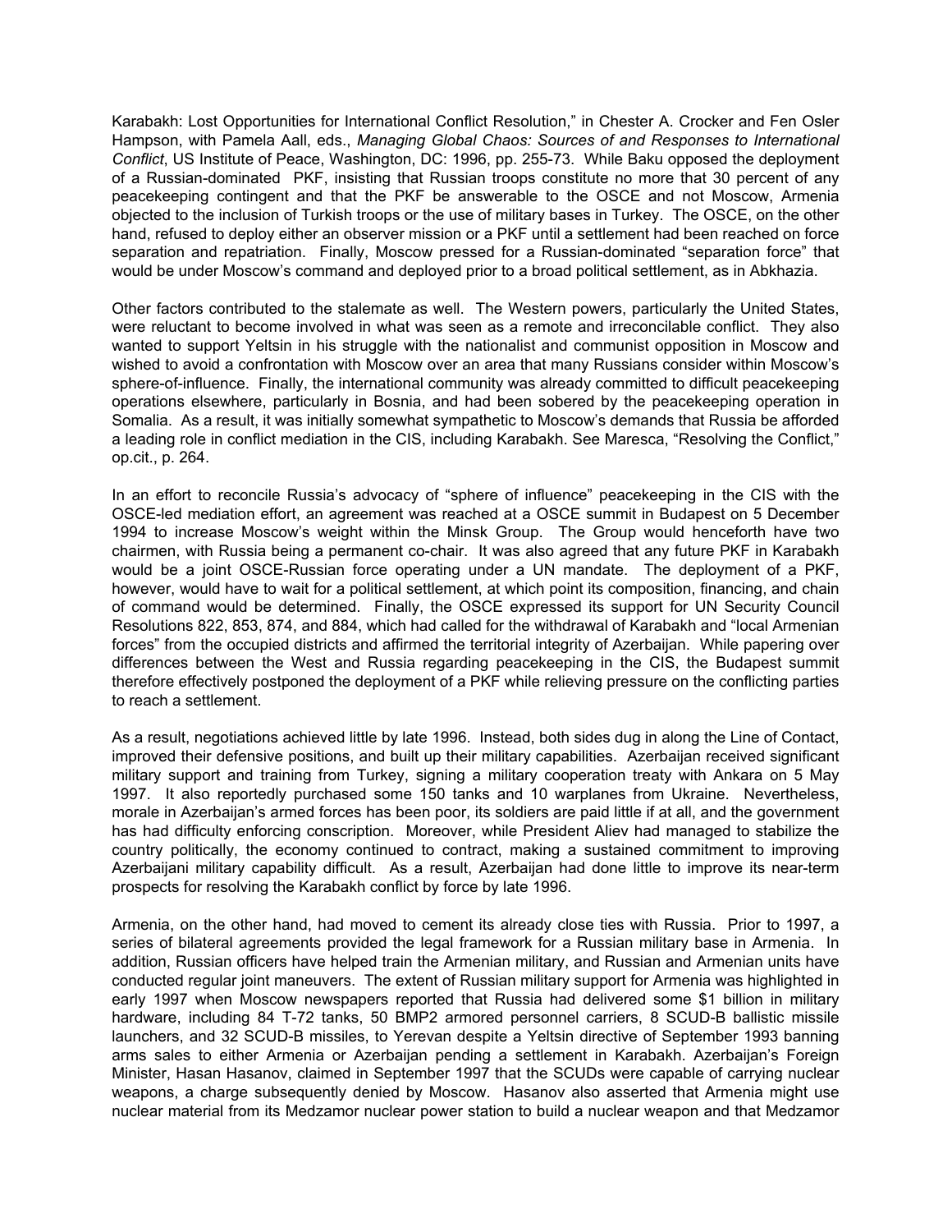Karabakh: Lost Opportunities for International Conflict Resolution," in Chester A. Crocker and Fen Osler Hampson, with Pamela Aall, eds., *Managing Global Chaos: Sources of and Responses to International Conflict*, US Institute of Peace, Washington, DC: 1996, pp. 255-73. While Baku opposed the deployment of a Russian-dominated PKF, insisting that Russian troops constitute no more that 30 percent of any peacekeeping contingent and that the PKF be answerable to the OSCE and not Moscow, Armenia objected to the inclusion of Turkish troops or the use of military bases in Turkey. The OSCE, on the other hand, refused to deploy either an observer mission or a PKF until a settlement had been reached on force separation and repatriation. Finally, Moscow pressed for a Russian-dominated "separation force" that would be under Moscow's command and deployed prior to a broad political settlement, as in Abkhazia.

Other factors contributed to the stalemate as well. The Western powers, particularly the United States, were reluctant to become involved in what was seen as a remote and irreconcilable conflict. They also wanted to support Yeltsin in his struggle with the nationalist and communist opposition in Moscow and wished to avoid a confrontation with Moscow over an area that many Russians consider within Moscow's sphere-of-influence. Finally, the international community was already committed to difficult peacekeeping operations elsewhere, particularly in Bosnia, and had been sobered by the peacekeeping operation in Somalia. As a result, it was initially somewhat sympathetic to Moscow's demands that Russia be afforded a leading role in conflict mediation in the CIS, including Karabakh. See Maresca, "Resolving the Conflict," op.cit., p. 264.

In an effort to reconcile Russia's advocacy of "sphere of influence" peacekeeping in the CIS with the OSCE-led mediation effort, an agreement was reached at a OSCE summit in Budapest on 5 December 1994 to increase Moscow's weight within the Minsk Group. The Group would henceforth have two chairmen, with Russia being a permanent co-chair. It was also agreed that any future PKF in Karabakh would be a joint OSCE-Russian force operating under a UN mandate. The deployment of a PKF, however, would have to wait for a political settlement, at which point its composition, financing, and chain of command would be determined. Finally, the OSCE expressed its support for UN Security Council Resolutions 822, 853, 874, and 884, which had called for the withdrawal of Karabakh and "local Armenian forces" from the occupied districts and affirmed the territorial integrity of Azerbaijan. While papering over differences between the West and Russia regarding peacekeeping in the CIS, the Budapest summit therefore effectively postponed the deployment of a PKF while relieving pressure on the conflicting parties to reach a settlement.

As a result, negotiations achieved little by late 1996. Instead, both sides dug in along the Line of Contact, improved their defensive positions, and built up their military capabilities. Azerbaijan received significant military support and training from Turkey, signing a military cooperation treaty with Ankara on 5 May 1997. It also reportedly purchased some 150 tanks and 10 warplanes from Ukraine. Nevertheless, morale in Azerbaijan's armed forces has been poor, its soldiers are paid little if at all, and the government has had difficulty enforcing conscription. Moreover, while President Aliev had managed to stabilize the country politically, the economy continued to contract, making a sustained commitment to improving Azerbaijani military capability difficult. As a result, Azerbaijan had done little to improve its near-term prospects for resolving the Karabakh conflict by force by late 1996.

Armenia, on the other hand, had moved to cement its already close ties with Russia. Prior to 1997, a series of bilateral agreements provided the legal framework for a Russian military base in Armenia. In addition, Russian officers have helped train the Armenian military, and Russian and Armenian units have conducted regular joint maneuvers. The extent of Russian military support for Armenia was highlighted in early 1997 when Moscow newspapers reported that Russia had delivered some $1 billion in military hardware, including 84 T-72 tanks, 50 BMP2 armored personnel carriers, 8 SCUD-B ballistic missile launchers, and 32 SCUD-B missiles, to Yerevan despite a Yeltsin directive of September 1993 banning arms sales to either Armenia or Azerbaijan pending a settlement in Karabakh. Azerbaijan's Foreign Minister, Hasan Hasanov, claimed in September 1997 that the SCUDs were capable of carrying nuclear weapons, a charge subsequently denied by Moscow. Hasanov also asserted that Armenia might use nuclear material from its Medzamor nuclear power station to build a nuclear weapon and that Medzamor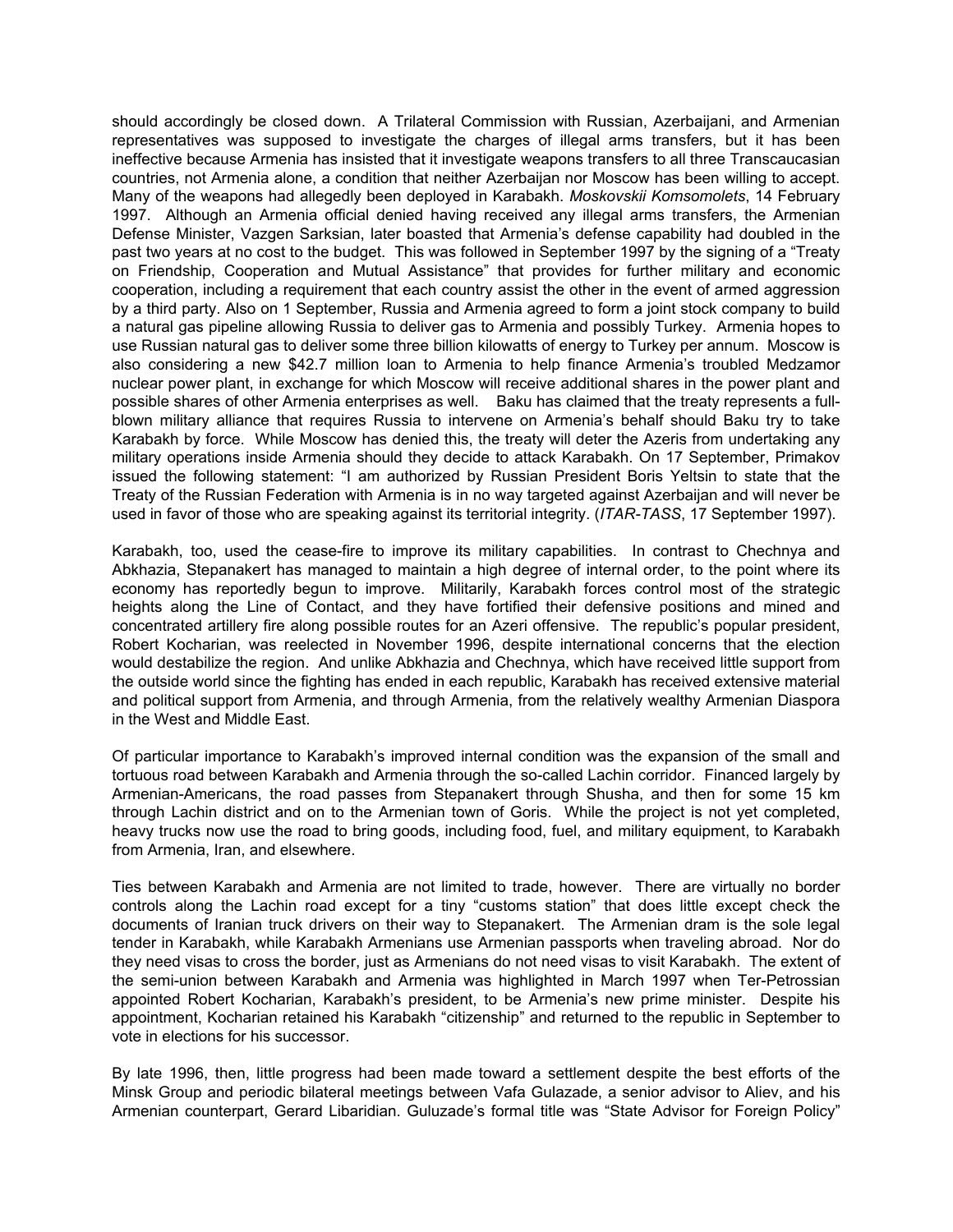should accordingly be closed down. A Trilateral Commission with Russian, Azerbaijani, and Armenian representatives was supposed to investigate the charges of illegal arms transfers, but it has been ineffective because Armenia has insisted that it investigate weapons transfers to all three Transcaucasian countries, not Armenia alone, a condition that neither Azerbaijan nor Moscow has been willing to accept. Many of the weapons had allegedly been deployed in Karabakh. *Moskovskii Komsomolets*, 14 February 1997. Although an Armenia official denied having received any illegal arms transfers, the Armenian Defense Minister, Vazgen Sarksian, later boasted that Armenia's defense capability had doubled in the past two years at no cost to the budget. This was followed in September 1997 by the signing of a "Treaty on Friendship, Cooperation and Mutual Assistance" that provides for further military and economic cooperation, including a requirement that each country assist the other in the event of armed aggression by a third party. Also on 1 September, Russia and Armenia agreed to form a joint stock company to build a natural gas pipeline allowing Russia to deliver gas to Armenia and possibly Turkey. Armenia hopes to use Russian natural gas to deliver some three billion kilowatts of energy to Turkey per annum. Moscow is also considering a new $42.7 million loan to Armenia to help finance Armenia's troubled Medzamor nuclear power plant, in exchange for which Moscow will receive additional shares in the power plant and possible shares of other Armenia enterprises as well. Baku has claimed that the treaty represents a full-blown military alliance that requires Russia to intervene on Armenia's behalf should Baku try to take Karabakh by force. While Moscow has denied this, the treaty will deter the Azeris from undertaking any military operations inside Armenia should they decide to attack Karabakh. On 17 September, Primakov issued the following statement: "I am authorized by Russian President Boris Yeltsin to state that the Treaty of the Russian Federation with Armenia is in no way targeted against Azerbaijan and will never be used in favor of those who are speaking against its territorial integrity. (*ITAR-TASS*, 17 September 1997).

Karabakh, too, used the cease-fire to improve its military capabilities. In contrast to Chechnya and Abkhazia, Stepanakert has managed to maintain a high degree of internal order, to the point where its economy has reportedly begun to improve. Militarily, Karabakh forces control most of the strategic heights along the Line of Contact, and they have fortified their defensive positions and mined and concentrated artillery fire along possible routes for an Azeri offensive. The republic's popular president, Robert Kocharian, was reelected in November 1996, despite international concerns that the election would destabilize the region. And unlike Abkhazia and Chechnya, which have received little support from the outside world since the fighting has ended in each republic, Karabakh has received extensive material and political support from Armenia, and through Armenia, from the relatively wealthy Armenian Diaspora in the West and Middle East.

Of particular importance to Karabakh's improved internal condition was the expansion of the small and tortuous road between Karabakh and Armenia through the so-called Lachin corridor. Financed largely by Armenian-Americans, the road passes from Stepanakert through Shusha, and then for some 15 km through Lachin district and on to the Armenian town of Goris. While the project is not yet completed, heavy trucks now use the road to bring goods, including food, fuel, and military equipment, to Karabakh from Armenia, Iran, and elsewhere.

Ties between Karabakh and Armenia are not limited to trade, however. There are virtually no border controls along the Lachin road except for a tiny "customs station" that does little except check the documents of Iranian truck drivers on their way to Stepanakert. The Armenian dram is the sole legal tender in Karabakh, while Karabakh Armenians use Armenian passports when traveling abroad. Nor do they need visas to cross the border, just as Armenians do not need visas to visit Karabakh. The extent of the semi-union between Karabakh and Armenia was highlighted in March 1997 when Ter-Petrossian appointed Robert Kocharian, Karabakh's president, to be Armenia's new prime minister. Despite his appointment, Kocharian retained his Karabakh "citizenship" and returned to the republic in September to vote in elections for his successor.

By late 1996, then, little progress had been made toward a settlement despite the best efforts of the Minsk Group and periodic bilateral meetings between Vafa Gulazade, a senior advisor to Aliev, and his Armenian counterpart, Gerard Libaridian. Guluzade's formal title was "State Advisor for Foreign Policy"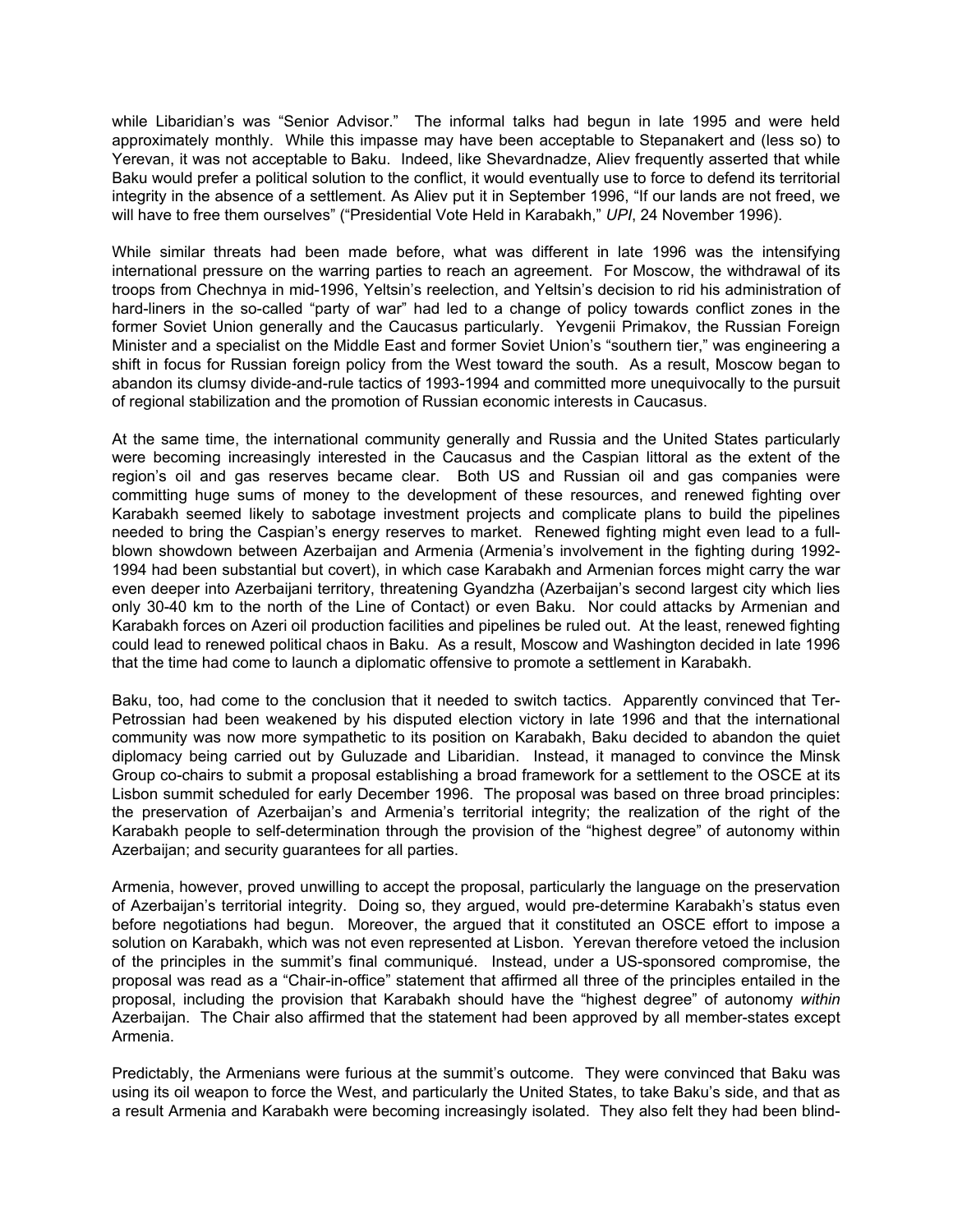while Libaridian's was "Senior Advisor." The informal talks had begun in late 1995 and were held approximately monthly. While this impasse may have been acceptable to Stepanakert and (less so) to Yerevan, it was not acceptable to Baku. Indeed, like Shevardnadze, Aliev frequently asserted that while Baku would prefer a political solution to the conflict, it would eventually use to force to defend its territorial integrity in the absence of a settlement. As Aliev put it in September 1996, "If our lands are not freed, we will have to free them ourselves" ("Presidential Vote Held in Karabakh," *UPI*, 24 November 1996).

While similar threats had been made before, what was different in late 1996 was the intensifying international pressure on the warring parties to reach an agreement. For Moscow, the withdrawal of its troops from Chechnya in mid-1996, Yeltsin's reelection, and Yeltsin's decision to rid his administration of hard-liners in the so-called "party of war" had led to a change of policy towards conflict zones in the former Soviet Union generally and the Caucasus particularly. Yevgenii Primakov, the Russian Foreign Minister and a specialist on the Middle East and former Soviet Union's "southern tier," was engineering a shift in focus for Russian foreign policy from the West toward the south. As a result, Moscow began to abandon its clumsy divide-and-rule tactics of 1993-1994 and committed more unequivocally to the pursuit of regional stabilization and the promotion of Russian economic interests in Caucasus.

At the same time, the international community generally and Russia and the United States particularly were becoming increasingly interested in the Caucasus and the Caspian littoral as the extent of the region's oil and gas reserves became clear. Both US and Russian oil and gas companies were committing huge sums of money to the development of these resources, and renewed fighting over Karabakh seemed likely to sabotage investment projects and complicate plans to build the pipelines needed to bring the Caspian's energy reserves to market. Renewed fighting might even lead to a full-blown showdown between Azerbaijan and Armenia (Armenia's involvement in the fighting during 1992-1994 had been substantial but covert), in which case Karabakh and Armenian forces might carry the war even deeper into Azerbaijani territory, threatening Gyandzha (Azerbaijan's second largest city which lies only 30-40 km to the north of the Line of Contact) or even Baku. Nor could attacks by Armenian and Karabakh forces on Azeri oil production facilities and pipelines be ruled out. At the least, renewed fighting could lead to renewed political chaos in Baku. As a result, Moscow and Washington decided in late 1996 that the time had come to launch a diplomatic offensive to promote a settlement in Karabakh.

Baku, too, had come to the conclusion that it needed to switch tactics. Apparently convinced that Ter-Petrossian had been weakened by his disputed election victory in late 1996 and that the international community was now more sympathetic to its position on Karabakh, Baku decided to abandon the quiet diplomacy being carried out by Guluzade and Libaridian. Instead, it managed to convince the Minsk Group co-chairs to submit a proposal establishing a broad framework for a settlement to the OSCE at its Lisbon summit scheduled for early December 1996. The proposal was based on three broad principles: the preservation of Azerbaijan's and Armenia's territorial integrity; the realization of the right of the Karabakh people to self-determination through the provision of the "highest degree" of autonomy within Azerbaijan; and security guarantees for all parties.

Armenia, however, proved unwilling to accept the proposal, particularly the language on the preservation of Azerbaijan's territorial integrity. Doing so, they argued, would pre-determine Karabakh's status even before negotiations had begun. Moreover, the argued that it constituted an OSCE effort to impose a solution on Karabakh, which was not even represented at Lisbon. Yerevan therefore vetoed the inclusion of the principles in the summit's final communiqué. Instead, under a US-sponsored compromise, the proposal was read as a "Chair-in-office" statement that affirmed all three of the principles entailed in the proposal, including the provision that Karabakh should have the "highest degree" of autonomy *within* Azerbaijan. The Chair also affirmed that the statement had been approved by all member-states except Armenia.

Predictably, the Armenians were furious at the summit's outcome. They were convinced that Baku was using its oil weapon to force the West, and particularly the United States, to take Baku's side, and that as a result Armenia and Karabakh were becoming increasingly isolated. They also felt they had been blind-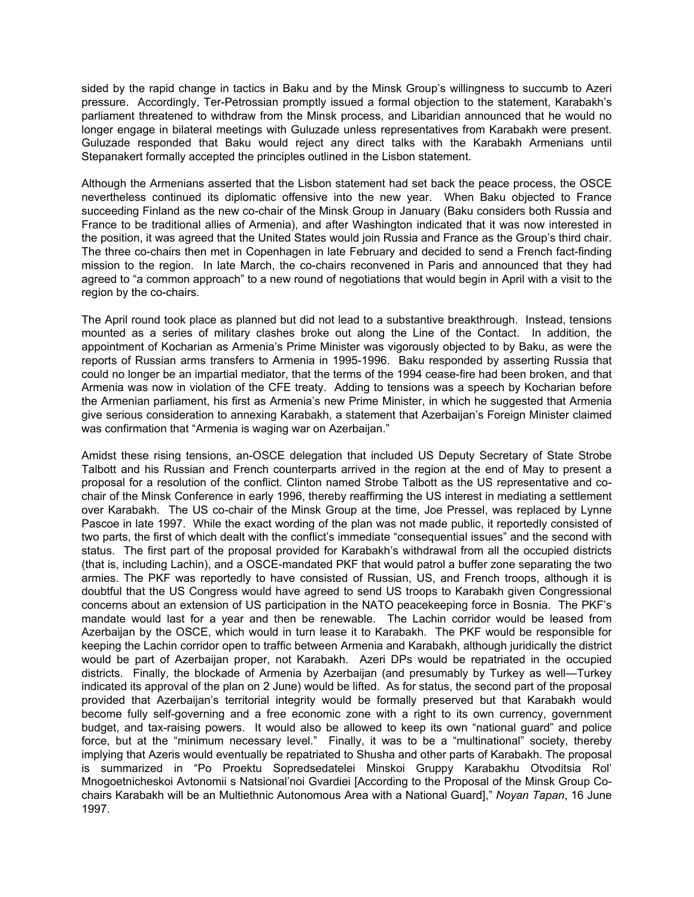sided by the rapid change in tactics in Baku and by the Minsk Group's willingness to succumb to Azeri pressure. Accordingly, Ter-Petrossian promptly issued a formal objection to the statement, Karabakh's parliament threatened to withdraw from the Minsk process, and Libaridian announced that he would no longer engage in bilateral meetings with Guluzade unless representatives from Karabakh were present. Guluzade responded that Baku would reject any direct talks with the Karabakh Armenians until Stepanakert formally accepted the principles outlined in the Lisbon statement.

Although the Armenians asserted that the Lisbon statement had set back the peace process, the OSCE nevertheless continued its diplomatic offensive into the new year. When Baku objected to France succeeding Finland as the new co-chair of the Minsk Group in January (Baku considers both Russia and France to be traditional allies of Armenia), and after Washington indicated that it was now interested in the position, it was agreed that the United States would join Russia and France as the Group's third chair. The three co-chairs then met in Copenhagen in late February and decided to send a French fact-finding mission to the region. In late March, the co-chairs reconvened in Paris and announced that they had agreed to "a common approach" to a new round of negotiations that would begin in April with a visit to the region by the co-chairs.

The April round took place as planned but did not lead to a substantive breakthrough. Instead, tensions mounted as a series of military clashes broke out along the Line of the Contact. In addition, the appointment of Kocharian as Armenia's Prime Minister was vigorously objected to by Baku, as were the reports of Russian arms transfers to Armenia in 1995-1996. Baku responded by asserting Russia that could no longer be an impartial mediator, that the terms of the 1994 cease-fire had been broken, and that Armenia was now in violation of the CFE treaty. Adding to tensions was a speech by Kocharian before the Armenian parliament, his first as Armenia's new Prime Minister, in which he suggested that Armenia give serious consideration to annexing Karabakh, a statement that Azerbaijan's Foreign Minister claimed was confirmation that "Armenia is waging war on Azerbaijan."

Amidst these rising tensions, an-OSCE delegation that included US Deputy Secretary of State Strobe Talbott and his Russian and French counterparts arrived in the region at the end of May to present a proposal for a resolution of the conflict. Clinton named Strobe Talbott as the US representative and co-chair of the Minsk Conference in early 1996, thereby reaffirming the US interest in mediating a settlement over Karabakh. The US co-chair of the Minsk Group at the time, Joe Pressel, was replaced by Lynne Pascoe in late 1997. While the exact wording of the plan was not made public, it reportedly consisted of two parts, the first of which dealt with the conflict's immediate "consequential issues" and the second with status. The first part of the proposal provided for Karabakh's withdrawal from all the occupied districts (that is, including Lachin), and a OSCE-mandated PKF that would patrol a buffer zone separating the two armies. The PKF was reportedly to have consisted of Russian, US, and French troops, although it is doubtful that the US Congress would have agreed to send US troops to Karabakh given Congressional concerns about an extension of US participation in the NATO peacekeeping force in Bosnia. The PKF's mandate would last for a year and then be renewable. The Lachin corridor would be leased from Azerbaijan by the OSCE, which would in turn lease it to Karabakh. The PKF would be responsible for keeping the Lachin corridor open to traffic between Armenia and Karabakh, although juridically the district would be part of Azerbaijan proper, not Karabakh. Azeri DPs would be repatriated in the occupied districts. Finally, the blockade of Armenia by Azerbaijan (and presumably by Turkey as well—Turkey indicated its approval of the plan on 2 June) would be lifted. As for status, the second part of the proposal provided that Azerbaijan's territorial integrity would be formally preserved but that Karabakh would become fully self-governing and a free economic zone with a right to its own currency, government budget, and tax-raising powers. It would also be allowed to keep its own "national guard" and police force, but at the "minimum necessary level." Finally, it was to be a "multinational" society, thereby implying that Azeris would eventually be repatriated to Shusha and other parts of Karabakh. The proposal is summarized in "Po Proektu Sopredsedatelei Minskoi Gruppy Karabakhu Otvoditsia Rol' Mnogoetnicheskoi Avtonomii s Natsional'noi Gvardiei [According to the Proposal of the Minsk Group Co-chairs Karabakh will be an Multiethnic Autonomous Area with a National Guard]," *Noyan Tapan*, 16 June 1997.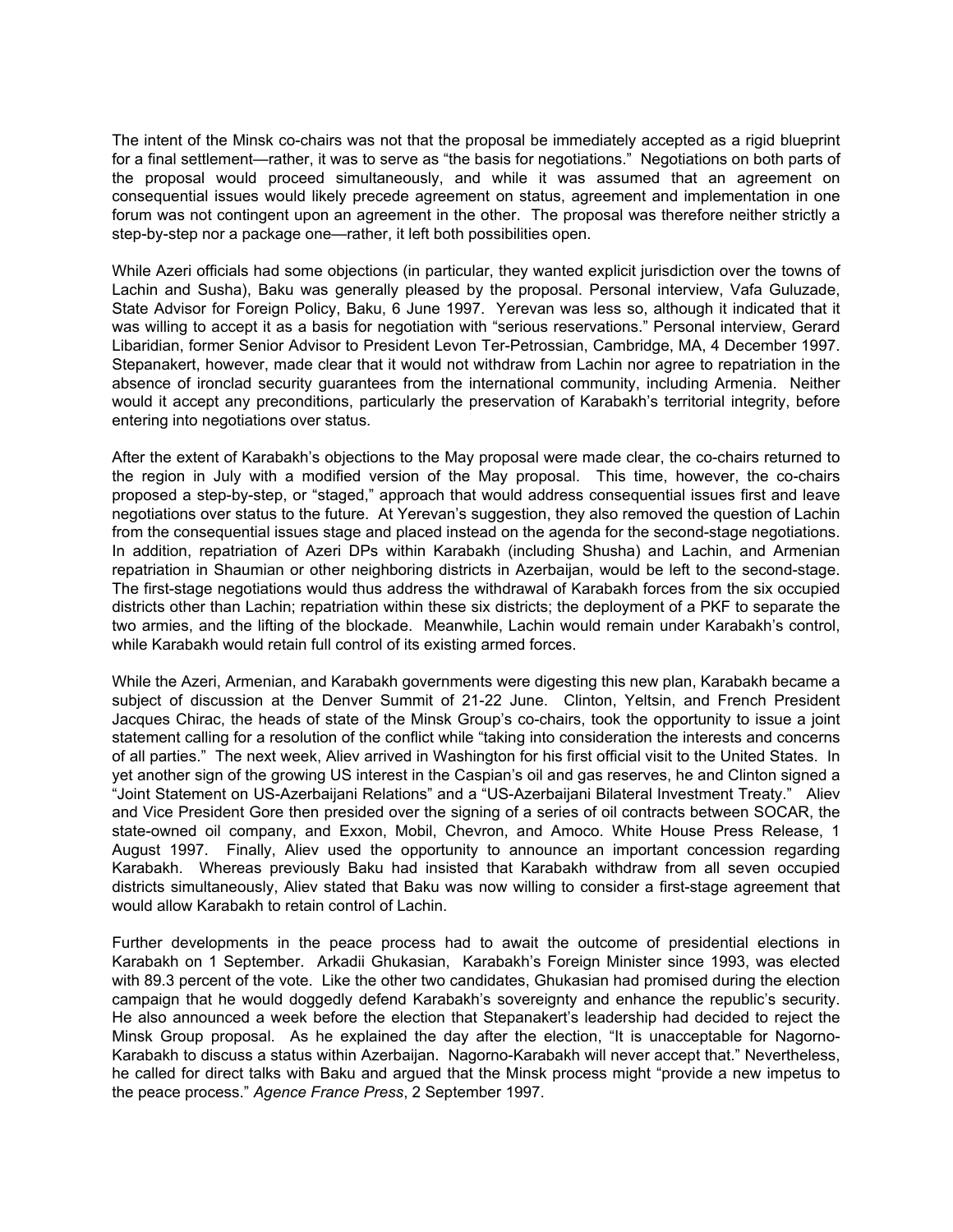The intent of the Minsk co-chairs was not that the proposal be immediately accepted as a rigid blueprint for a final settlement—rather, it was to serve as "the basis for negotiations." Negotiations on both parts of the proposal would proceed simultaneously, and while it was assumed that an agreement on consequential issues would likely precede agreement on status, agreement and implementation in one forum was not contingent upon an agreement in the other. The proposal was therefore neither strictly a step-by-step nor a package one—rather, it left both possibilities open.

While Azeri officials had some objections (in particular, they wanted explicit jurisdiction over the towns of Lachin and Susha), Baku was generally pleased by the proposal. Personal interview, Vafa Guluzade, State Advisor for Foreign Policy, Baku, 6 June 1997. Yerevan was less so, although it indicated that it was willing to accept it as a basis for negotiation with "serious reservations." Personal interview, Gerard Libaridian, former Senior Advisor to President Levon Ter-Petrossian, Cambridge, MA, 4 December 1997. Stepanakert, however, made clear that it would not withdraw from Lachin nor agree to repatriation in the absence of ironclad security guarantees from the international community, including Armenia. Neither would it accept any preconditions, particularly the preservation of Karabakh's territorial integrity, before entering into negotiations over status.

After the extent of Karabakh's objections to the May proposal were made clear, the co-chairs returned to the region in July with a modified version of the May proposal. This time, however, the co-chairs proposed a step-by-step, or "staged," approach that would address consequential issues first and leave negotiations over status to the future. At Yerevan's suggestion, they also removed the question of Lachin from the consequential issues stage and placed instead on the agenda for the second-stage negotiations. In addition, repatriation of Azeri DPs within Karabakh (including Shusha) and Lachin, and Armenian repatriation in Shaumian or other neighboring districts in Azerbaijan, would be left to the second-stage. The first-stage negotiations would thus address the withdrawal of Karabakh forces from the six occupied districts other than Lachin; repatriation within these six districts; the deployment of a PKF to separate the two armies, and the lifting of the blockade. Meanwhile, Lachin would remain under Karabakh's control, while Karabakh would retain full control of its existing armed forces.

While the Azeri, Armenian, and Karabakh governments were digesting this new plan, Karabakh became a subject of discussion at the Denver Summit of 21-22 June. Clinton, Yeltsin, and French President Jacques Chirac, the heads of state of the Minsk Group's co-chairs, took the opportunity to issue a joint statement calling for a resolution of the conflict while "taking into consideration the interests and concerns of all parties." The next week, Aliev arrived in Washington for his first official visit to the United States. In yet another sign of the growing US interest in the Caspian's oil and gas reserves, he and Clinton signed a "Joint Statement on US-Azerbaijani Relations" and a "US-Azerbaijani Bilateral Investment Treaty." Aliev and Vice President Gore then presided over the signing of a series of oil contracts between SOCAR, the state-owned oil company, and Exxon, Mobil, Chevron, and Amoco. White House Press Release, 1 August 1997. Finally, Aliev used the opportunity to announce an important concession regarding Karabakh. Whereas previously Baku had insisted that Karabakh withdraw from all seven occupied districts simultaneously, Aliev stated that Baku was now willing to consider a first-stage agreement that would allow Karabakh to retain control of Lachin.

Further developments in the peace process had to await the outcome of presidential elections in Karabakh on 1 September. Arkadii Ghukasian, Karabakh's Foreign Minister since 1993, was elected with 89.3 percent of the vote. Like the other two candidates, Ghukasian had promised during the election campaign that he would doggedly defend Karabakh's sovereignty and enhance the republic's security. He also announced a week before the election that Stepanakert's leadership had decided to reject the Minsk Group proposal. As he explained the day after the election, "It is unacceptable for Nagorno-Karabakh to discuss a status within Azerbaijan. Nagorno-Karabakh will never accept that." Nevertheless, he called for direct talks with Baku and argued that the Minsk process might "provide a new impetus to the peace process." *Agence France Press*, 2 September 1997.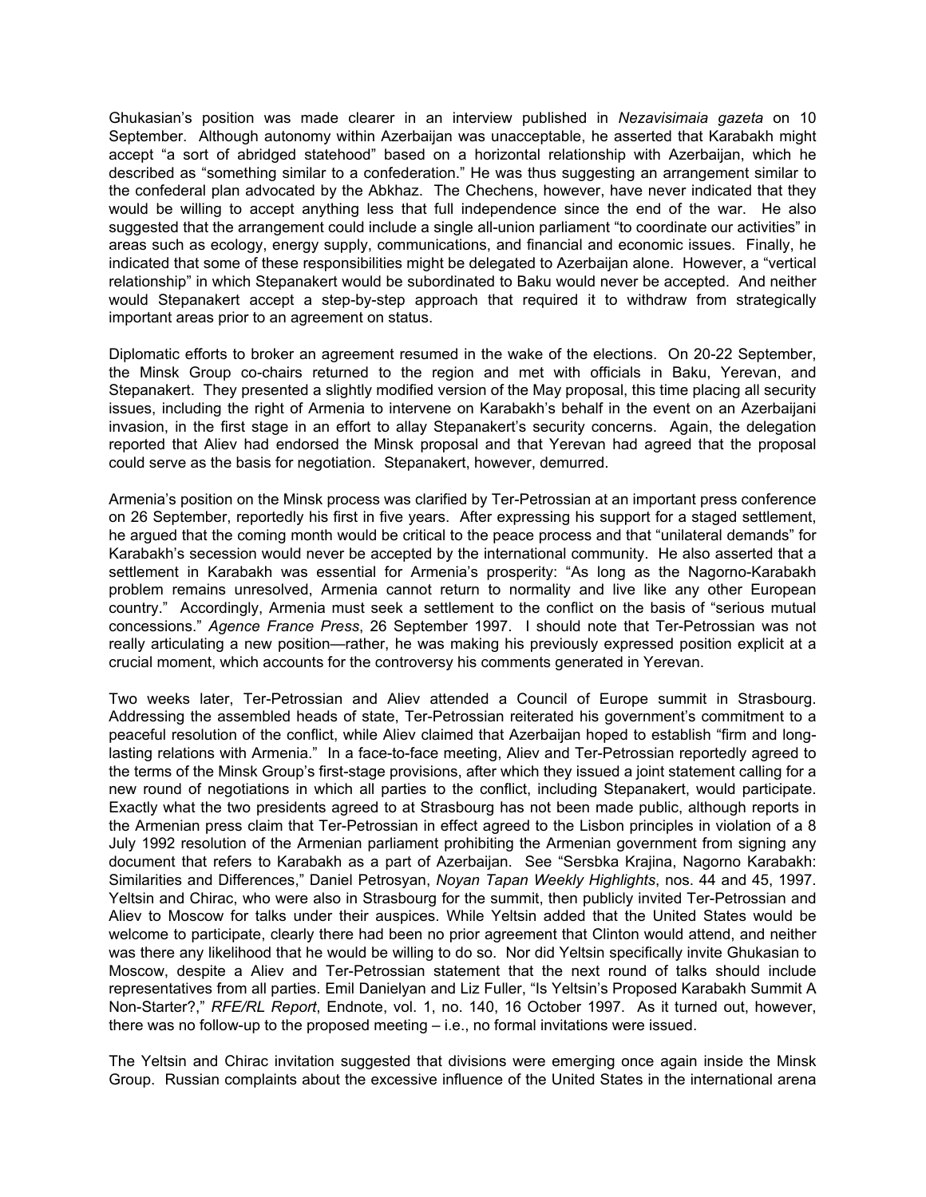Ghukasian's position was made clearer in an interview published in *Nezavisimaia gazeta* on 10 September. Although autonomy within Azerbaijan was unacceptable, he asserted that Karabakh might accept "a sort of abridged statehood" based on a horizontal relationship with Azerbaijan, which he described as "something similar to a confederation." He was thus suggesting an arrangement similar to the confederal plan advocated by the Abkhaz. The Chechens, however, have never indicated that they would be willing to accept anything less that full independence since the end of the war. He also suggested that the arrangement could include a single all-union parliament "to coordinate our activities" in areas such as ecology, energy supply, communications, and financial and economic issues. Finally, he indicated that some of these responsibilities might be delegated to Azerbaijan alone. However, a "vertical relationship" in which Stepanakert would be subordinated to Baku would never be accepted. And neither would Stepanakert accept a step-by-step approach that required it to withdraw from strategically important areas prior to an agreement on status.

Diplomatic efforts to broker an agreement resumed in the wake of the elections. On 20-22 September, the Minsk Group co-chairs returned to the region and met with officials in Baku, Yerevan, and Stepanakert. They presented a slightly modified version of the May proposal, this time placing all security issues, including the right of Armenia to intervene on Karabakh's behalf in the event on an Azerbaijani invasion, in the first stage in an effort to allay Stepanakert's security concerns. Again, the delegation reported that Aliev had endorsed the Minsk proposal and that Yerevan had agreed that the proposal could serve as the basis for negotiation. Stepanakert, however, demurred.

Armenia's position on the Minsk process was clarified by Ter-Petrossian at an important press conference on 26 September, reportedly his first in five years. After expressing his support for a staged settlement, he argued that the coming month would be critical to the peace process and that "unilateral demands" for Karabakh's secession would never be accepted by the international community. He also asserted that a settlement in Karabakh was essential for Armenia's prosperity: "As long as the Nagorno-Karabakh problem remains unresolved, Armenia cannot return to normality and live like any other European country." Accordingly, Armenia must seek a settlement to the conflict on the basis of "serious mutual concessions." *Agence France Press*, 26 September 1997. I should note that Ter-Petrossian was not really articulating a new position—rather, he was making his previously expressed position explicit at a crucial moment, which accounts for the controversy his comments generated in Yerevan.

Two weeks later, Ter-Petrossian and Aliev attended a Council of Europe summit in Strasbourg. Addressing the assembled heads of state, Ter-Petrossian reiterated his government's commitment to a peaceful resolution of the conflict, while Aliev claimed that Azerbaijan hoped to establish "firm and long-lasting relations with Armenia." In a face-to-face meeting, Aliev and Ter-Petrossian reportedly agreed to the terms of the Minsk Group's first-stage provisions, after which they issued a joint statement calling for a new round of negotiations in which all parties to the conflict, including Stepanakert, would participate. Exactly what the two presidents agreed to at Strasbourg has not been made public, although reports in the Armenian press claim that Ter-Petrossian in effect agreed to the Lisbon principles in violation of a 8 July 1992 resolution of the Armenian parliament prohibiting the Armenian government from signing any document that refers to Karabakh as a part of Azerbaijan. See "Sersbka Krajina, Nagorno Karabakh: Similarities and Differences," Daniel Petrosyan, *Noyan Tapan Weekly Highlights*, nos. 44 and 45, 1997. Yeltsin and Chirac, who were also in Strasbourg for the summit, then publicly invited Ter-Petrossian and Aliev to Moscow for talks under their auspices. While Yeltsin added that the United States would be welcome to participate, clearly there had been no prior agreement that Clinton would attend, and neither was there any likelihood that he would be willing to do so. Nor did Yeltsin specifically invite Ghukasian to Moscow, despite a Aliev and Ter-Petrossian statement that the next round of talks should include representatives from all parties. Emil Danielyan and Liz Fuller, "Is Yeltsin's Proposed Karabakh Summit A Non-Starter?," *RFE/RL Report*, Endnote, vol. 1, no. 140, 16 October 1997. As it turned out, however, there was no follow-up to the proposed meeting – i.e., no formal invitations were issued.

The Yeltsin and Chirac invitation suggested that divisions were emerging once again inside the Minsk Group. Russian complaints about the excessive influence of the United States in the international arena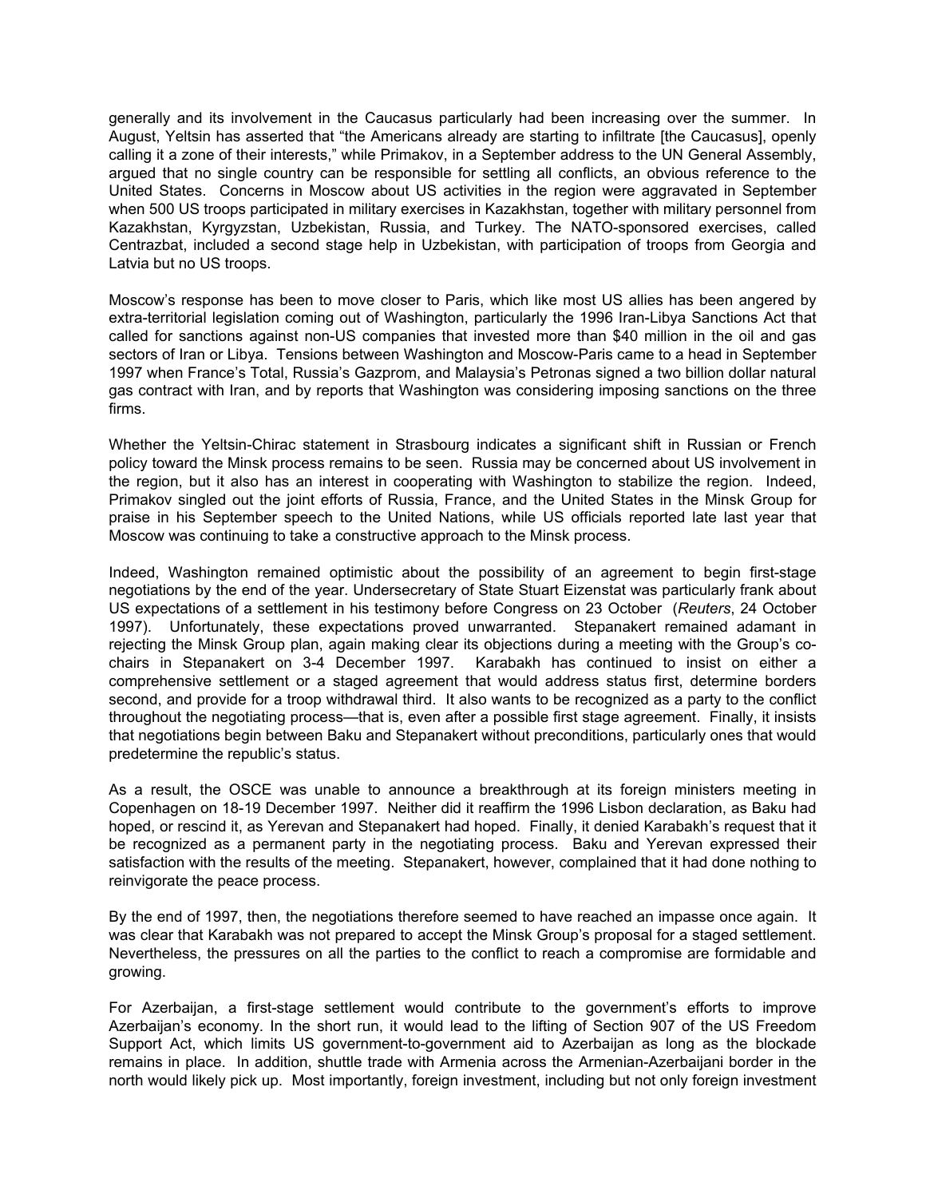generally and its involvement in the Caucasus particularly had been increasing over the summer. In August, Yeltsin has asserted that "the Americans already are starting to infiltrate [the Caucasus], openly calling it a zone of their interests," while Primakov, in a September address to the UN General Assembly, argued that no single country can be responsible for settling all conflicts, an obvious reference to the United States. Concerns in Moscow about US activities in the region were aggravated in September when 500 US troops participated in military exercises in Kazakhstan, together with military personnel from Kazakhstan, Kyrgyzstan, Uzbekistan, Russia, and Turkey. The NATO-sponsored exercises, called Centrazbat, included a second stage help in Uzbekistan, with participation of troops from Georgia and Latvia but no US troops.

Moscow's response has been to move closer to Paris, which like most US allies has been angered by extra-territorial legislation coming out of Washington, particularly the 1996 Iran-Libya Sanctions Act that called for sanctions against non-US companies that invested more than $40 million in the oil and gas sectors of Iran or Libya. Tensions between Washington and Moscow-Paris came to a head in September 1997 when France's Total, Russia's Gazprom, and Malaysia's Petronas signed a two billion dollar natural gas contract with Iran, and by reports that Washington was considering imposing sanctions on the three firms.

Whether the Yeltsin-Chirac statement in Strasbourg indicates a significant shift in Russian or French policy toward the Minsk process remains to be seen. Russia may be concerned about US involvement in the region, but it also has an interest in cooperating with Washington to stabilize the region. Indeed, Primakov singled out the joint efforts of Russia, France, and the United States in the Minsk Group for praise in his September speech to the United Nations, while US officials reported late last year that Moscow was continuing to take a constructive approach to the Minsk process.

Indeed, Washington remained optimistic about the possibility of an agreement to begin first-stage negotiations by the end of the year. Undersecretary of State Stuart Eizenstat was particularly frank about US expectations of a settlement in his testimony before Congress on 23 October (*Reuters*, 24 October 1997). Unfortunately, these expectations proved unwarranted. Stepanakert remained adamant in rejecting the Minsk Group plan, again making clear its objections during a meeting with the Group's co-chairs in Stepanakert on 3-4 December 1997. Karabakh has continued to insist on either a comprehensive settlement or a staged agreement that would address status first, determine borders second, and provide for a troop withdrawal third. It also wants to be recognized as a party to the conflict throughout the negotiating process—that is, even after a possible first stage agreement. Finally, it insists that negotiations begin between Baku and Stepanakert without preconditions, particularly ones that would predetermine the republic's status.

As a result, the OSCE was unable to announce a breakthrough at its foreign ministers meeting in Copenhagen on 18-19 December 1997. Neither did it reaffirm the 1996 Lisbon declaration, as Baku had hoped, or rescind it, as Yerevan and Stepanakert had hoped. Finally, it denied Karabakh's request that it be recognized as a permanent party in the negotiating process. Baku and Yerevan expressed their satisfaction with the results of the meeting. Stepanakert, however, complained that it had done nothing to reinvigorate the peace process.

By the end of 1997, then, the negotiations therefore seemed to have reached an impasse once again. It was clear that Karabakh was not prepared to accept the Minsk Group's proposal for a staged settlement. Nevertheless, the pressures on all the parties to the conflict to reach a compromise are formidable and growing.

For Azerbaijan, a first-stage settlement would contribute to the government's efforts to improve Azerbaijan's economy. In the short run, it would lead to the lifting of Section 907 of the US Freedom Support Act, which limits US government-to-government aid to Azerbaijan as long as the blockade remains in place. In addition, shuttle trade with Armenia across the Armenian-Azerbaijani border in the north would likely pick up. Most importantly, foreign investment, including but not only foreign investment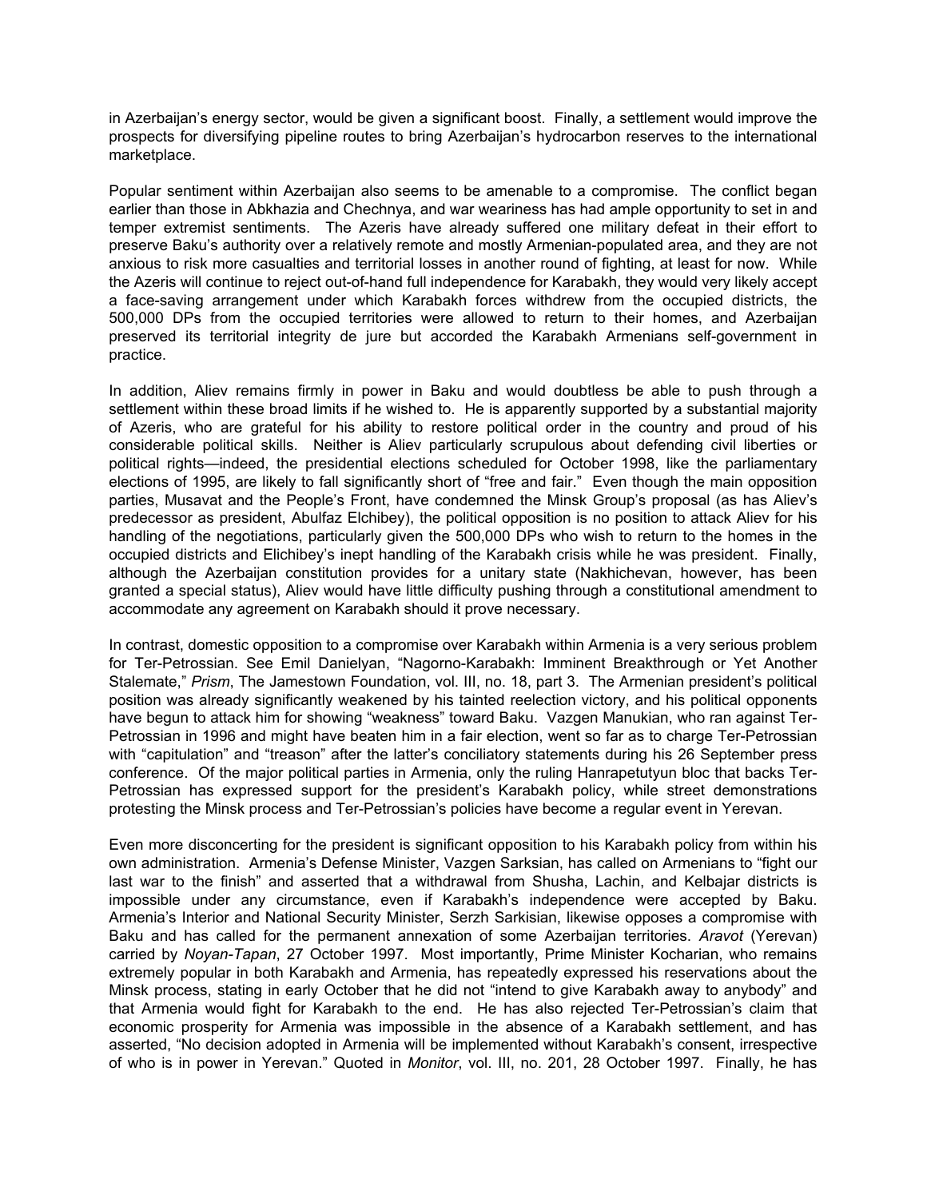in Azerbaijan's energy sector, would be given a significant boost. Finally, a settlement would improve the prospects for diversifying pipeline routes to bring Azerbaijan's hydrocarbon reserves to the international marketplace.

Popular sentiment within Azerbaijan also seems to be amenable to a compromise. The conflict began earlier than those in Abkhazia and Chechnya, and war weariness has had ample opportunity to set in and temper extremist sentiments. The Azeris have already suffered one military defeat in their effort to preserve Baku's authority over a relatively remote and mostly Armenian-populated area, and they are not anxious to risk more casualties and territorial losses in another round of fighting, at least for now. While the Azeris will continue to reject out-of-hand full independence for Karabakh, they would very likely accept a face-saving arrangement under which Karabakh forces withdrew from the occupied districts, the 500,000 DPs from the occupied territories were allowed to return to their homes, and Azerbaijan preserved its territorial integrity de jure but accorded the Karabakh Armenians self-government in practice.

In addition, Aliev remains firmly in power in Baku and would doubtless be able to push through a settlement within these broad limits if he wished to. He is apparently supported by a substantial majority of Azeris, who are grateful for his ability to restore political order in the country and proud of his considerable political skills. Neither is Aliev particularly scrupulous about defending civil liberties or political rights—indeed, the presidential elections scheduled for October 1998, like the parliamentary elections of 1995, are likely to fall significantly short of "free and fair." Even though the main opposition parties, Musavat and the People's Front, have condemned the Minsk Group's proposal (as has Aliev's predecessor as president, Abulfaz Elchibey), the political opposition is no position to attack Aliev for his handling of the negotiations, particularly given the 500,000 DPs who wish to return to the homes in the occupied districts and Elichibey's inept handling of the Karabakh crisis while he was president. Finally, although the Azerbaijan constitution provides for a unitary state (Nakhichevan, however, has been granted a special status), Aliev would have little difficulty pushing through a constitutional amendment to accommodate any agreement on Karabakh should it prove necessary.

In contrast, domestic opposition to a compromise over Karabakh within Armenia is a very serious problem for Ter-Petrossian. See Emil Danielyan, "Nagorno-Karabakh: Imminent Breakthrough or Yet Another Stalemate," *Prism*, The Jamestown Foundation, vol. III, no. 18, part 3. The Armenian president's political position was already significantly weakened by his tainted reelection victory, and his political opponents have begun to attack him for showing "weakness" toward Baku. Vazgen Manukian, who ran against Ter-Petrossian in 1996 and might have beaten him in a fair election, went so far as to charge Ter-Petrossian with "capitulation" and "treason" after the latter's conciliatory statements during his 26 September press conference. Of the major political parties in Armenia, only the ruling Hanrapetutyun bloc that backs Ter-Petrossian has expressed support for the president's Karabakh policy, while street demonstrations protesting the Minsk process and Ter-Petrossian's policies have become a regular event in Yerevan.

Even more disconcerting for the president is significant opposition to his Karabakh policy from within his own administration. Armenia's Defense Minister, Vazgen Sarksian, has called on Armenians to "fight our last war to the finish" and asserted that a withdrawal from Shusha, Lachin, and Kelbajar districts is impossible under any circumstance, even if Karabakh's independence were accepted by Baku. Armenia's Interior and National Security Minister, Serzh Sarkisian, likewise opposes a compromise with Baku and has called for the permanent annexation of some Azerbaijan territories. *Aravot* (Yerevan) carried by *Noyan-Tapan*, 27 October 1997. Most importantly, Prime Minister Kocharian, who remains extremely popular in both Karabakh and Armenia, has repeatedly expressed his reservations about the Minsk process, stating in early October that he did not "intend to give Karabakh away to anybody" and that Armenia would fight for Karabakh to the end. He has also rejected Ter-Petrossian's claim that economic prosperity for Armenia was impossible in the absence of a Karabakh settlement, and has asserted, "No decision adopted in Armenia will be implemented without Karabakh's consent, irrespective of who is in power in Yerevan." Quoted in *Monitor*, vol. III, no. 201, 28 October 1997. Finally, he has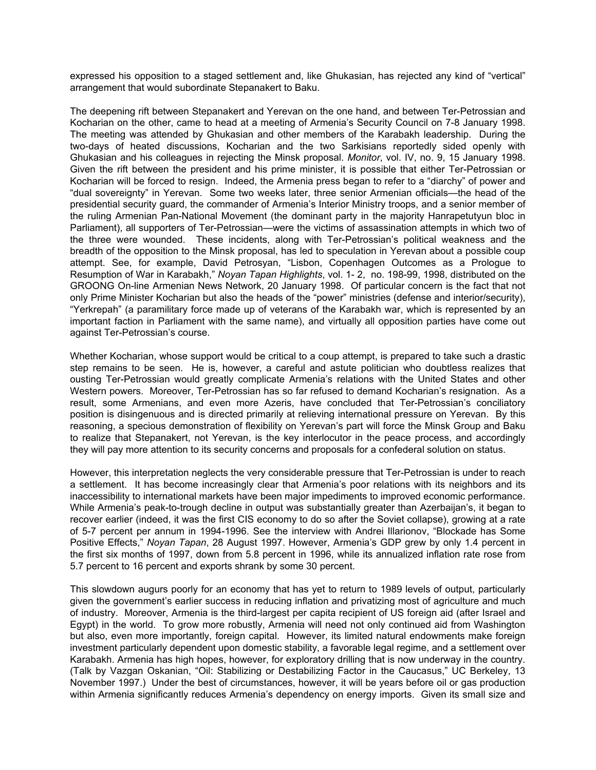expressed his opposition to a staged settlement and, like Ghukasian, has rejected any kind of "vertical" arrangement that would subordinate Stepanakert to Baku.

The deepening rift between Stepanakert and Yerevan on the one hand, and between Ter-Petrossian and Kocharian on the other, came to head at a meeting of Armenia's Security Council on 7-8 January 1998. The meeting was attended by Ghukasian and other members of the Karabakh leadership. During the two-days of heated discussions, Kocharian and the two Sarkisians reportedly sided openly with Ghukasian and his colleagues in rejecting the Minsk proposal. *Monitor*, vol. IV, no. 9, 15 January 1998. Given the rift between the president and his prime minister, it is possible that either Ter-Petrossian or Kocharian will be forced to resign. Indeed, the Armenia press began to refer to a "diarchy" of power and "dual sovereignty" in Yerevan. Some two weeks later, three senior Armenian officials—the head of the presidential security guard, the commander of Armenia's Interior Ministry troops, and a senior member of the ruling Armenian Pan-National Movement (the dominant party in the majority Hanrapetutyun bloc in Parliament), all supporters of Ter-Petrossian—were the victims of assassination attempts in which two of the three were wounded. These incidents, along with Ter-Petrossian's political weakness and the breadth of the opposition to the Minsk proposal, has led to speculation in Yerevan about a possible coup attempt. See, for example, David Petrosyan, "Lisbon, Copenhagen Outcomes as a Prologue to Resumption of War in Karabakh," *Noyan Tapan Highlights*, vol. 1- 2, no. 198-99, 1998, distributed on the GROONG On-line Armenian News Network, 20 January 1998. Of particular concern is the fact that not only Prime Minister Kocharian but also the heads of the "power" ministries (defense and interior/security), "Yerkrepah" (a paramilitary force made up of veterans of the Karabakh war, which is represented by an important faction in Parliament with the same name), and virtually all opposition parties have come out against Ter-Petrossian's course.

Whether Kocharian, whose support would be critical to a coup attempt, is prepared to take such a drastic step remains to be seen. He is, however, a careful and astute politician who doubtless realizes that ousting Ter-Petrossian would greatly complicate Armenia's relations with the United States and other Western powers. Moreover, Ter-Petrossian has so far refused to demand Kocharian's resignation. As a result, some Armenians, and even more Azeris, have concluded that Ter-Petrossian's conciliatory position is disingenuous and is directed primarily at relieving international pressure on Yerevan. By this reasoning, a specious demonstration of flexibility on Yerevan's part will force the Minsk Group and Baku to realize that Stepanakert, not Yerevan, is the key interlocutor in the peace process, and accordingly they will pay more attention to its security concerns and proposals for a confederal solution on status.

However, this interpretation neglects the very considerable pressure that Ter-Petrossian is under to reach a settlement. It has become increasingly clear that Armenia's poor relations with its neighbors and its inaccessibility to international markets have been major impediments to improved economic performance. While Armenia's peak-to-trough decline in output was substantially greater than Azerbaijan's, it began to recover earlier (indeed, it was the first CIS economy to do so after the Soviet collapse), growing at a rate of 5-7 percent per annum in 1994-1996. See the interview with Andrei Illarionov, "Blockade has Some Positive Effects," *Noyan Tapan*, 28 August 1997. However, Armenia's GDP grew by only 1.4 percent in the first six months of 1997, down from 5.8 percent in 1996, while its annualized inflation rate rose from 5.7 percent to 16 percent and exports shrank by some 30 percent.

This slowdown augurs poorly for an economy that has yet to return to 1989 levels of output, particularly given the government's earlier success in reducing inflation and privatizing most of agriculture and much of industry. Moreover, Armenia is the third-largest per capita recipient of US foreign aid (after Israel and Egypt) in the world. To grow more robustly, Armenia will need not only continued aid from Washington but also, even more importantly, foreign capital. However, its limited natural endowments make foreign investment particularly dependent upon domestic stability, a favorable legal regime, and a settlement over Karabakh. Armenia has high hopes, however, for exploratory drilling that is now underway in the country. (Talk by Vazgan Oskanian, "Oil: Stabilizing or Destabilizing Factor in the Caucasus," UC Berkeley, 13 November 1997.) Under the best of circumstances, however, it will be years before oil or gas production within Armenia significantly reduces Armenia's dependency on energy imports. Given its small size and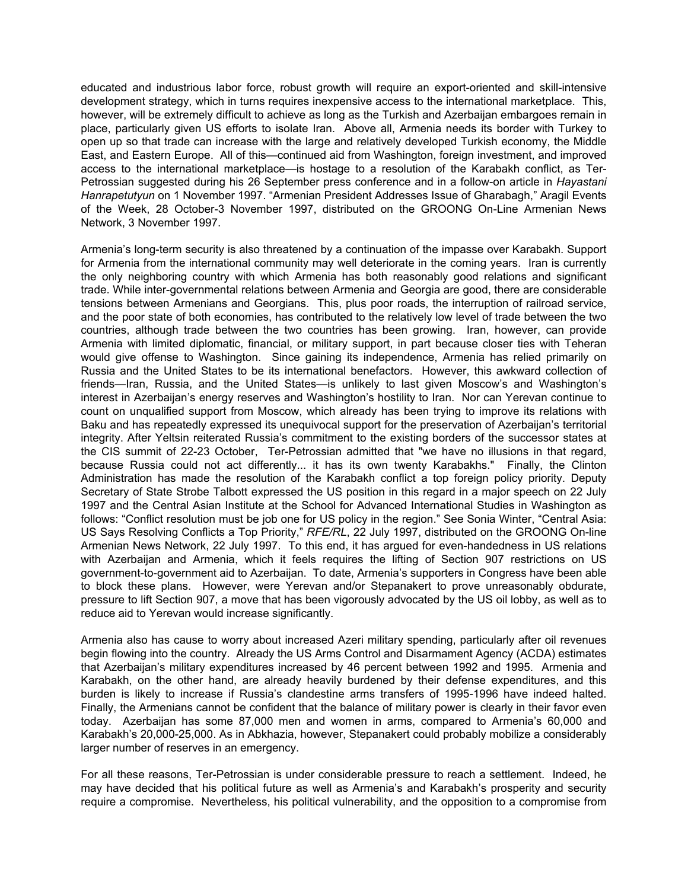educated and industrious labor force, robust growth will require an export-oriented and skill-intensive development strategy, which in turns requires inexpensive access to the international marketplace. This, however, will be extremely difficult to achieve as long as the Turkish and Azerbaijan embargoes remain in place, particularly given US efforts to isolate Iran. Above all, Armenia needs its border with Turkey to open up so that trade can increase with the large and relatively developed Turkish economy, the Middle East, and Eastern Europe. All of this—continued aid from Washington, foreign investment, and improved access to the international marketplace—is hostage to a resolution of the Karabakh conflict, as Ter-Petrossian suggested during his 26 September press conference and in a follow-on article in *Hayastani Hanrapetutyun* on 1 November 1997. “Armenian President Addresses Issue of Gharabagh,” Aragil Events of the Week, 28 October-3 November 1997, distributed on the GROONG On-Line Armenian News Network, 3 November 1997.

Armenia’s long-term security is also threatened by a continuation of the impasse over Karabakh. Support for Armenia from the international community may well deteriorate in the coming years. Iran is currently the only neighboring country with which Armenia has both reasonably good relations and significant trade. While inter-governmental relations between Armenia and Georgia are good, there are considerable tensions between Armenians and Georgians. This, plus poor roads, the interruption of railroad service, and the poor state of both economies, has contributed to the relatively low level of trade between the two countries, although trade between the two countries has been growing. Iran, however, can provide Armenia with limited diplomatic, financial, or military support, in part because closer ties with Teheran would give offense to Washington. Since gaining its independence, Armenia has relied primarily on Russia and the United States to be its international benefactors. However, this awkward collection of friends—Iran, Russia, and the United States—is unlikely to last given Moscow’s and Washington’s interest in Azerbaijan’s energy reserves and Washington’s hostility to Iran. Nor can Yerevan continue to count on unqualified support from Moscow, which already has been trying to improve its relations with Baku and has repeatedly expressed its unequivocal support for the preservation of Azerbaijan’s territorial integrity. After Yeltsin reiterated Russia’s commitment to the existing borders of the successor states at the CIS summit of 22-23 October, Ter-Petrossian admitted that "we have no illusions in that regard, because Russia could not act differently... it has its own twenty Karabakhs." Finally, the Clinton Administration has made the resolution of the Karabakh conflict a top foreign policy priority. Deputy Secretary of State Strobe Talbott expressed the US position in this regard in a major speech on 22 July 1997 and the Central Asian Institute at the School for Advanced International Studies in Washington as follows: “Conflict resolution must be job one for US policy in the region.” See Sonia Winter, “Central Asia: US Says Resolving Conflicts a Top Priority,” *RFE/RL*, 22 July 1997, distributed on the GROONG On-line Armenian News Network, 22 July 1997. To this end, it has argued for even-handedness in US relations with Azerbaijan and Armenia, which it feels requires the lifting of Section 907 restrictions on US government-to-government aid to Azerbaijan. To date, Armenia’s supporters in Congress have been able to block these plans. However, were Yerevan and/or Stepanakert to prove unreasonably obdurate, pressure to lift Section 907, a move that has been vigorously advocated by the US oil lobby, as well as to reduce aid to Yerevan would increase significantly.

Armenia also has cause to worry about increased Azeri military spending, particularly after oil revenues begin flowing into the country. Already the US Arms Control and Disarmament Agency (ACDA) estimates that Azerbaijan’s military expenditures increased by 46 percent between 1992 and 1995. Armenia and Karabakh, on the other hand, are already heavily burdened by their defense expenditures, and this burden is likely to increase if Russia’s clandestine arms transfers of 1995-1996 have indeed halted. Finally, the Armenians cannot be confident that the balance of military power is clearly in their favor even today. Azerbaijan has some 87,000 men and women in arms, compared to Armenia’s 60,000 and Karabakh’s 20,000-25,000. As in Abkhazia, however, Stepanakert could probably mobilize a considerably larger number of reserves in an emergency.

For all these reasons, Ter-Petrossian is under considerable pressure to reach a settlement. Indeed, he may have decided that his political future as well as Armenia’s and Karabakh’s prosperity and security require a compromise. Nevertheless, his political vulnerability, and the opposition to a compromise from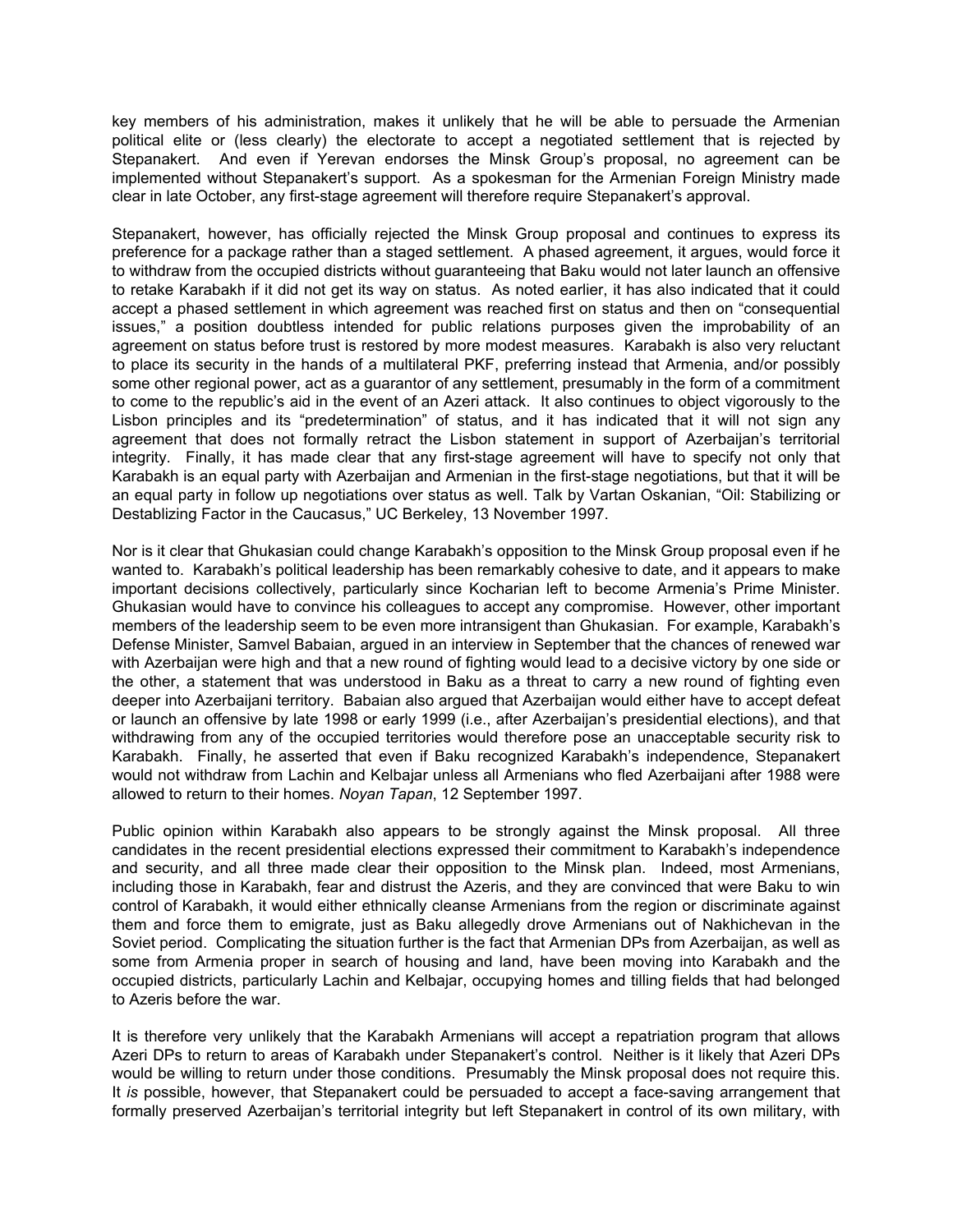key members of his administration, makes it unlikely that he will be able to persuade the Armenian political elite or (less clearly) the electorate to accept a negotiated settlement that is rejected by Stepanakert. And even if Yerevan endorses the Minsk Group's proposal, no agreement can be implemented without Stepanakert's support. As a spokesman for the Armenian Foreign Ministry made clear in late October, any first-stage agreement will therefore require Stepanakert's approval.

Stepanakert, however, has officially rejected the Minsk Group proposal and continues to express its preference for a package rather than a staged settlement. A phased agreement, it argues, would force it to withdraw from the occupied districts without guaranteeing that Baku would not later launch an offensive to retake Karabakh if it did not get its way on status. As noted earlier, it has also indicated that it could accept a phased settlement in which agreement was reached first on status and then on "consequential issues," a position doubtless intended for public relations purposes given the improbability of an agreement on status before trust is restored by more modest measures. Karabakh is also very reluctant to place its security in the hands of a multilateral PKF, preferring instead that Armenia, and/or possibly some other regional power, act as a guarantor of any settlement, presumably in the form of a commitment to come to the republic's aid in the event of an Azeri attack. It also continues to object vigorously to the Lisbon principles and its "predetermination" of status, and it has indicated that it will not sign any agreement that does not formally retract the Lisbon statement in support of Azerbaijan's territorial integrity. Finally, it has made clear that any first-stage agreement will have to specify not only that Karabakh is an equal party with Azerbaijan and Armenian in the first-stage negotiations, but that it will be an equal party in follow up negotiations over status as well. Talk by Vartan Oskanian, "Oil: Stabilizing or Destablizing Factor in the Caucasus," UC Berkeley, 13 November 1997.

Nor is it clear that Ghukasian could change Karabakh's opposition to the Minsk Group proposal even if he wanted to. Karabakh's political leadership has been remarkably cohesive to date, and it appears to make important decisions collectively, particularly since Kocharian left to become Armenia's Prime Minister. Ghukasian would have to convince his colleagues to accept any compromise. However, other important members of the leadership seem to be even more intransigent than Ghukasian. For example, Karabakh's Defense Minister, Samvel Babaian, argued in an interview in September that the chances of renewed war with Azerbaijan were high and that a new round of fighting would lead to a decisive victory by one side or the other, a statement that was understood in Baku as a threat to carry a new round of fighting even deeper into Azerbaijani territory. Babaian also argued that Azerbaijan would either have to accept defeat or launch an offensive by late 1998 or early 1999 (i.e., after Azerbaijan's presidential elections), and that withdrawing from any of the occupied territories would therefore pose an unacceptable security risk to Karabakh. Finally, he asserted that even if Baku recognized Karabakh's independence, Stepanakert would not withdraw from Lachin and Kelbajar unless all Armenians who fled Azerbaijani after 1988 were allowed to return to their homes. *Noyan Tapan*, 12 September 1997.

Public opinion within Karabakh also appears to be strongly against the Minsk proposal. All three candidates in the recent presidential elections expressed their commitment to Karabakh's independence and security, and all three made clear their opposition to the Minsk plan. Indeed, most Armenians, including those in Karabakh, fear and distrust the Azeris, and they are convinced that were Baku to win control of Karabakh, it would either ethnically cleanse Armenians from the region or discriminate against them and force them to emigrate, just as Baku allegedly drove Armenians out of Nakhichevan in the Soviet period. Complicating the situation further is the fact that Armenian DPs from Azerbaijan, as well as some from Armenia proper in search of housing and land, have been moving into Karabakh and the occupied districts, particularly Lachin and Kelbajar, occupying homes and tilling fields that had belonged to Azeris before the war.

It is therefore very unlikely that the Karabakh Armenians will accept a repatriation program that allows Azeri DPs to return to areas of Karabakh under Stepanakert's control. Neither is it likely that Azeri DPs would be willing to return under those conditions. Presumably the Minsk proposal does not require this. It *is* possible, however, that Stepanakert could be persuaded to accept a face-saving arrangement that formally preserved Azerbaijan's territorial integrity but left Stepanakert in control of its own military, with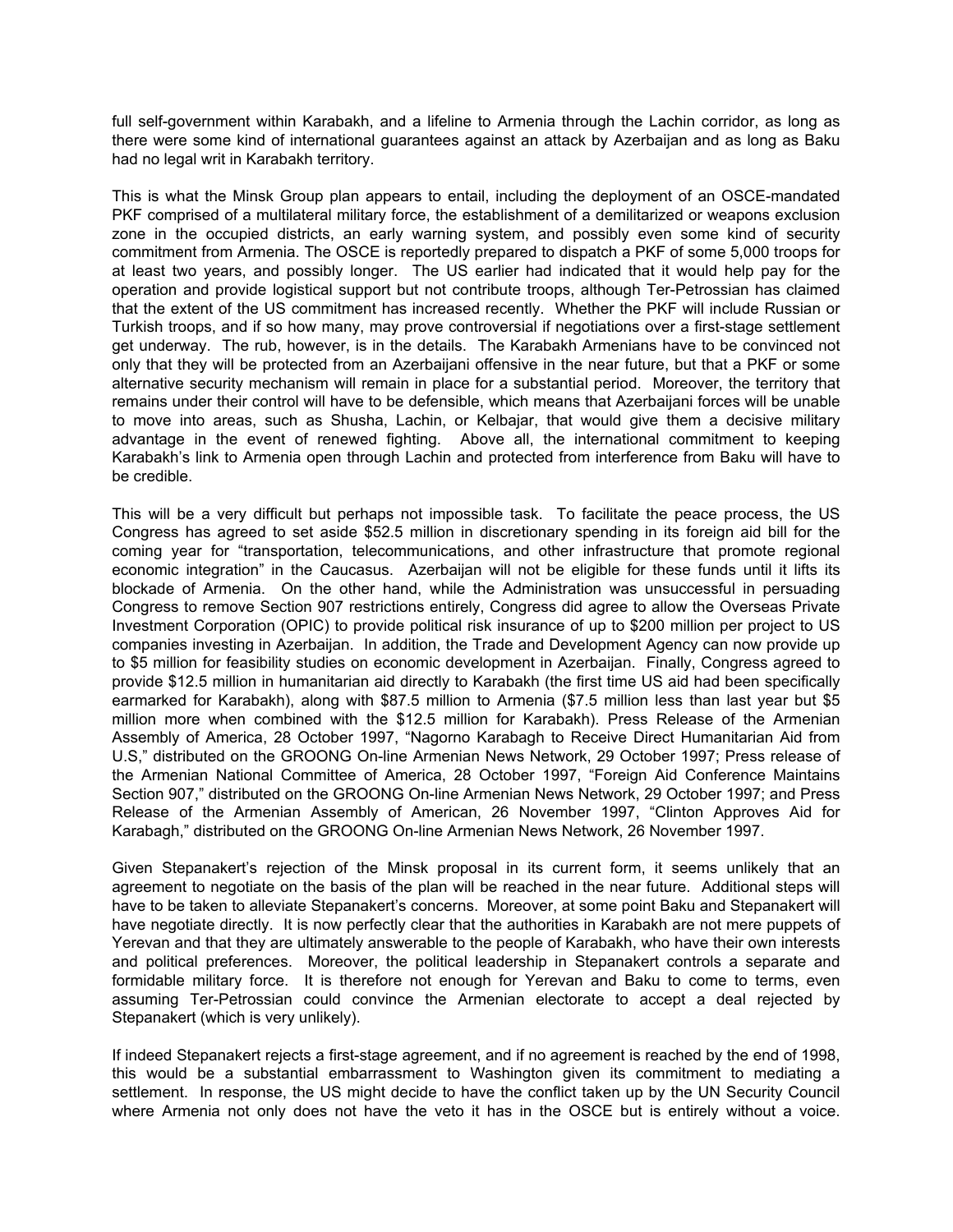full self-government within Karabakh, and a lifeline to Armenia through the Lachin corridor, as long as there were some kind of international guarantees against an attack by Azerbaijan and as long as Baku had no legal writ in Karabakh territory.

This is what the Minsk Group plan appears to entail, including the deployment of an OSCE-mandated PKF comprised of a multilateral military force, the establishment of a demilitarized or weapons exclusion zone in the occupied districts, an early warning system, and possibly even some kind of security commitment from Armenia. The OSCE is reportedly prepared to dispatch a PKF of some 5,000 troops for at least two years, and possibly longer. The US earlier had indicated that it would help pay for the operation and provide logistical support but not contribute troops, although Ter-Petrossian has claimed that the extent of the US commitment has increased recently. Whether the PKF will include Russian or Turkish troops, and if so how many, may prove controversial if negotiations over a first-stage settlement get underway. The rub, however, is in the details. The Karabakh Armenians have to be convinced not only that they will be protected from an Azerbaijani offensive in the near future, but that a PKF or some alternative security mechanism will remain in place for a substantial period. Moreover, the territory that remains under their control will have to be defensible, which means that Azerbaijani forces will be unable to move into areas, such as Shusha, Lachin, or Kelbajar, that would give them a decisive military advantage in the event of renewed fighting. Above all, the international commitment to keeping Karabakh's link to Armenia open through Lachin and protected from interference from Baku will have to be credible.

This will be a very difficult but perhaps not impossible task. To facilitate the peace process, the US Congress has agreed to set aside $52.5 million in discretionary spending in its foreign aid bill for the coming year for "transportation, telecommunications, and other infrastructure that promote regional economic integration" in the Caucasus. Azerbaijan will not be eligible for these funds until it lifts its blockade of Armenia. On the other hand, while the Administration was unsuccessful in persuading Congress to remove Section 907 restrictions entirely, Congress did agree to allow the Overseas Private Investment Corporation (OPIC) to provide political risk insurance of up to $200 million per project to US companies investing in Azerbaijan. In addition, the Trade and Development Agency can now provide up to $5 million for feasibility studies on economic development in Azerbaijan. Finally, Congress agreed to provide $12.5 million in humanitarian aid directly to Karabakh (the first time US aid had been specifically earmarked for Karabakh), along with $87.5 million to Armenia ($7.5 million less than last year but $5 million more when combined with the $12.5 million for Karabakh). Press Release of the Armenian Assembly of America, 28 October 1997, "Nagorno Karabagh to Receive Direct Humanitarian Aid from U.S," distributed on the GROONG On-line Armenian News Network, 29 October 1997; Press release of the Armenian National Committee of America, 28 October 1997, "Foreign Aid Conference Maintains Section 907," distributed on the GROONG On-line Armenian News Network, 29 October 1997; and Press Release of the Armenian Assembly of American, 26 November 1997, "Clinton Approves Aid for Karabagh," distributed on the GROONG On-line Armenian News Network, 26 November 1997.

Given Stepanakert's rejection of the Minsk proposal in its current form, it seems unlikely that an agreement to negotiate on the basis of the plan will be reached in the near future. Additional steps will have to be taken to alleviate Stepanakert's concerns. Moreover, at some point Baku and Stepanakert will have negotiate directly. It is now perfectly clear that the authorities in Karabakh are not mere puppets of Yerevan and that they are ultimately answerable to the people of Karabakh, who have their own interests and political preferences. Moreover, the political leadership in Stepanakert controls a separate and formidable military force. It is therefore not enough for Yerevan and Baku to come to terms, even assuming Ter-Petrossian could convince the Armenian electorate to accept a deal rejected by Stepanakert (which is very unlikely).

If indeed Stepanakert rejects a first-stage agreement, and if no agreement is reached by the end of 1998, this would be a substantial embarrassment to Washington given its commitment to mediating a settlement. In response, the US might decide to have the conflict taken up by the UN Security Council where Armenia not only does not have the veto it has in the OSCE but is entirely without a voice.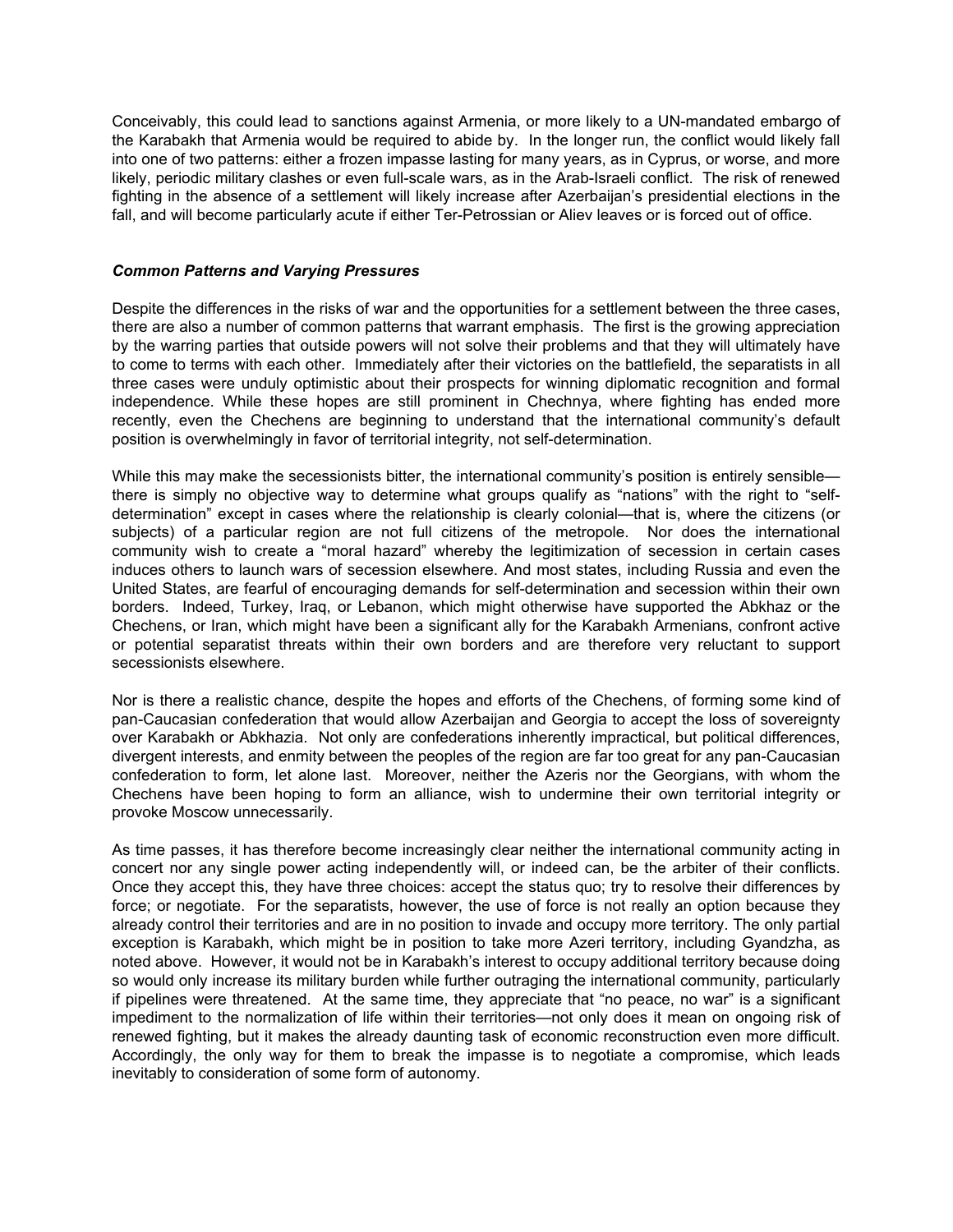Conceivably, this could lead to sanctions against Armenia, or more likely to a UN-mandated embargo of the Karabakh that Armenia would be required to abide by. In the longer run, the conflict would likely fall into one of two patterns: either a frozen impasse lasting for many years, as in Cyprus, or worse, and more likely, periodic military clashes or even full-scale wars, as in the Arab-Israeli conflict. The risk of renewed fighting in the absence of a settlement will likely increase after Azerbaijan's presidential elections in the fall, and will become particularly acute if either Ter-Petrossian or Aliev leaves or is forced out of office.

### *Common Patterns and Varying Pressures*

Despite the differences in the risks of war and the opportunities for a settlement between the three cases, there are also a number of common patterns that warrant emphasis. The first is the growing appreciation by the warring parties that outside powers will not solve their problems and that they will ultimately have to come to terms with each other. Immediately after their victories on the battlefield, the separatists in all three cases were unduly optimistic about their prospects for winning diplomatic recognition and formal independence. While these hopes are still prominent in Chechnya, where fighting has ended more recently, even the Chechens are beginning to understand that the international community's default position is overwhelmingly in favor of territorial integrity, not self-determination.

While this may make the secessionists bitter, the international community's position is entirely sensible—there is simply no objective way to determine what groups qualify as "nations" with the right to "self-determination" except in cases where the relationship is clearly colonial—that is, where the citizens (or subjects) of a particular region are not full citizens of the metropole. Nor does the international community wish to create a "moral hazard" whereby the legitimization of secession in certain cases induces others to launch wars of secession elsewhere. And most states, including Russia and even the United States, are fearful of encouraging demands for self-determination and secession within their own borders. Indeed, Turkey, Iraq, or Lebanon, which might otherwise have supported the Abkhaz or the Chechens, or Iran, which might have been a significant ally for the Karabakh Armenians, confront active or potential separatist threats within their own borders and are therefore very reluctant to support secessionists elsewhere.

Nor is there a realistic chance, despite the hopes and efforts of the Chechens, of forming some kind of pan-Caucasian confederation that would allow Azerbaijan and Georgia to accept the loss of sovereignty over Karabakh or Abkhazia. Not only are confederations inherently impractical, but political differences, divergent interests, and enmity between the peoples of the region are far too great for any pan-Caucasian confederation to form, let alone last. Moreover, neither the Azeris nor the Georgians, with whom the Chechens have been hoping to form an alliance, wish to undermine their own territorial integrity or provoke Moscow unnecessarily.

As time passes, it has therefore become increasingly clear neither the international community acting in concert nor any single power acting independently will, or indeed can, be the arbiter of their conflicts. Once they accept this, they have three choices: accept the status quo; try to resolve their differences by force; or negotiate. For the separatists, however, the use of force is not really an option because they already control their territories and are in no position to invade and occupy more territory. The only partial exception is Karabakh, which might be in position to take more Azeri territory, including Gyandzha, as noted above. However, it would not be in Karabakh's interest to occupy additional territory because doing so would only increase its military burden while further outraging the international community, particularly if pipelines were threatened. At the same time, they appreciate that "no peace, no war" is a significant impediment to the normalization of life within their territories—not only does it mean on ongoing risk of renewed fighting, but it makes the already daunting task of economic reconstruction even more difficult. Accordingly, the only way for them to break the impasse is to negotiate a compromise, which leads inevitably to consideration of some form of autonomy.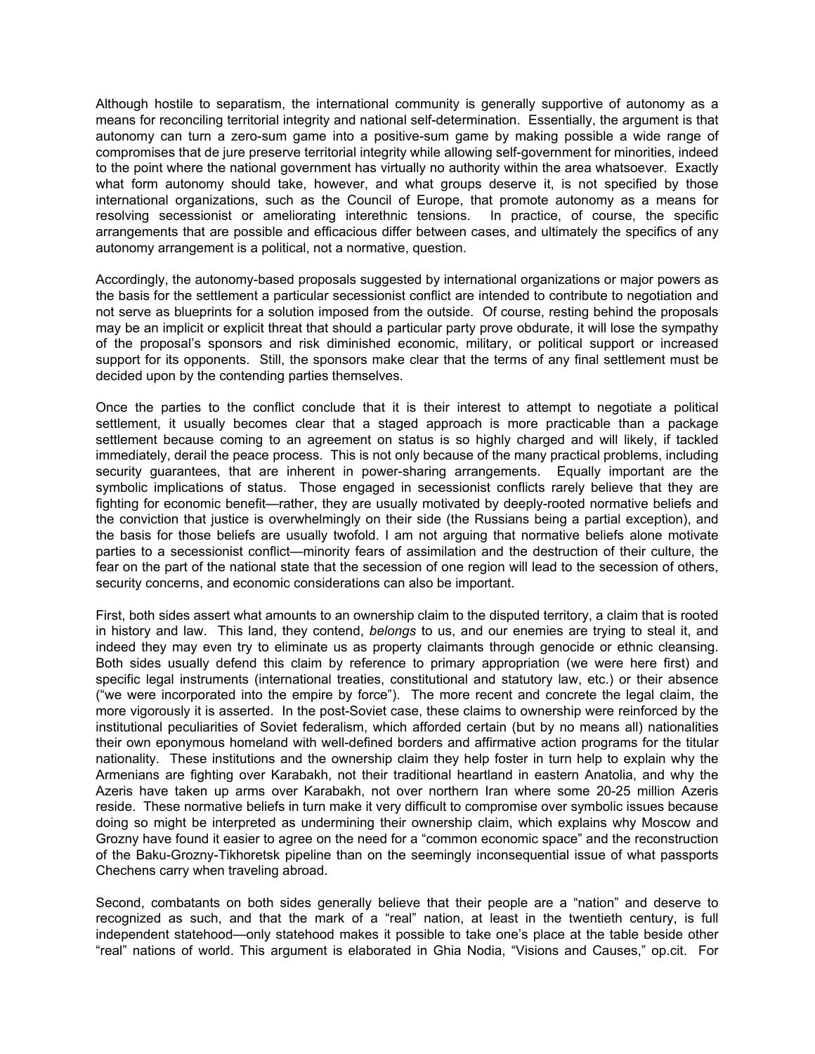Although hostile to separatism, the international community is generally supportive of autonomy as a means for reconciling territorial integrity and national self-determination. Essentially, the argument is that autonomy can turn a zero-sum game into a positive-sum game by making possible a wide range of compromises that de jure preserve territorial integrity while allowing self-government for minorities, indeed to the point where the national government has virtually no authority within the area whatsoever. Exactly what form autonomy should take, however, and what groups deserve it, is not specified by those international organizations, such as the Council of Europe, that promote autonomy as a means for resolving secessionist or ameliorating interethnic tensions. In practice, of course, the specific arrangements that are possible and efficacious differ between cases, and ultimately the specifics of any autonomy arrangement is a political, not a normative, question.

Accordingly, the autonomy-based proposals suggested by international organizations or major powers as the basis for the settlement a particular secessionist conflict are intended to contribute to negotiation and not serve as blueprints for a solution imposed from the outside. Of course, resting behind the proposals may be an implicit or explicit threat that should a particular party prove obdurate, it will lose the sympathy of the proposal's sponsors and risk diminished economic, military, or political support or increased support for its opponents. Still, the sponsors make clear that the terms of any final settlement must be decided upon by the contending parties themselves.

Once the parties to the conflict conclude that it is their interest to attempt to negotiate a political settlement, it usually becomes clear that a staged approach is more practicable than a package settlement because coming to an agreement on status is so highly charged and will likely, if tackled immediately, derail the peace process. This is not only because of the many practical problems, including security guarantees, that are inherent in power-sharing arrangements. Equally important are the symbolic implications of status. Those engaged in secessionist conflicts rarely believe that they are fighting for economic benefit—rather, they are usually motivated by deeply-rooted normative beliefs and the conviction that justice is overwhelmingly on their side (the Russians being a partial exception), and the basis for those beliefs are usually twofold. I am not arguing that normative beliefs alone motivate parties to a secessionist conflict—minority fears of assimilation and the destruction of their culture, the fear on the part of the national state that the secession of one region will lead to the secession of others, security concerns, and economic considerations can also be important.

First, both sides assert what amounts to an ownership claim to the disputed territory, a claim that is rooted in history and law. This land, they contend, *belongs* to us, and our enemies are trying to steal it, and indeed they may even try to eliminate us as property claimants through genocide or ethnic cleansing. Both sides usually defend this claim by reference to primary appropriation (we were here first) and specific legal instruments (international treaties, constitutional and statutory law, etc.) or their absence ("we were incorporated into the empire by force"). The more recent and concrete the legal claim, the more vigorously it is asserted. In the post-Soviet case, these claims to ownership were reinforced by the institutional peculiarities of Soviet federalism, which afforded certain (but by no means all) nationalities their own eponymous homeland with well-defined borders and affirmative action programs for the titular nationality. These institutions and the ownership claim they help foster in turn help to explain why the Armenians are fighting over Karabakh, not their traditional heartland in eastern Anatolia, and why the Azeris have taken up arms over Karabakh, not over northern Iran where some 20-25 million Azeris reside. These normative beliefs in turn make it very difficult to compromise over symbolic issues because doing so might be interpreted as undermining their ownership claim, which explains why Moscow and Grozny have found it easier to agree on the need for a "common economic space" and the reconstruction of the Baku-Grozny-Tikhoretsk pipeline than on the seemingly inconsequential issue of what passports Chechens carry when traveling abroad.

Second, combatants on both sides generally believe that their people are a "nation" and deserve to recognized as such, and that the mark of a "real" nation, at least in the twentieth century, is full independent statehood—only statehood makes it possible to take one's place at the table beside other "real" nations of world. This argument is elaborated in Ghia Nodia, "Visions and Causes," op.cit. For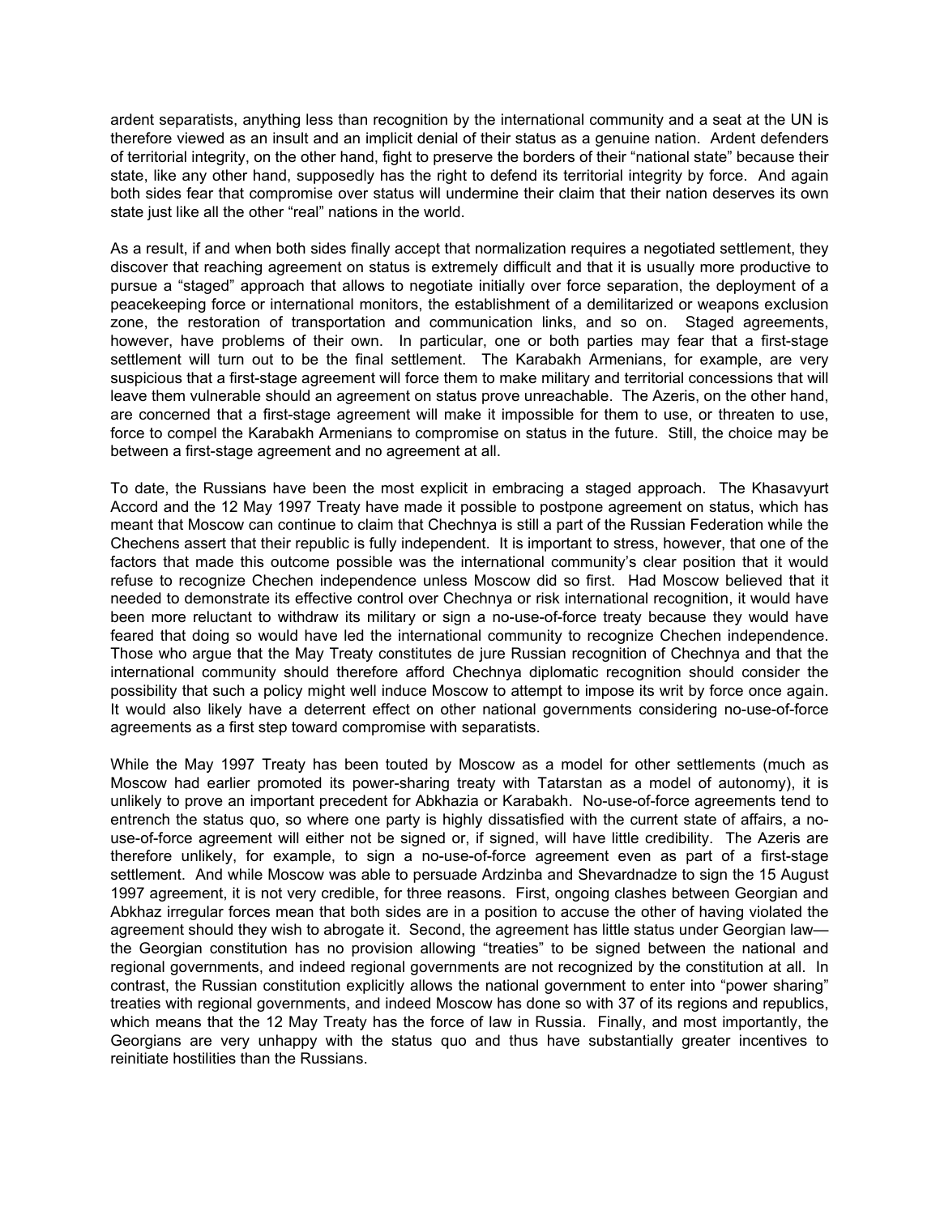ardent separatists, anything less than recognition by the international community and a seat at the UN is therefore viewed as an insult and an implicit denial of their status as a genuine nation. Ardent defenders of territorial integrity, on the other hand, fight to preserve the borders of their "national state" because their state, like any other hand, supposedly has the right to defend its territorial integrity by force. And again both sides fear that compromise over status will undermine their claim that their nation deserves its own state just like all the other "real" nations in the world.

As a result, if and when both sides finally accept that normalization requires a negotiated settlement, they discover that reaching agreement on status is extremely difficult and that it is usually more productive to pursue a "staged" approach that allows to negotiate initially over force separation, the deployment of a peacekeeping force or international monitors, the establishment of a demilitarized or weapons exclusion zone, the restoration of transportation and communication links, and so on. Staged agreements, however, have problems of their own. In particular, one or both parties may fear that a first-stage settlement will turn out to be the final settlement. The Karabakh Armenians, for example, are very suspicious that a first-stage agreement will force them to make military and territorial concessions that will leave them vulnerable should an agreement on status prove unreachable. The Azeris, on the other hand, are concerned that a first-stage agreement will make it impossible for them to use, or threaten to use, force to compel the Karabakh Armenians to compromise on status in the future. Still, the choice may be between a first-stage agreement and no agreement at all.

To date, the Russians have been the most explicit in embracing a staged approach. The Khasavyurt Accord and the 12 May 1997 Treaty have made it possible to postpone agreement on status, which has meant that Moscow can continue to claim that Chechnya is still a part of the Russian Federation while the Chechens assert that their republic is fully independent. It is important to stress, however, that one of the factors that made this outcome possible was the international community's clear position that it would refuse to recognize Chechen independence unless Moscow did so first. Had Moscow believed that it needed to demonstrate its effective control over Chechnya or risk international recognition, it would have been more reluctant to withdraw its military or sign a no-use-of-force treaty because they would have feared that doing so would have led the international community to recognize Chechen independence. Those who argue that the May Treaty constitutes de jure Russian recognition of Chechnya and that the international community should therefore afford Chechnya diplomatic recognition should consider the possibility that such a policy might well induce Moscow to attempt to impose its writ by force once again. It would also likely have a deterrent effect on other national governments considering no-use-of-force agreements as a first step toward compromise with separatists.

While the May 1997 Treaty has been touted by Moscow as a model for other settlements (much as Moscow had earlier promoted its power-sharing treaty with Tatarstan as a model of autonomy), it is unlikely to prove an important precedent for Abkhazia or Karabakh. No-use-of-force agreements tend to entrench the status quo, so where one party is highly dissatisfied with the current state of affairs, a no-use-of-force agreement will either not be signed or, if signed, will have little credibility. The Azeris are therefore unlikely, for example, to sign a no-use-of-force agreement even as part of a first-stage settlement. And while Moscow was able to persuade Ardzinba and Shevardnadze to sign the 15 August 1997 agreement, it is not very credible, for three reasons. First, ongoing clashes between Georgian and Abkhaz irregular forces mean that both sides are in a position to accuse the other of having violated the agreement should they wish to abrogate it. Second, the agreement has little status under Georgian law—the Georgian constitution has no provision allowing "treaties" to be signed between the national and regional governments, and indeed regional governments are not recognized by the constitution at all. In contrast, the Russian constitution explicitly allows the national government to enter into "power sharing" treaties with regional governments, and indeed Moscow has done so with 37 of its regions and republics, which means that the 12 May Treaty has the force of law in Russia. Finally, and most importantly, the Georgians are very unhappy with the status quo and thus have substantially greater incentives to reinitiate hostilities than the Russians.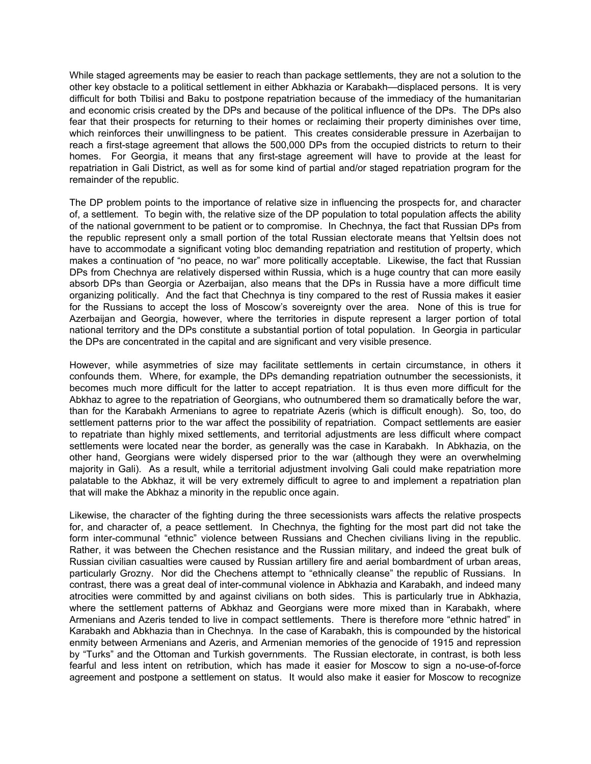While staged agreements may be easier to reach than package settlements, they are not a solution to the other key obstacle to a political settlement in either Abkhazia or Karabakh—displaced persons. It is very difficult for both Tbilisi and Baku to postpone repatriation because of the immediacy of the humanitarian and economic crisis created by the DPs and because of the political influence of the DPs. The DPs also fear that their prospects for returning to their homes or reclaiming their property diminishes over time, which reinforces their unwillingness to be patient. This creates considerable pressure in Azerbaijan to reach a first-stage agreement that allows the 500,000 DPs from the occupied districts to return to their homes. For Georgia, it means that any first-stage agreement will have to provide at the least for repatriation in Gali District, as well as for some kind of partial and/or staged repatriation program for the remainder of the republic.

The DP problem points to the importance of relative size in influencing the prospects for, and character of, a settlement. To begin with, the relative size of the DP population to total population affects the ability of the national government to be patient or to compromise. In Chechnya, the fact that Russian DPs from the republic represent only a small portion of the total Russian electorate means that Yeltsin does not have to accommodate a significant voting bloc demanding repatriation and restitution of property, which makes a continuation of "no peace, no war" more politically acceptable. Likewise, the fact that Russian DPs from Chechnya are relatively dispersed within Russia, which is a huge country that can more easily absorb DPs than Georgia or Azerbaijan, also means that the DPs in Russia have a more difficult time organizing politically. And the fact that Chechnya is tiny compared to the rest of Russia makes it easier for the Russians to accept the loss of Moscow's sovereignty over the area. None of this is true for Azerbaijan and Georgia, however, where the territories in dispute represent a larger portion of total national territory and the DPs constitute a substantial portion of total population. In Georgia in particular the DPs are concentrated in the capital and are significant and very visible presence.

However, while asymmetries of size may facilitate settlements in certain circumstance, in others it confounds them. Where, for example, the DPs demanding repatriation outnumber the secessionists, it becomes much more difficult for the latter to accept repatriation. It is thus even more difficult for the Abkhaz to agree to the repatriation of Georgians, who outnumbered them so dramatically before the war, than for the Karabakh Armenians to agree to repatriate Azeris (which is difficult enough). So, too, do settlement patterns prior to the war affect the possibility of repatriation. Compact settlements are easier to repatriate than highly mixed settlements, and territorial adjustments are less difficult where compact settlements were located near the border, as generally was the case in Karabakh. In Abkhazia, on the other hand, Georgians were widely dispersed prior to the war (although they were an overwhelming majority in Gali). As a result, while a territorial adjustment involving Gali could make repatriation more palatable to the Abkhaz, it will be very extremely difficult to agree to and implement a repatriation plan that will make the Abkhaz a minority in the republic once again.

Likewise, the character of the fighting during the three secessionists wars affects the relative prospects for, and character of, a peace settlement. In Chechnya, the fighting for the most part did not take the form inter-communal "ethnic" violence between Russians and Chechen civilians living in the republic. Rather, it was between the Chechen resistance and the Russian military, and indeed the great bulk of Russian civilian casualties were caused by Russian artillery fire and aerial bombardment of urban areas, particularly Grozny. Nor did the Chechens attempt to "ethnically cleanse" the republic of Russians. In contrast, there was a great deal of inter-communal violence in Abkhazia and Karabakh, and indeed many atrocities were committed by and against civilians on both sides. This is particularly true in Abkhazia, where the settlement patterns of Abkhaz and Georgians were more mixed than in Karabakh, where Armenians and Azeris tended to live in compact settlements. There is therefore more "ethnic hatred" in Karabakh and Abkhazia than in Chechnya. In the case of Karabakh, this is compounded by the historical enmity between Armenians and Azeris, and Armenian memories of the genocide of 1915 and repression by "Turks" and the Ottoman and Turkish governments. The Russian electorate, in contrast, is both less fearful and less intent on retribution, which has made it easier for Moscow to sign a no-use-of-force agreement and postpone a settlement on status. It would also make it easier for Moscow to recognize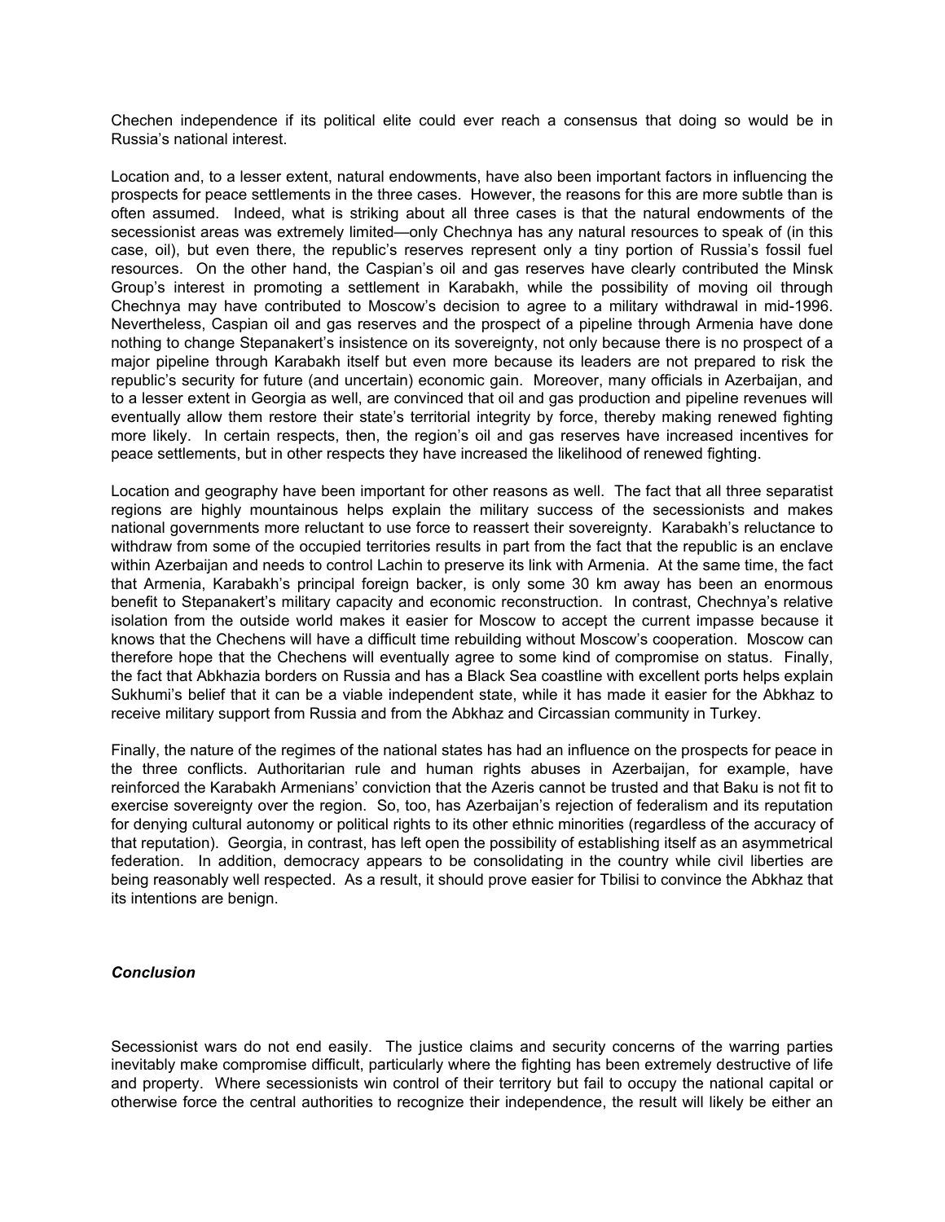Chechen independence if its political elite could ever reach a consensus that doing so would be in Russia's national interest.

Location and, to a lesser extent, natural endowments, have also been important factors in influencing the prospects for peace settlements in the three cases. However, the reasons for this are more subtle than is often assumed. Indeed, what is striking about all three cases is that the natural endowments of the secessionist areas was extremely limited—only Chechnya has any natural resources to speak of (in this case, oil), but even there, the republic's reserves represent only a tiny portion of Russia's fossil fuel resources. On the other hand, the Caspian's oil and gas reserves have clearly contributed the Minsk Group's interest in promoting a settlement in Karabakh, while the possibility of moving oil through Chechnya may have contributed to Moscow's decision to agree to a military withdrawal in mid-1996. Nevertheless, Caspian oil and gas reserves and the prospect of a pipeline through Armenia have done nothing to change Stepanakert's insistence on its sovereignty, not only because there is no prospect of a major pipeline through Karabakh itself but even more because its leaders are not prepared to risk the republic's security for future (and uncertain) economic gain. Moreover, many officials in Azerbaijan, and to a lesser extent in Georgia as well, are convinced that oil and gas production and pipeline revenues will eventually allow them restore their state's territorial integrity by force, thereby making renewed fighting more likely. In certain respects, then, the region's oil and gas reserves have increased incentives for peace settlements, but in other respects they have increased the likelihood of renewed fighting.

Location and geography have been important for other reasons as well. The fact that all three separatist regions are highly mountainous helps explain the military success of the secessionists and makes national governments more reluctant to use force to reassert their sovereignty. Karabakh's reluctance to withdraw from some of the occupied territories results in part from the fact that the republic is an enclave within Azerbaijan and needs to control Lachin to preserve its link with Armenia. At the same time, the fact that Armenia, Karabakh's principal foreign backer, is only some 30 km away has been an enormous benefit to Stepanakert's military capacity and economic reconstruction. In contrast, Chechnya's relative isolation from the outside world makes it easier for Moscow to accept the current impasse because it knows that the Chechens will have a difficult time rebuilding without Moscow's cooperation. Moscow can therefore hope that the Chechens will eventually agree to some kind of compromise on status. Finally, the fact that Abkhazia borders on Russia and has a Black Sea coastline with excellent ports helps explain Sukhumi's belief that it can be a viable independent state, while it has made it easier for the Abkhaz to receive military support from Russia and from the Abkhaz and Circassian community in Turkey.

Finally, the nature of the regimes of the national states has had an influence on the prospects for peace in the three conflicts. Authoritarian rule and human rights abuses in Azerbaijan, for example, have reinforced the Karabakh Armenians' conviction that the Azeris cannot be trusted and that Baku is not fit to exercise sovereignty over the region. So, too, has Azerbaijan's rejection of federalism and its reputation for denying cultural autonomy or political rights to its other ethnic minorities (regardless of the accuracy of that reputation). Georgia, in contrast, has left open the possibility of establishing itself as an asymmetrical federation. In addition, democracy appears to be consolidating in the country while civil liberties are being reasonably well respected. As a result, it should prove easier for Tbilisi to convince the Abkhaz that its intentions are benign.

### *Conclusion*

Secessionist wars do not end easily. The justice claims and security concerns of the warring parties inevitably make compromise difficult, particularly where the fighting has been extremely destructive of life and property. Where secessionists win control of their territory but fail to occupy the national capital or otherwise force the central authorities to recognize their independence, the result will likely be either an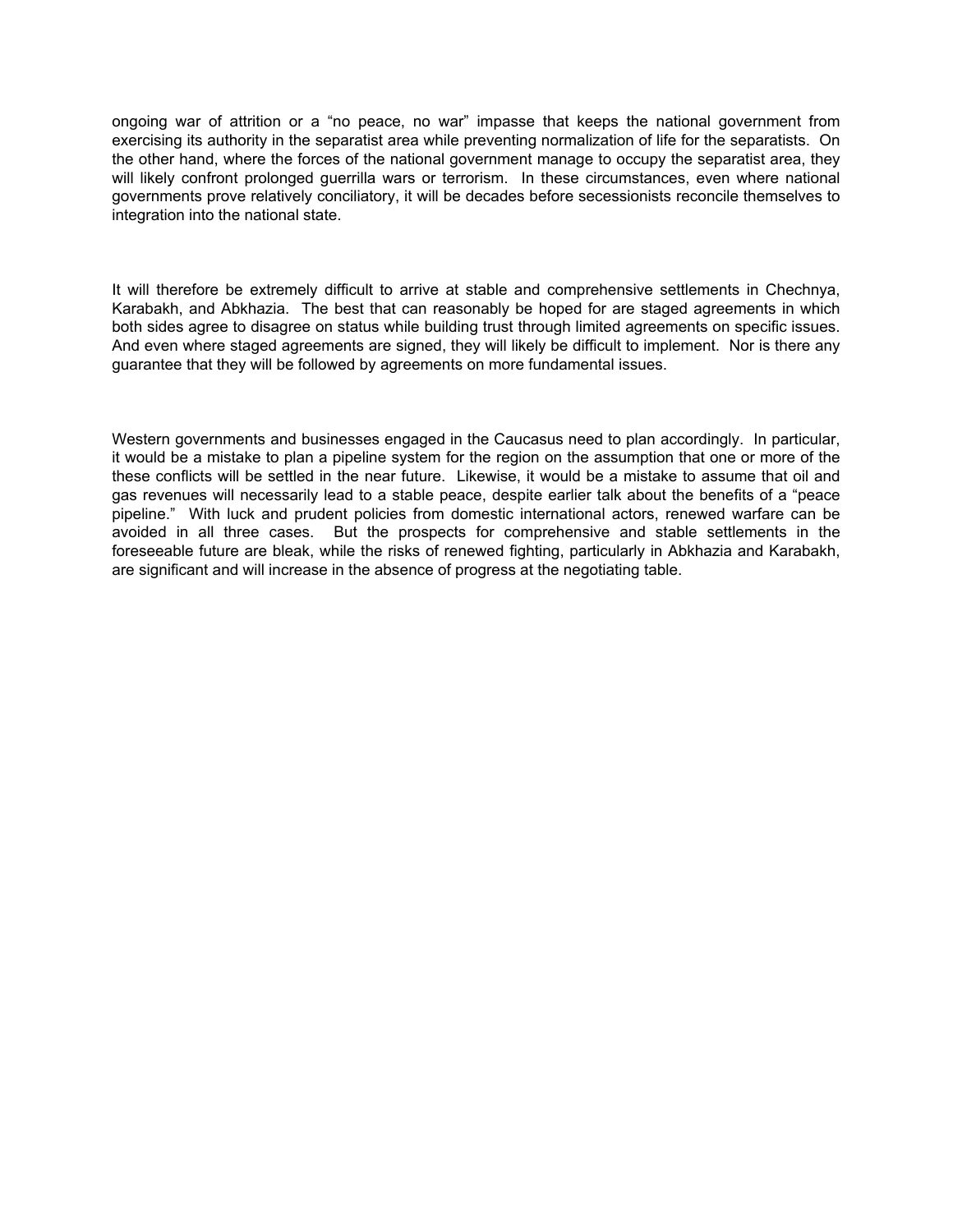ongoing war of attrition or a "no peace, no war" impasse that keeps the national government from exercising its authority in the separatist area while preventing normalization of life for the separatists. On the other hand, where the forces of the national government manage to occupy the separatist area, they will likely confront prolonged guerrilla wars or terrorism. In these circumstances, even where national governments prove relatively conciliatory, it will be decades before secessionists reconcile themselves to integration into the national state.

It will therefore be extremely difficult to arrive at stable and comprehensive settlements in Chechnya, Karabakh, and Abkhazia. The best that can reasonably be hoped for are staged agreements in which both sides agree to disagree on status while building trust through limited agreements on specific issues. And even where staged agreements are signed, they will likely be difficult to implement. Nor is there any guarantee that they will be followed by agreements on more fundamental issues.

Western governments and businesses engaged in the Caucasus need to plan accordingly. In particular, it would be a mistake to plan a pipeline system for the region on the assumption that one or more of the these conflicts will be settled in the near future. Likewise, it would be a mistake to assume that oil and gas revenues will necessarily lead to a stable peace, despite earlier talk about the benefits of a "peace pipeline." With luck and prudent policies from domestic international actors, renewed warfare can be avoided in all three cases. But the prospects for comprehensive and stable settlements in the foreseeable future are bleak, while the risks of renewed fighting, particularly in Abkhazia and Karabakh, are significant and will increase in the absence of progress at the negotiating table.